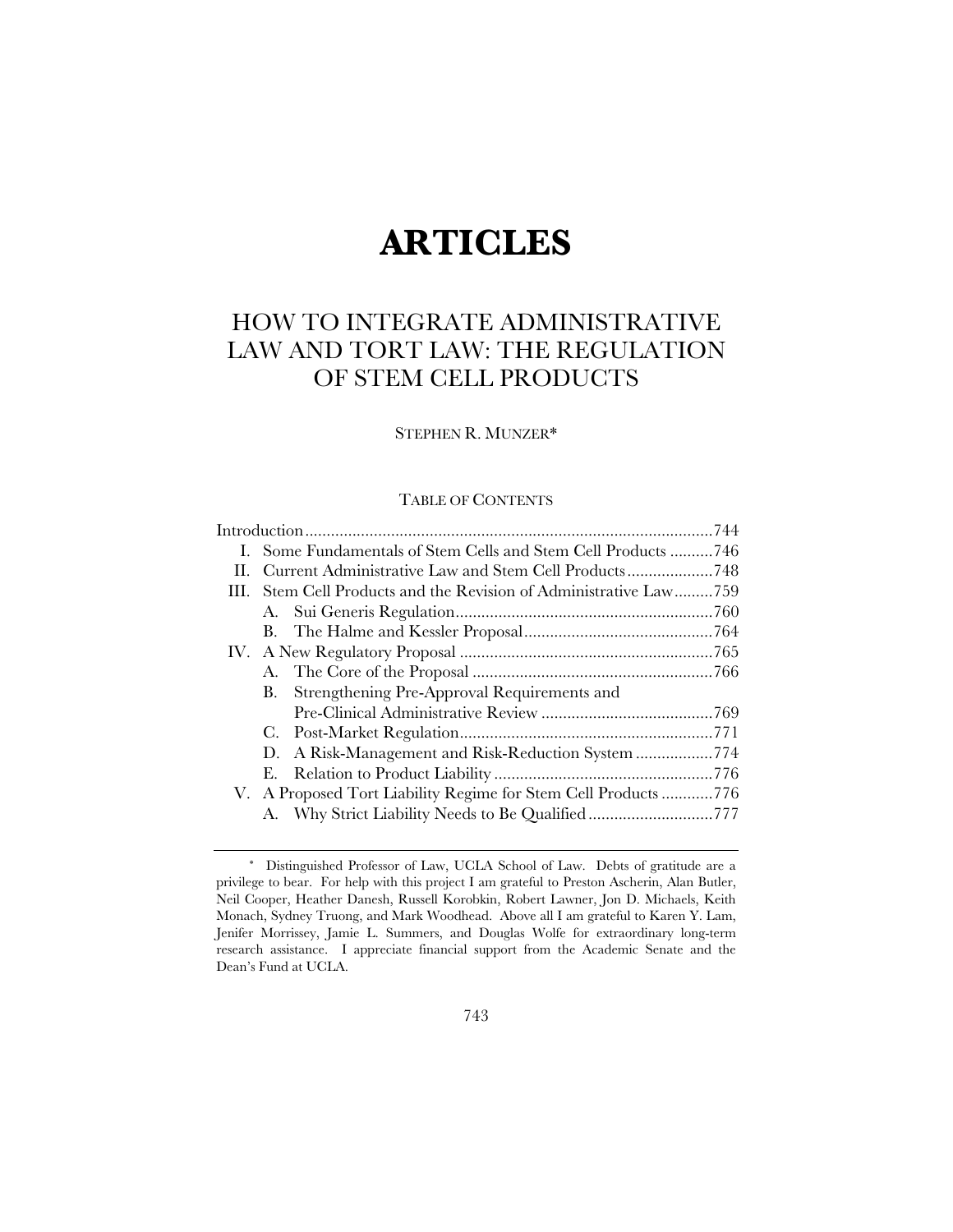# ARTICLES

## HOW TO INTEGRATE ADMINISTRATIVE LAW AND TORT LAW: THE REGULATION OF STEM CELL PRODUCTS

STEPHEN R. MUNZER*

TABLE OF CONTENTS

Introduction ............................................................................................744
I. Some Fundamentals of Stem Cells and Stem Cell Products ..........746
II. Current Administrative Law and Stem Cell Products....................748
III. Stem Cell Products and the Revision of Administrative Law.........759
 A. Sui Generis Regulation...........................................................760
 B. The Halme and Kessler Proposal............................................764
IV. A New Regulatory Proposal ...........................................................765
 A. The Core of the Proposal ........................................................766
 B. Strengthening Pre-Approval Requirements and Pre-Clinical Administrative Review ........................................769
 C. Post-Market Regulation...........................................................771
 D. A Risk-Management and Risk-Reduction System ..................774
 E. Relation to Product Liability ...................................................776
V. A Proposed Tort Liability Regime for Stem Cell Products ............776
 A. Why Strict Liability Needs to Be Qualified ............................777

---

\* Distinguished Professor of Law, UCLA School of Law. Debts of gratitude are a privilege to bear. For help with this project I am grateful to Preston Ascherin, Alan Butler, Neil Cooper, Heather Danesh, Russell Korobkin, Robert Lawner, Jon D. Michaels, Keith Monach, Sydney Truong, and Mark Woodhead. Above all I am grateful to Karen Y. Lam, Jenifer Morrissey, Jamie L. Summers, and Douglas Wolfe for extraordinary long-term research assistance. I appreciate financial support from the Academic Senate and the Dean's Fund at UCLA.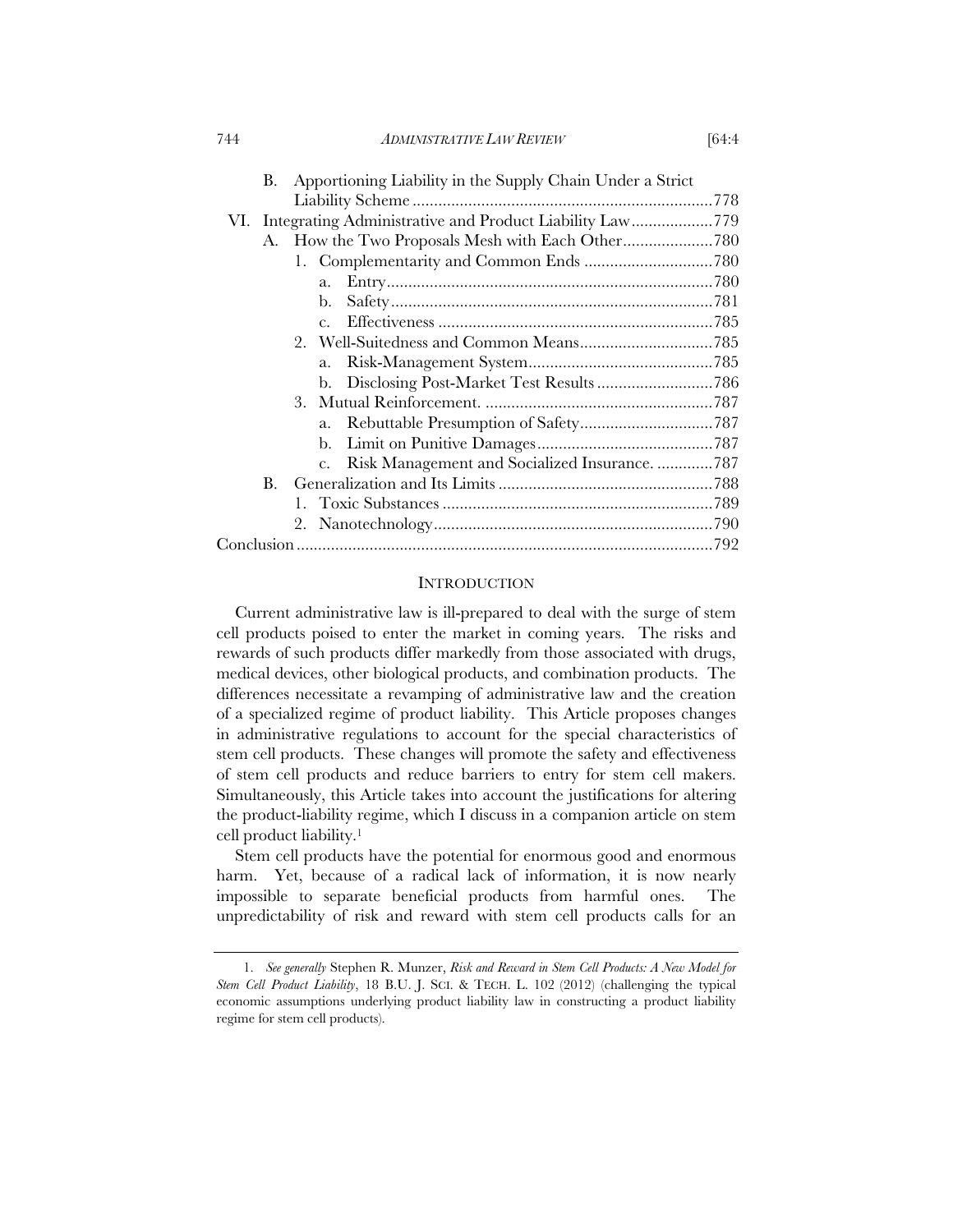B. Apportioning Liability in the Supply Chain Under a Strict Liability Scheme ......778

VI. Integrating Administrative and Product Liability Law ......779

A. How the Two Proposals Mesh with Each Other ......780

1. Complementarity and Common Ends ......780

a. Entry ......780

b. Safety ......781

c. Effectiveness ......785

2. Well-Suitedness and Common Means ......785

a. Risk-Management System ......785

b. Disclosing Post-Market Test Results ......786

3. Mutual Reinforcement. ......787

a. Rebuttable Presumption of Safety ......787

b. Limit on Punitive Damages ......787

c. Risk Management and Socialized Insurance. ......787

B. Generalization and Its Limits ......788

1. Toxic Substances ......789

2. Nanotechnology ......790

Conclusion ......792

## INTRODUCTION

Current administrative law is ill-prepared to deal with the surge of stem cell products poised to enter the market in coming years. The risks and rewards of such products differ markedly from those associated with drugs, medical devices, other biological products, and combination products. The differences necessitate a revamping of administrative law and the creation of a specialized regime of product liability. This Article proposes changes in administrative regulations to account for the special characteristics of stem cell products. These changes will promote the safety and effectiveness of stem cell products and reduce barriers to entry for stem cell makers. Simultaneously, this Article takes into account the justifications for altering the product-liability regime, which I discuss in a companion article on stem cell product liability.[1]

Stem cell products have the potential for enormous good and enormous harm. Yet, because of a radical lack of information, it is now nearly impossible to separate beneficial products from harmful ones. The unpredictability of risk and reward with stem cell products calls for an

1. *See generally* Stephen R. Munzer, *Risk and Reward in Stem Cell Products: A New Model for Stem Cell Product Liability*, 18 B.U. J. SCI. & TECH. L. 102 (2012) (challenging the typical economic assumptions underlying product liability law in constructing a product liability regime for stem cell products).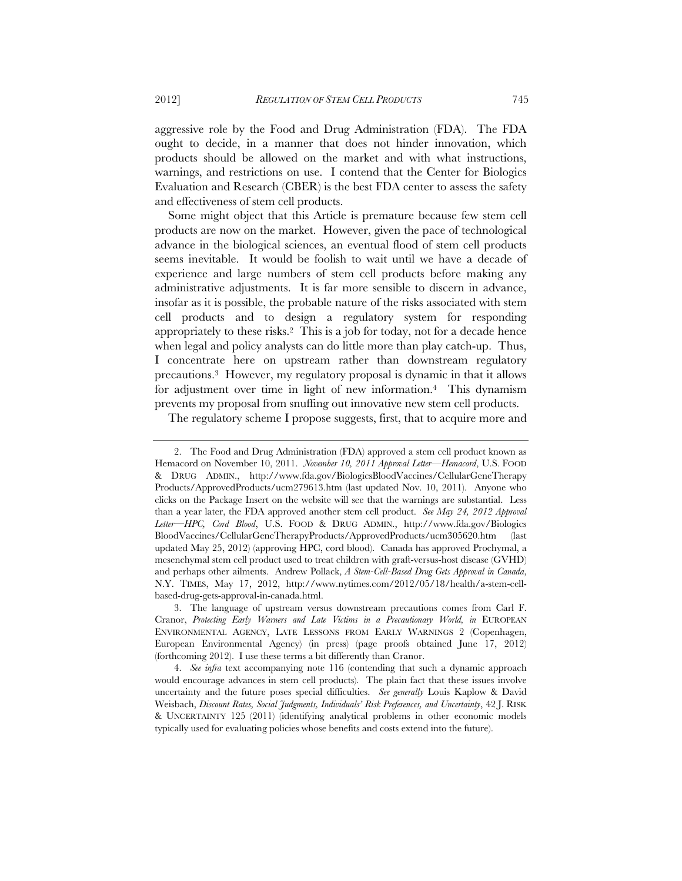aggressive role by the Food and Drug Administration (FDA). The FDA ought to decide, in a manner that does not hinder innovation, which products should be allowed on the market and with what instructions, warnings, and restrictions on use. I contend that the Center for Biologics Evaluation and Research (CBER) is the best FDA center to assess the safety and effectiveness of stem cell products.

Some might object that this Article is premature because few stem cell products are now on the market. However, given the pace of technological advance in the biological sciences, an eventual flood of stem cell products seems inevitable. It would be foolish to wait until we have a decade of experience and large numbers of stem cell products before making any administrative adjustments. It is far more sensible to discern in advance, insofar as it is possible, the probable nature of the risks associated with stem cell products and to design a regulatory system for responding appropriately to these risks.[2] This is a job for today, not for a decade hence when legal and policy analysts can do little more than play catch-up. Thus, I concentrate here on upstream rather than downstream regulatory precautions.[3] However, my regulatory proposal is dynamic in that it allows for adjustment over time in light of new information.[4] This dynamism prevents my proposal from snuffing out innovative new stem cell products.

The regulatory scheme I propose suggests, first, that to acquire more and

---

2. The Food and Drug Administration (FDA) approved a stem cell product known as Hemacord on November 10, 2011. *November 10, 2011 Approval Letter—Hemacord*, U.S. FOOD & DRUG ADMIN., http://www.fda.gov/BiologicsBloodVaccines/CellularGeneTherapyProducts/ApprovedProducts/ucm279613.htm (last updated Nov. 10, 2011). Anyone who clicks on the Package Insert on the website will see that the warnings are substantial. Less than a year later, the FDA approved another stem cell product. *See May 24, 2012 Approval Letter—HPC, Cord Blood*, U.S. FOOD & DRUG ADMIN., http://www.fda.gov/BiologicsBloodVaccines/CellularGeneTherapyProducts/ApprovedProducts/ucm305620.htm (last updated May 25, 2012) (approving HPC, cord blood). Canada has approved Prochymal, a mesenchymal stem cell product used to treat children with graft-versus-host disease (GVHD) and perhaps other ailments. Andrew Pollack, *A Stem-Cell-Based Drug Gets Approval in Canada*, N.Y. TIMES, May 17, 2012, http://www.nytimes.com/2012/05/18/health/a-stem-cell-based-drug-gets-approval-in-canada.html.

3. The language of upstream versus downstream precautions comes from Carl F. Cranor, *Protecting Early Warners and Late Victims in a Precautionary World, in* EUROPEAN ENVIRONMENTAL AGENCY, LATE LESSONS FROM EARLY WARNINGS 2 (Copenhagen, European Environmental Agency) (in press) (page proofs obtained June 17, 2012) (forthcoming 2012). I use these terms a bit differently than Cranor.

4. *See infra* text accompanying note 116 (contending that such a dynamic approach would encourage advances in stem cell products). The plain fact that these issues involve uncertainty and the future poses special difficulties. *See generally* Louis Kaplow & David Weisbach, *Discount Rates, Social Judgments, Individuals' Risk Preferences, and Uncertainty*, 42 J. RISK & UNCERTAINTY 125 (2011) (identifying analytical problems in other economic models typically used for evaluating policies whose benefits and costs extend into the future).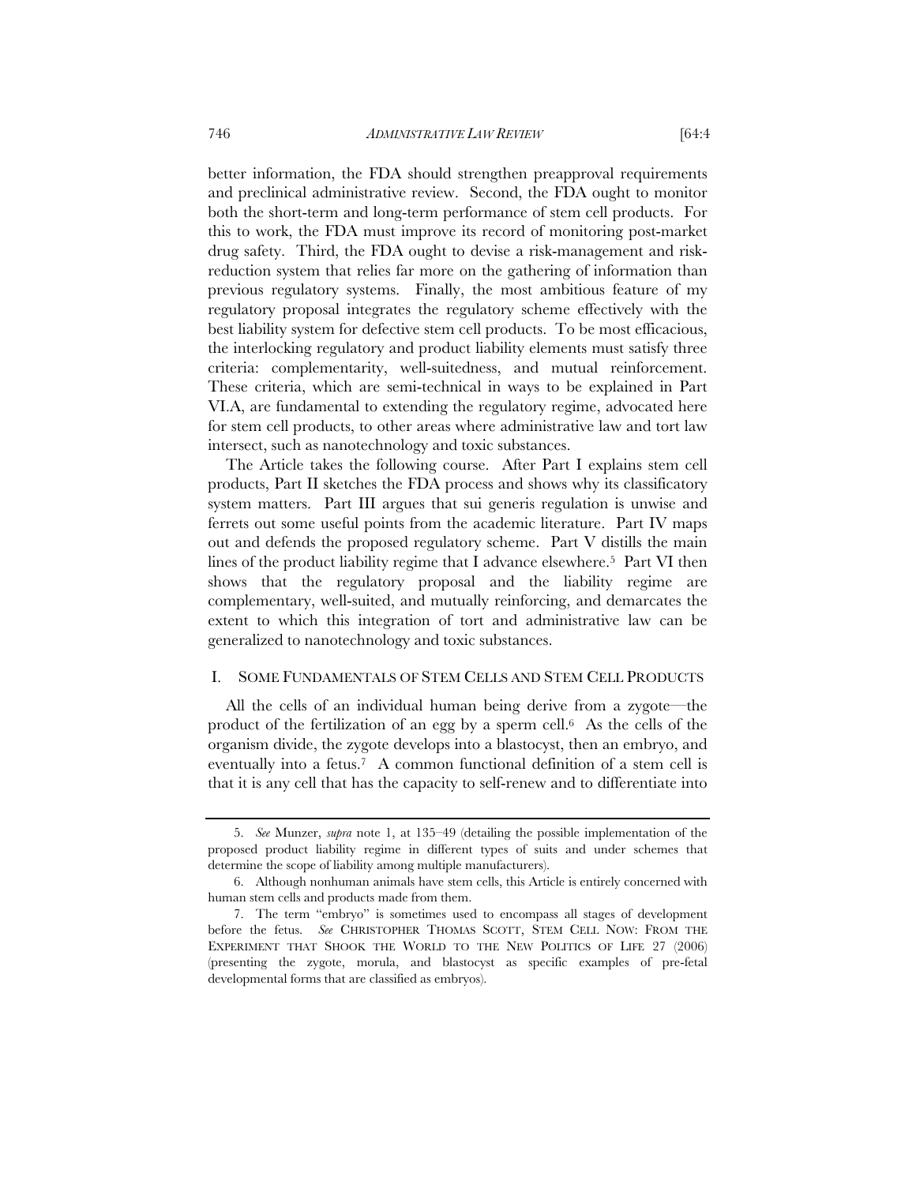better information, the FDA should strengthen preapproval requirements and preclinical administrative review. Second, the FDA ought to monitor both the short-term and long-term performance of stem cell products. For this to work, the FDA must improve its record of monitoring post-market drug safety. Third, the FDA ought to devise a risk-management and risk-reduction system that relies far more on the gathering of information than previous regulatory systems. Finally, the most ambitious feature of my regulatory proposal integrates the regulatory scheme effectively with the best liability system for defective stem cell products. To be most efficacious, the interlocking regulatory and product liability elements must satisfy three criteria: complementarity, well-suitedness, and mutual reinforcement. These criteria, which are semi-technical in ways to be explained in Part VI.A, are fundamental to extending the regulatory regime, advocated here for stem cell products, to other areas where administrative law and tort law intersect, such as nanotechnology and toxic substances.

The Article takes the following course. After Part I explains stem cell products, Part II sketches the FDA process and shows why its classificatory system matters. Part III argues that sui generis regulation is unwise and ferrets out some useful points from the academic literature. Part IV maps out and defends the proposed regulatory scheme. Part V distills the main lines of the product liability regime that I advance elsewhere.[5] Part VI then shows that the regulatory proposal and the liability regime are complementary, well-suited, and mutually reinforcing, and demarcates the extent to which this integration of tort and administrative law can be generalized to nanotechnology and toxic substances.

## I. SOME FUNDAMENTALS OF STEM CELLS AND STEM CELL PRODUCTS

All the cells of an individual human being derive from a zygote—the product of the fertilization of an egg by a sperm cell.[6] As the cells of the organism divide, the zygote develops into a blastocyst, then an embryo, and eventually into a fetus.[7] A common functional definition of a stem cell is that it is any cell that has the capacity to self-renew and to differentiate into

---

5. *See* Munzer, *supra* note 1, at 135–49 (detailing the possible implementation of the proposed product liability regime in different types of suits and under schemes that determine the scope of liability among multiple manufacturers).

6. Although nonhuman animals have stem cells, this Article is entirely concerned with human stem cells and products made from them.

7. The term "embryo" is sometimes used to encompass all stages of development before the fetus. *See* CHRISTOPHER THOMAS SCOTT, STEM CELL NOW: FROM THE EXPERIMENT THAT SHOOK THE WORLD TO THE NEW POLITICS OF LIFE 27 (2006) (presenting the zygote, morula, and blastocyst as specific examples of pre-fetal developmental forms that are classified as embryos).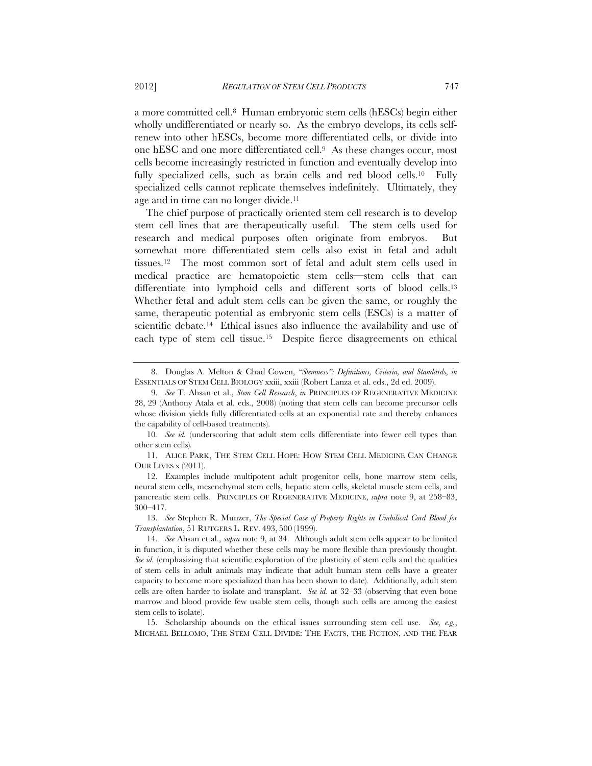a more committed cell.[8] Human embryonic stem cells (hESCs) begin either wholly undifferentiated or nearly so. As the embryo develops, its cells self-renew into other hESCs, become more differentiated cells, or divide into one hESC and one more differentiated cell.[9] As these changes occur, most cells become increasingly restricted in function and eventually develop into fully specialized cells, such as brain cells and red blood cells.[10] Fully specialized cells cannot replicate themselves indefinitely. Ultimately, they age and in time can no longer divide.[11]

The chief purpose of practically oriented stem cell research is to develop stem cell lines that are therapeutically useful. The stem cells used for research and medical purposes often originate from embryos. But somewhat more differentiated stem cells also exist in fetal and adult tissues.[12] The most common sort of fetal and adult stem cells used in medical practice are hematopoietic stem cells—stem cells that can differentiate into lymphoid cells and different sorts of blood cells.[13] Whether fetal and adult stem cells can be given the same, or roughly the same, therapeutic potential as embryonic stem cells (ESCs) is a matter of scientific debate.[14] Ethical issues also influence the availability and use of each type of stem cell tissue.[15] Despite fierce disagreements on ethical

---

8. Douglas A. Melton & Chad Cowen, *"Stemness": Definitions, Criteria, and Standards*, *in* ESSENTIALS OF STEM CELL BIOLOGY xxiii, xxiii (Robert Lanza et al. eds., 2d ed. 2009).

9. *See* T. Ahsan et al., *Stem Cell Research*, *in* PRINCIPLES OF REGENERATIVE MEDICINE 28, 29 (Anthony Atala et al. eds., 2008) (noting that stem cells can become precursor cells whose division yields fully differentiated cells at an exponential rate and thereby enhances the capability of cell-based treatments).

10. *See id.* (underscoring that adult stem cells differentiate into fewer cell types than other stem cells).

11. ALICE PARK, THE STEM CELL HOPE: HOW STEM CELL MEDICINE CAN CHANGE OUR LIVES x (2011).

12. Examples include multipotent adult progenitor cells, bone marrow stem cells, neural stem cells, mesenchymal stem cells, hepatic stem cells, skeletal muscle stem cells, and pancreatic stem cells. PRINCIPLES OF REGENERATIVE MEDICINE, *supra* note 9, at 258–83, 300–417.

13. *See* Stephen R. Munzer, *The Special Case of Property Rights in Umbilical Cord Blood for Transplantation*, 51 RUTGERS L. REV. 493, 500 (1999).

14. *See* Ahsan et al., *supra* note 9, at 34. Although adult stem cells appear to be limited in function, it is disputed whether these cells may be more flexible than previously thought. *See id.* (emphasizing that scientific exploration of the plasticity of stem cells and the qualities of stem cells in adult animals may indicate that adult human stem cells have a greater capacity to become more specialized than has been shown to date). Additionally, adult stem cells are often harder to isolate and transplant. *See id.* at 32–33 (observing that even bone marrow and blood provide few usable stem cells, though such cells are among the easiest stem cells to isolate).

15. Scholarship abounds on the ethical issues surrounding stem cell use. *See, e.g.*, MICHAEL BELLOMO, THE STEM CELL DIVIDE: THE FACTS, THE FICTION, AND THE FEAR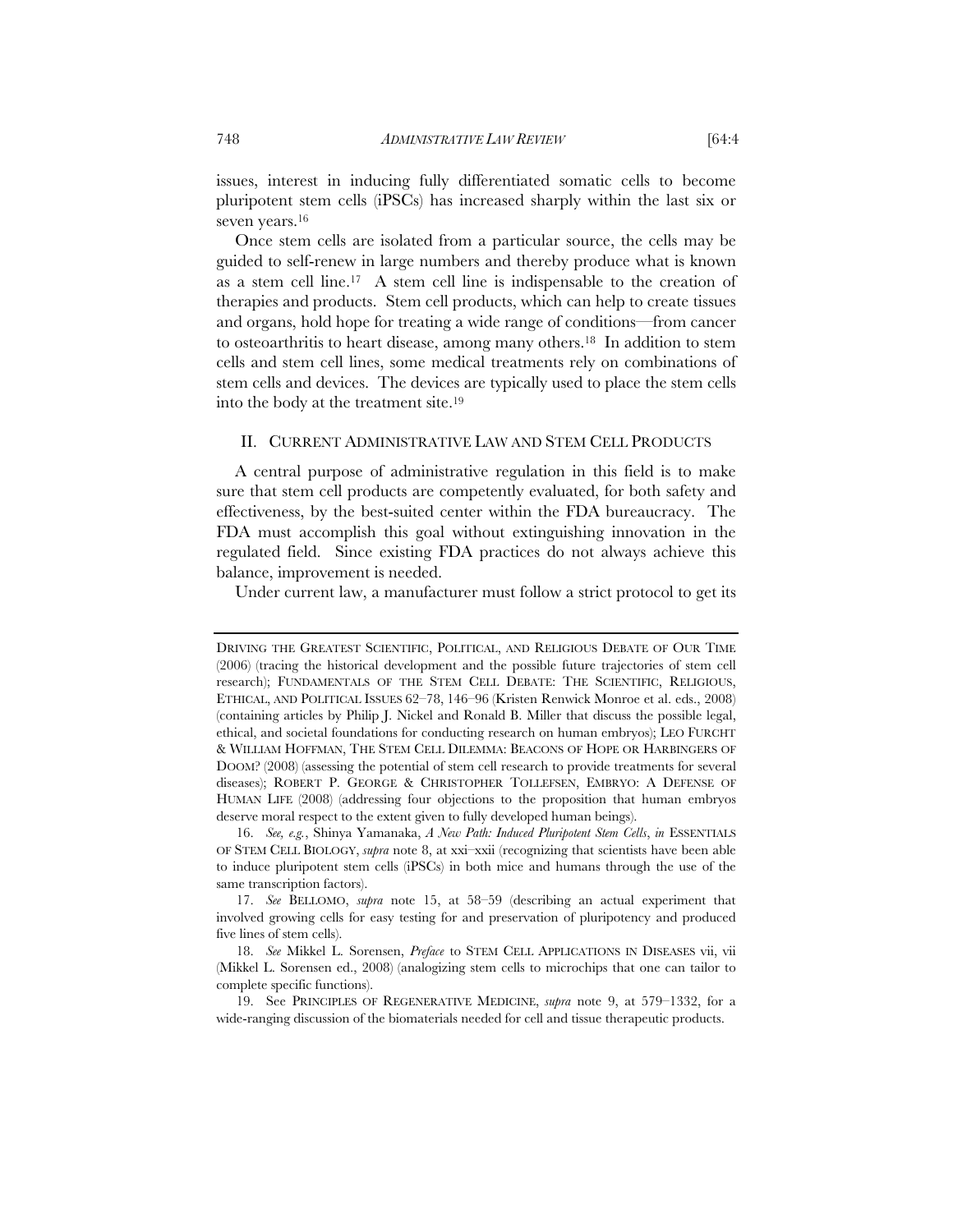issues, interest in inducing fully differentiated somatic cells to become pluripotent stem cells (iPSCs) has increased sharply within the last six or seven years.[16]

Once stem cells are isolated from a particular source, the cells may be guided to self-renew in large numbers and thereby produce what is known as a stem cell line.[17] A stem cell line is indispensable to the creation of therapies and products. Stem cell products, which can help to create tissues and organs, hold hope for treating a wide range of conditions—from cancer to osteoarthritis to heart disease, among many others.[18] In addition to stem cells and stem cell lines, some medical treatments rely on combinations of stem cells and devices. The devices are typically used to place the stem cells into the body at the treatment site.[19]

## II. CURRENT ADMINISTRATIVE LAW AND STEM CELL PRODUCTS

A central purpose of administrative regulation in this field is to make sure that stem cell products are competently evaluated, for both safety and effectiveness, by the best-suited center within the FDA bureaucracy. The FDA must accomplish this goal without extinguishing innovation in the regulated field. Since existing FDA practices do not always achieve this balance, improvement is needed.

Under current law, a manufacturer must follow a strict protocol to get its

---

DRIVING THE GREATEST SCIENTIFIC, POLITICAL, AND RELIGIOUS DEBATE OF OUR TIME (2006) (tracing the historical development and the possible future trajectories of stem cell research); FUNDAMENTALS OF THE STEM CELL DEBATE: THE SCIENTIFIC, RELIGIOUS, ETHICAL, AND POLITICAL ISSUES 62–78, 146–96 (Kristen Renwick Monroe et al. eds., 2008) (containing articles by Philip J. Nickel and Ronald B. Miller that discuss the possible legal, ethical, and societal foundations for conducting research on human embryos); LEO FURCHT & WILLIAM HOFFMAN, THE STEM CELL DILEMMA: BEACONS OF HOPE OR HARBINGERS OF DOOM? (2008) (assessing the potential of stem cell research to provide treatments for several diseases); ROBERT P. GEORGE & CHRISTOPHER TOLLEFSEN, EMBRYO: A DEFENSE OF HUMAN LIFE (2008) (addressing four objections to the proposition that human embryos deserve moral respect to the extent given to fully developed human beings).

16. *See, e.g.*, Shinya Yamanaka, *A New Path: Induced Pluripotent Stem Cells*, *in* ESSENTIALS OF STEM CELL BIOLOGY, *supra* note 8, at xxi–xxii (recognizing that scientists have been able to induce pluripotent stem cells (iPSCs) in both mice and humans through the use of the same transcription factors).

17. *See* BELLOMO, *supra* note 15, at 58–59 (describing an actual experiment that involved growing cells for easy testing for and preservation of pluripotency and produced five lines of stem cells).

18. *See* Mikkel L. Sorensen, *Preface* to STEM CELL APPLICATIONS IN DISEASES vii, vii (Mikkel L. Sorensen ed., 2008) (analogizing stem cells to microchips that one can tailor to complete specific functions).

19. See PRINCIPLES OF REGENERATIVE MEDICINE, *supra* note 9, at 579–1332, for a wide-ranging discussion of the biomaterials needed for cell and tissue therapeutic products.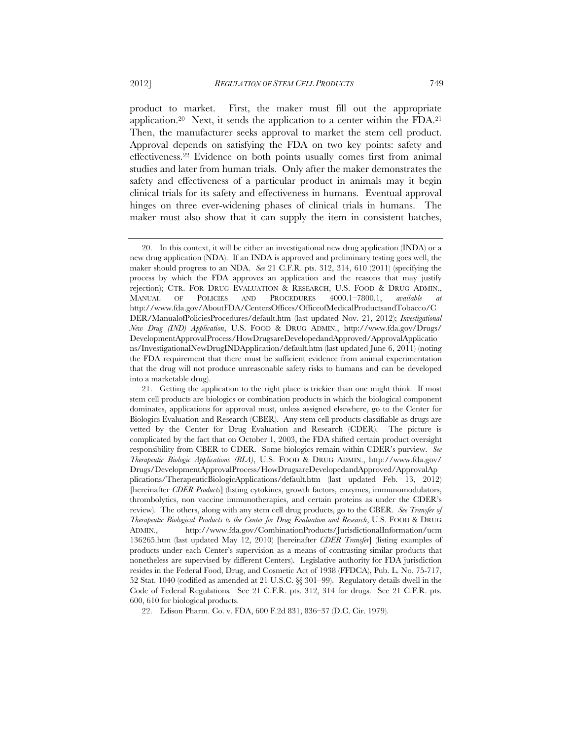product to market. First, the maker must fill out the appropriate application.[20] Next, it sends the application to a center within the FDA.[21] Then, the manufacturer seeks approval to market the stem cell product. Approval depends on satisfying the FDA on two key points: safety and effectiveness.[22] Evidence on both points usually comes first from animal studies and later from human trials. Only after the maker demonstrates the safety and effectiveness of a particular product in animals may it begin clinical trials for its safety and effectiveness in humans. Eventual approval hinges on three ever-widening phases of clinical trials in humans. The maker must also show that it can supply the item in consistent batches,

---

20. In this context, it will be either an investigational new drug application (INDA) or a new drug application (NDA). If an INDA is approved and preliminary testing goes well, the maker should progress to an NDA. *See* 21 C.F.R. pts. 312, 314, 610 (2011) (specifying the process by which the FDA approves an application and the reasons that may justify rejection); CTR. FOR DRUG EVALUATION & RESEARCH, U.S. FOOD & DRUG ADMIN., MANUAL OF POLICIES AND PROCEDURES 4000.1–7800.1, *available at* http://www.fda.gov/AboutFDA/CentersOffices/OfficeofMedicalProductsandTobacco/CDER/ManualofPoliciesProcedures/default.htm (last updated Nov. 21, 2012); *Investigational New Drug (IND) Application*, U.S. FOOD & DRUG ADMIN., http://www.fda.gov/Drugs/DevelopmentApprovalProcess/HowDrugsareDevelopedandApproved/ApprovalApplications/InvestigationalNewDrugINDApplication/default.htm (last updated June 6, 2011) (noting the FDA requirement that there must be sufficient evidence from animal experimentation that the drug will not produce unreasonable safety risks to humans and can be developed into a marketable drug).

21. Getting the application to the right place is trickier than one might think. If most stem cell products are biologics or combination products in which the biological component dominates, applications for approval must, unless assigned elsewhere, go to the Center for Biologics Evaluation and Research (CBER). Any stem cell products classifiable as drugs are vetted by the Center for Drug Evaluation and Research (CDER). The picture is complicated by the fact that on October 1, 2003, the FDA shifted certain product oversight responsibility from CBER to CDER. Some biologics remain within CDER's purview. *See Therapeutic Biologic Applications (BLA)*, U.S. FOOD & DRUG ADMIN., http://www.fda.gov/Drugs/DevelopmentApprovalProcess/HowDrugsareDevelopedandApproved/ApprovalApplications/TherapeuticBiologicApplications/default.htm (last updated Feb. 13, 2012) [hereinafter *CDER Products*] (listing cytokines, growth factors, enzymes, immunomodulators, thrombolytics, non vaccine immunotherapies, and certain proteins as under the CDER's review). The others, along with any stem cell drug products, go to the CBER. *See Transfer of Therapeutic Biological Products to the Center for Drug Evaluation and Research*, U.S. FOOD & DRUG ADMIN., http://www.fda.gov/CombinationProducts/JurisdictionalInformation/ucm136265.htm (last updated May 12, 2010) [hereinafter *CDER Transfer*] (listing examples of products under each Center's supervision as a means of contrasting similar products that nonetheless are supervised by different Centers). Legislative authority for FDA jurisdiction resides in the Federal Food, Drug, and Cosmetic Act of 1938 (FFDCA), Pub. L. No. 75-717, 52 Stat. 1040 (codified as amended at 21 U.S.C. §§ 301–99). Regulatory details dwell in the Code of Federal Regulations*.* See 21 C.F.R. pts. 312, 314 for drugs. See 21 C.F.R. pts. 600, 610 for biological products.

22. Edison Pharm. Co. v. FDA, 600 F.2d 831, 836–37 (D.C. Cir. 1979).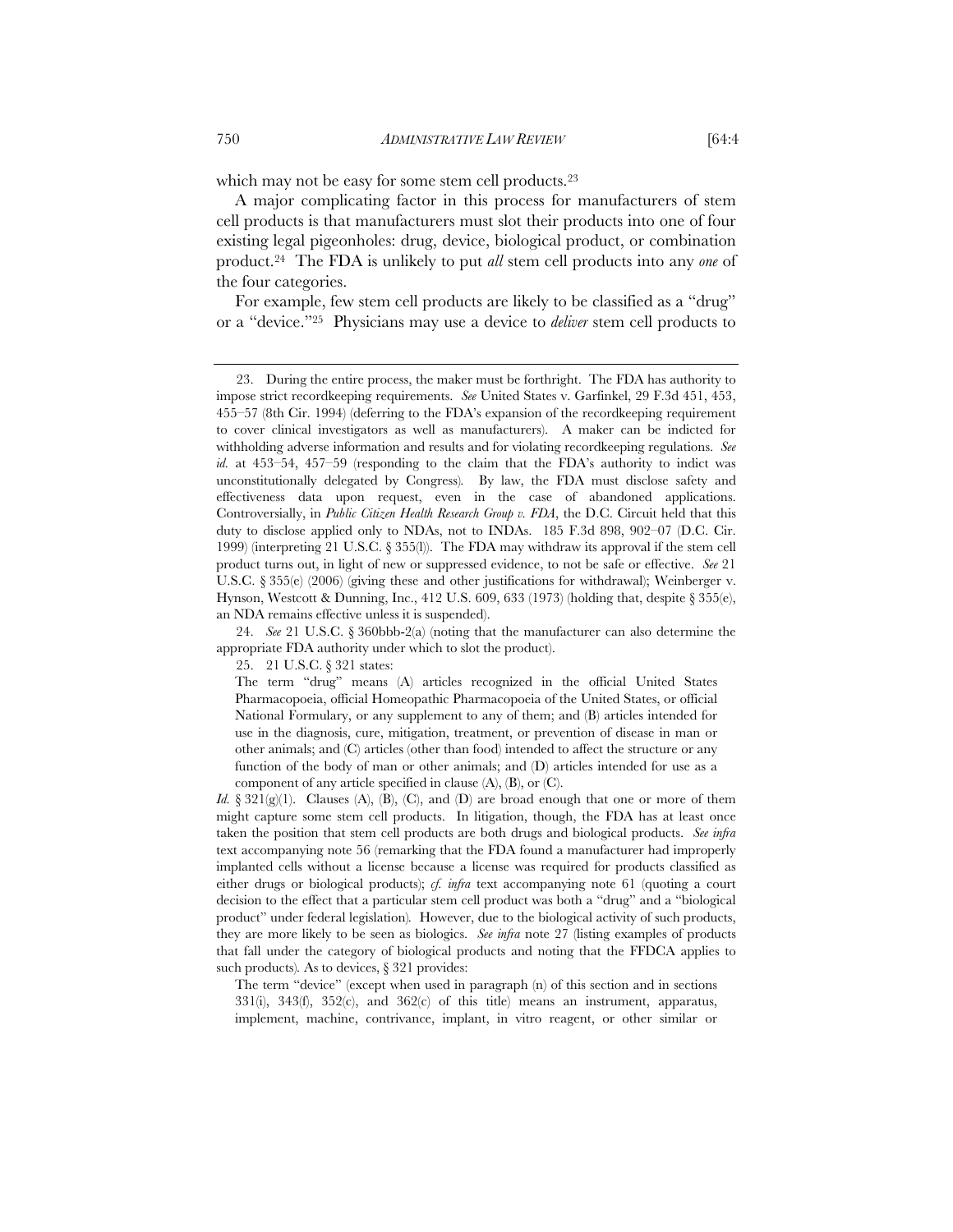which may not be easy for some stem cell products.[23]

A major complicating factor in this process for manufacturers of stem cell products is that manufacturers must slot their products into one of four existing legal pigeonholes: drug, device, biological product, or combination product.[24] The FDA is unlikely to put *all* stem cell products into any *one* of the four categories.

For example, few stem cell products are likely to be classified as a "drug" or a "device."[25] Physicians may use a device to *deliver* stem cell products to

---

23. During the entire process, the maker must be forthright. The FDA has authority to impose strict recordkeeping requirements. *See* United States v. Garfinkel, 29 F.3d 451, 453, 455–57 (8th Cir. 1994) (deferring to the FDA's expansion of the recordkeeping requirement to cover clinical investigators as well as manufacturers). A maker can be indicted for withholding adverse information and results and for violating recordkeeping regulations. *See id.* at 453–54, 457–59 (responding to the claim that the FDA's authority to indict was unconstitutionally delegated by Congress). By law, the FDA must disclose safety and effectiveness data upon request, even in the case of abandoned applications. Controversially, in *Public Citizen Health Research Group v. FDA*, the D.C. Circuit held that this duty to disclose applied only to NDAs, not to INDAs. 185 F.3d 898, 902–07 (D.C. Cir. 1999) (interpreting 21 U.S.C. § 355(l)). The FDA may withdraw its approval if the stem cell product turns out, in light of new or suppressed evidence, to not be safe or effective. *See* 21 U.S.C. § 355(e) (2006) (giving these and other justifications for withdrawal); Weinberger v. Hynson, Westcott & Dunning, Inc., 412 U.S. 609, 633 (1973) (holding that, despite § 355(e), an NDA remains effective unless it is suspended).

24. *See* 21 U.S.C. § 360bbb-2(a) (noting that the manufacturer can also determine the appropriate FDA authority under which to slot the product).

25. 21 U.S.C. § 321 states:

> The term "drug" means (A) articles recognized in the official United States Pharmacopoeia, official Homeopathic Pharmacopoeia of the United States, or official National Formulary, or any supplement to any of them; and (B) articles intended for use in the diagnosis, cure, mitigation, treatment, or prevention of disease in man or other animals; and (C) articles (other than food) intended to affect the structure or any function of the body of man or other animals; and (D) articles intended for use as a component of any article specified in clause (A), (B), or (C).

*Id.* § 321(g)(1). Clauses (A), (B), (C), and (D) are broad enough that one or more of them might capture some stem cell products. In litigation, though, the FDA has at least once taken the position that stem cell products are both drugs and biological products. *See infra* text accompanying note 56 (remarking that the FDA found a manufacturer had improperly implanted cells without a license because a license was required for products classified as either drugs or biological products); *cf. infra* text accompanying note 61 (quoting a court decision to the effect that a particular stem cell product was both a "drug" and a "biological product" under federal legislation). However, due to the biological activity of such products, they are more likely to be seen as biologics. *See infra* note 27 (listing examples of products that fall under the category of biological products and noting that the FFDCA applies to such products). As to devices, § 321 provides:

> The term "device" (except when used in paragraph (n) of this section and in sections 331(i), 343(f), 352(c), and 362(c) of this title) means an instrument, apparatus, implement, machine, contrivance, implant, in vitro reagent, or other similar or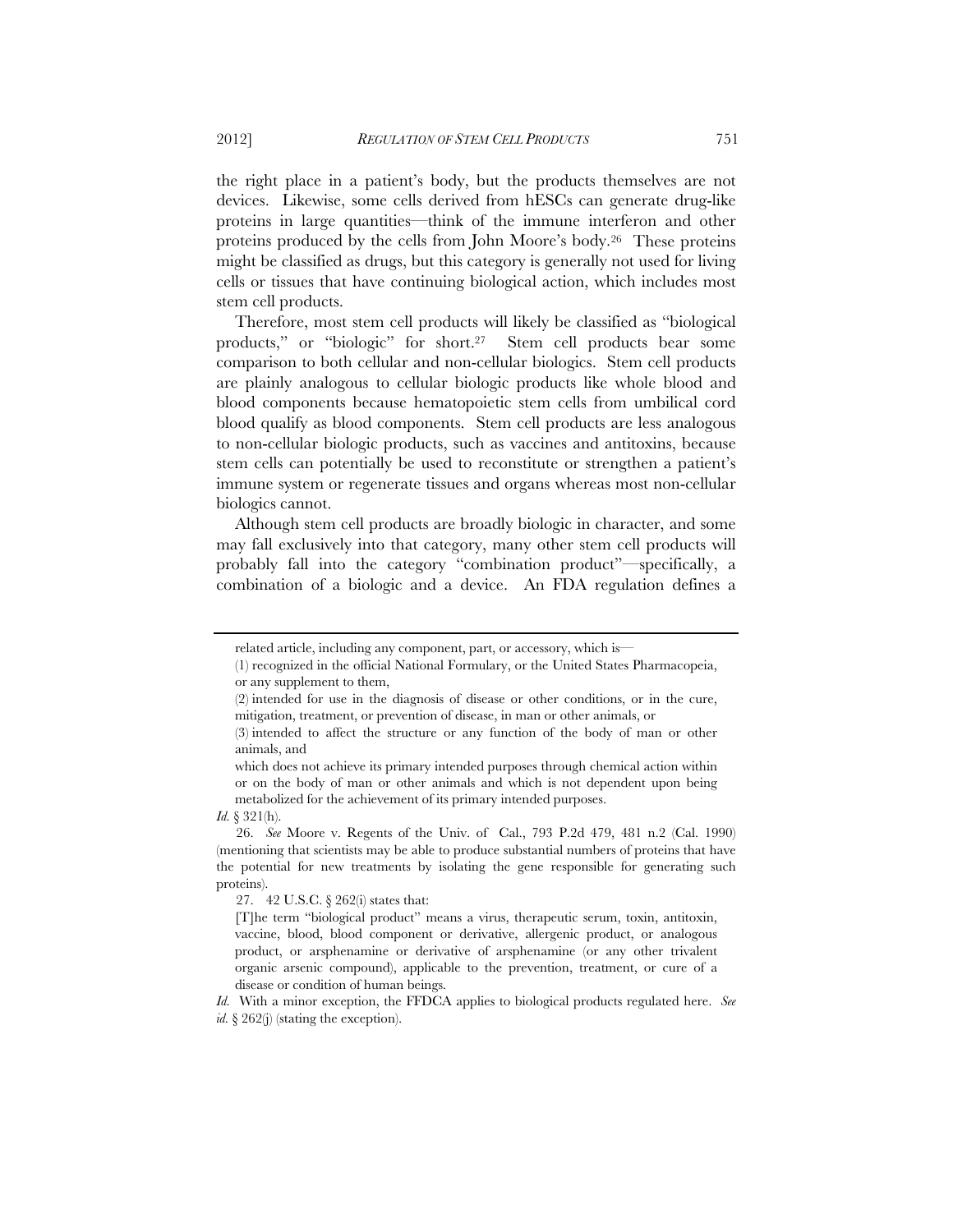the right place in a patient's body, but the products themselves are not devices. Likewise, some cells derived from hESCs can generate drug-like proteins in large quantities—think of the immune interferon and other proteins produced by the cells from John Moore's body.[26] These proteins might be classified as drugs, but this category is generally not used for living cells or tissues that have continuing biological action, which includes most stem cell products.

Therefore, most stem cell products will likely be classified as "biological products," or "biologic" for short.[27] Stem cell products bear some comparison to both cellular and non-cellular biologics. Stem cell products are plainly analogous to cellular biologic products like whole blood and blood components because hematopoietic stem cells from umbilical cord blood qualify as blood components. Stem cell products are less analogous to non-cellular biologic products, such as vaccines and antitoxins, because stem cells can potentially be used to reconstitute or strengthen a patient's immune system or regenerate tissues and organs whereas most non-cellular biologics cannot.

Although stem cell products are broadly biologic in character, and some may fall exclusively into that category, many other stem cell products will probably fall into the category "combination product"—specifically, a combination of a biologic and a device. An FDA regulation defines a

---

> related article, including any component, part, or accessory, which is—
>
> (1) recognized in the official National Formulary, or the United States Pharmacopeia, or any supplement to them,
>
> (2) intended for use in the diagnosis of disease or other conditions, or in the cure, mitigation, treatment, or prevention of disease, in man or other animals, or
>
> (3) intended to affect the structure or any function of the body of man or other animals, and
>
> which does not achieve its primary intended purposes through chemical action within or on the body of man or other animals and which is not dependent upon being metabolized for the achievement of its primary intended purposes.

*Id.* § 321(h).

26. *See* Moore v. Regents of the Univ. of Cal., 793 P.2d 479, 481 n.2 (Cal. 1990) (mentioning that scientists may be able to produce substantial numbers of proteins that have the potential for new treatments by isolating the gene responsible for generating such proteins).

27. 42 U.S.C. § 262(i) states that:

> [T]he term "biological product" means a virus, therapeutic serum, toxin, antitoxin, vaccine, blood, blood component or derivative, allergenic product, or analogous product, or arsphenamine or derivative of arsphenamine (or any other trivalent organic arsenic compound), applicable to the prevention, treatment, or cure of a disease or condition of human beings.

*Id.* With a minor exception, the FFDCA applies to biological products regulated here. *See id.* § 262(j) (stating the exception).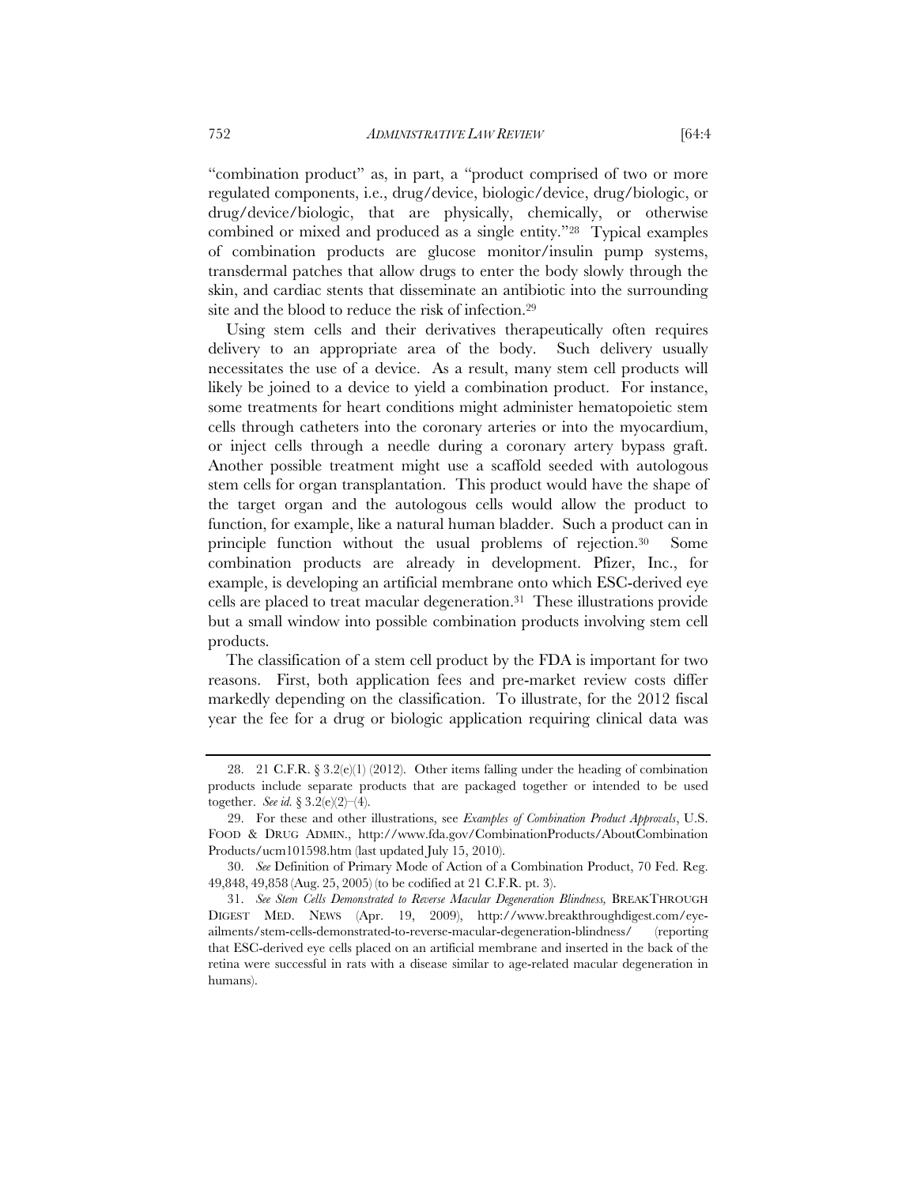"combination product" as, in part, a "product comprised of two or more regulated components, i.e., drug/device, biologic/device, drug/biologic, or drug/device/biologic, that are physically, chemically, or otherwise combined or mixed and produced as a single entity."[28] Typical examples of combination products are glucose monitor/insulin pump systems, transdermal patches that allow drugs to enter the body slowly through the skin, and cardiac stents that disseminate an antibiotic into the surrounding site and the blood to reduce the risk of infection.[29]

Using stem cells and their derivatives therapeutically often requires delivery to an appropriate area of the body. Such delivery usually necessitates the use of a device. As a result, many stem cell products will likely be joined to a device to yield a combination product. For instance, some treatments for heart conditions might administer hematopoietic stem cells through catheters into the coronary arteries or into the myocardium, or inject cells through a needle during a coronary artery bypass graft. Another possible treatment might use a scaffold seeded with autologous stem cells for organ transplantation. This product would have the shape of the target organ and the autologous cells would allow the product to function, for example, like a natural human bladder. Such a product can in principle function without the usual problems of rejection.[30] Some combination products are already in development. Pfizer, Inc., for example, is developing an artificial membrane onto which ESC-derived eye cells are placed to treat macular degeneration.[31] These illustrations provide but a small window into possible combination products involving stem cell products.

The classification of a stem cell product by the FDA is important for two reasons. First, both application fees and pre-market review costs differ markedly depending on the classification. To illustrate, for the 2012 fiscal year the fee for a drug or biologic application requiring clinical data was

---

28. 21 C.F.R. § 3.2(e)(1) (2012). Other items falling under the heading of combination products include separate products that are packaged together or intended to be used together. *See id.* § 3.2(e)(2)–(4).

29. For these and other illustrations, see *Examples of Combination Product Approvals*, U.S. FOOD & DRUG ADMIN., http://www.fda.gov/CombinationProducts/AboutCombinationProducts/ucm101598.htm (last updated July 15, 2010).

30. *See* Definition of Primary Mode of Action of a Combination Product, 70 Fed. Reg. 49,848, 49,858 (Aug. 25, 2005) (to be codified at 21 C.F.R. pt. 3).

31. *See Stem Cells Demonstrated to Reverse Macular Degeneration Blindness,* BREAKTHROUGH DIGEST MED. NEWS (Apr. 19, 2009), http://www.breakthroughdigest.com/eye-ailments/stem-cells-demonstrated-to-reverse-macular-degeneration-blindness/ (reporting that ESC-derived eye cells placed on an artificial membrane and inserted in the back of the retina were successful in rats with a disease similar to age-related macular degeneration in humans).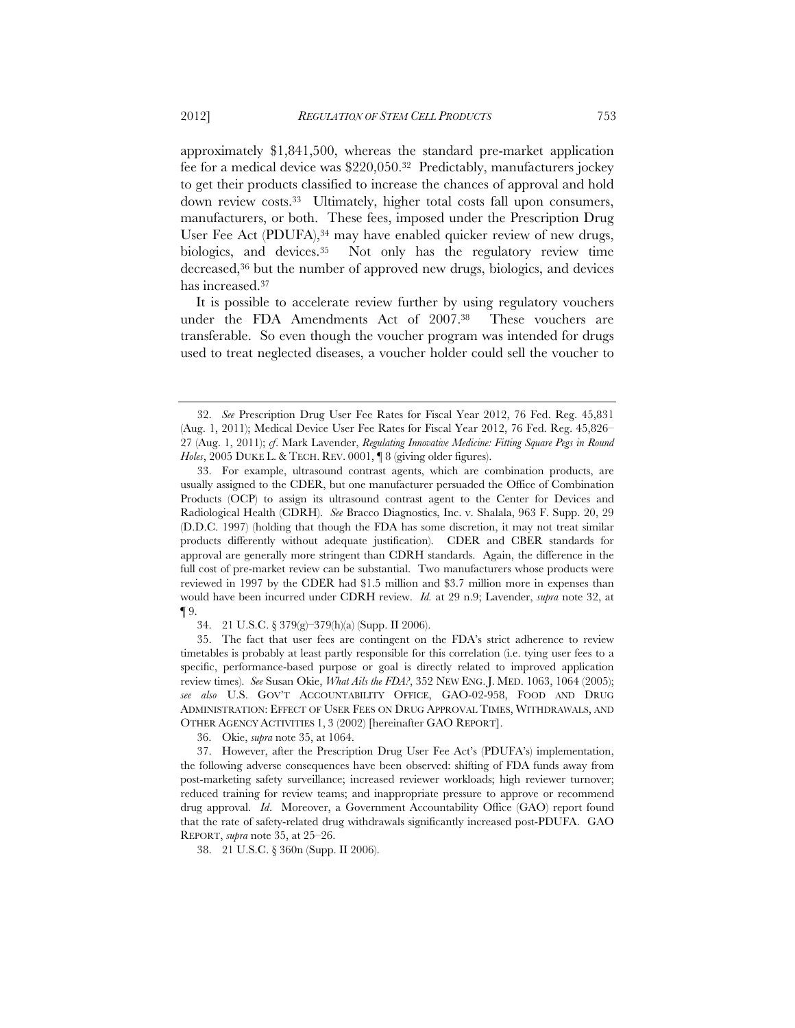approximately $1,841,500, whereas the standard pre-market application fee for a medical device was $220,050.[32] Predictably, manufacturers jockey to get their products classified to increase the chances of approval and hold down review costs.[33] Ultimately, higher total costs fall upon consumers, manufacturers, or both. These fees, imposed under the Prescription Drug User Fee Act (PDUFA),[34] may have enabled quicker review of new drugs, biologics, and devices.[35] Not only has the regulatory review time decreased,[36] but the number of approved new drugs, biologics, and devices has increased.[37]

It is possible to accelerate review further by using regulatory vouchers under the FDA Amendments Act of 2007.[38] These vouchers are transferable. So even though the voucher program was intended for drugs used to treat neglected diseases, a voucher holder could sell the voucher to

---

32. *See* Prescription Drug User Fee Rates for Fiscal Year 2012, 76 Fed. Reg. 45,831 (Aug. 1, 2011); Medical Device User Fee Rates for Fiscal Year 2012, 76 Fed. Reg. 45,826–27 (Aug. 1, 2011); *cf*. Mark Lavender, *Regulating Innovative Medicine: Fitting Square Pegs in Round Holes*, 2005 DUKE L. & TECH. REV. 0001, ¶ 8 (giving older figures).

33. For example, ultrasound contrast agents, which are combination products, are usually assigned to the CDER, but one manufacturer persuaded the Office of Combination Products (OCP) to assign its ultrasound contrast agent to the Center for Devices and Radiological Health (CDRH). *See* Bracco Diagnostics, Inc. v. Shalala, 963 F. Supp. 20, 29 (D.D.C. 1997) (holding that though the FDA has some discretion, it may not treat similar products differently without adequate justification). CDER and CBER standards for approval are generally more stringent than CDRH standards. Again, the difference in the full cost of pre-market review can be substantial. Two manufacturers whose products were reviewed in 1997 by the CDER had $1.5 million and $3.7 million more in expenses than would have been incurred under CDRH review. *Id.* at 29 n.9; Lavender, *supra* note 32, at ¶ 9.

34. 21 U.S.C. § 379(g)–379(h)(a) (Supp. II 2006).

35. The fact that user fees are contingent on the FDA's strict adherence to review timetables is probably at least partly responsible for this correlation (i.e. tying user fees to a specific, performance-based purpose or goal is directly related to improved application review times). *See* Susan Okie, *What Ails the FDA?*, 352 NEW ENG. J. MED. 1063, 1064 (2005); *see also* U.S. GOV'T ACCOUNTABILITY OFFICE, GAO-02-958, FOOD AND DRUG ADMINISTRATION: EFFECT OF USER FEES ON DRUG APPROVAL TIMES, WITHDRAWALS, AND OTHER AGENCY ACTIVITIES 1, 3 (2002) [hereinafter GAO REPORT].

36. Okie, *supra* note 35, at 1064.

37. However, after the Prescription Drug User Fee Act's (PDUFA's) implementation, the following adverse consequences have been observed: shifting of FDA funds away from post-marketing safety surveillance; increased reviewer workloads; high reviewer turnover; reduced training for review teams; and inappropriate pressure to approve or recommend drug approval. *Id*. Moreover, a Government Accountability Office (GAO) report found that the rate of safety-related drug withdrawals significantly increased post-PDUFA. GAO REPORT, *supra* note 35, at 25–26.

38. 21 U.S.C. § 360n (Supp. II 2006).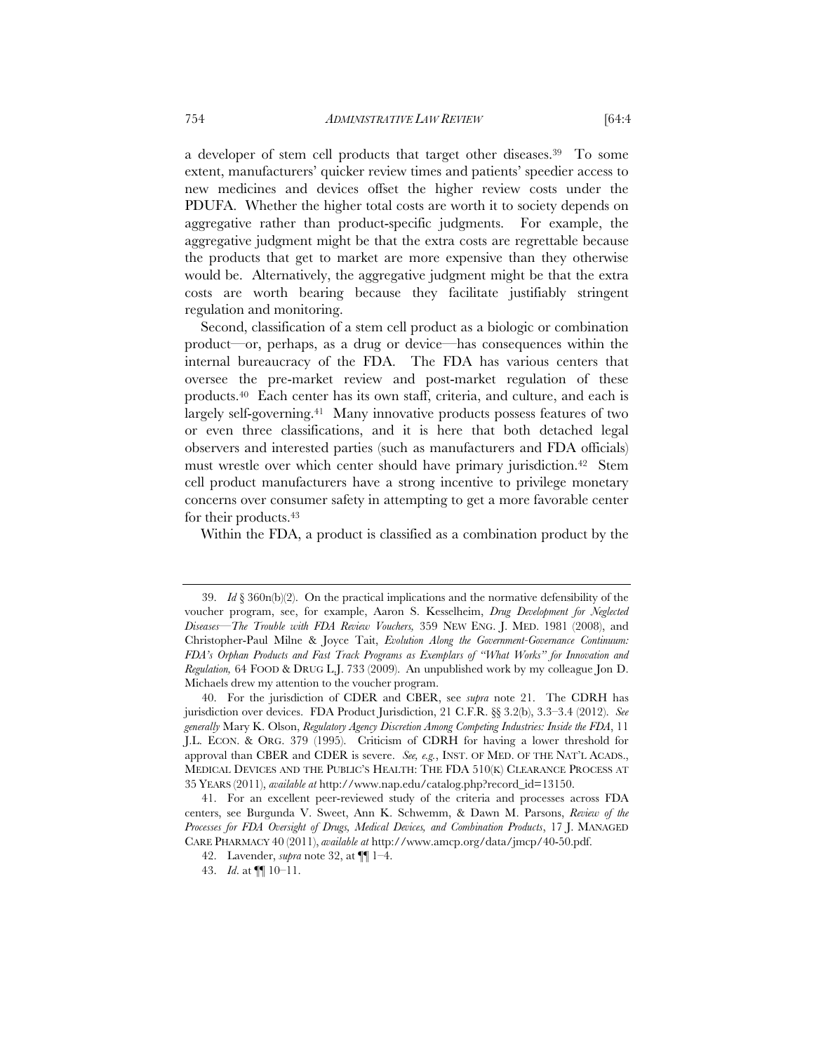a developer of stem cell products that target other diseases.[39] To some extent, manufacturers' quicker review times and patients' speedier access to new medicines and devices offset the higher review costs under the PDUFA. Whether the higher total costs are worth it to society depends on aggregative rather than product-specific judgments. For example, the aggregative judgment might be that the extra costs are regrettable because the products that get to market are more expensive than they otherwise would be. Alternatively, the aggregative judgment might be that the extra costs are worth bearing because they facilitate justifiably stringent regulation and monitoring.

Second, classification of a stem cell product as a biologic or combination product—or, perhaps, as a drug or device—has consequences within the internal bureaucracy of the FDA. The FDA has various centers that oversee the pre-market review and post-market regulation of these products.[40] Each center has its own staff, criteria, and culture, and each is largely self-governing.[41] Many innovative products possess features of two or even three classifications, and it is here that both detached legal observers and interested parties (such as manufacturers and FDA officials) must wrestle over which center should have primary jurisdiction.[42] Stem cell product manufacturers have a strong incentive to privilege monetary concerns over consumer safety in attempting to get a more favorable center for their products.[43]

Within the FDA, a product is classified as a combination product by the

---

39. *Id* § 360n(b)(2). On the practical implications and the normative defensibility of the voucher program, see, for example, Aaron S. Kesselheim, *Drug Development for Neglected Diseases—The Trouble with FDA Review Vouchers,* 359 NEW ENG. J. MED. 1981 (2008), and Christopher-Paul Milne & Joyce Tait, *Evolution Along the Government-Governance Continuum: FDA's Orphan Products and Fast Track Programs as Exemplars of "What Works" for Innovation and Regulation,* 64 FOOD & DRUG L.J. 733 (2009). An unpublished work by my colleague Jon D. Michaels drew my attention to the voucher program.

40. For the jurisdiction of CDER and CBER, see *supra* note 21. The CDRH has jurisdiction over devices. FDA Product Jurisdiction, 21 C.F.R. §§ 3.2(b), 3.3–3.4 (2012). *See generally* Mary K. Olson, *Regulatory Agency Discretion Among Competing Industries: Inside the FDA*, 11 J.L. ECON. & ORG. 379 (1995). Criticism of CDRH for having a lower threshold for approval than CBER and CDER is severe. *See, e.g.*, INST. OF MED. OF THE NAT'L ACADS., MEDICAL DEVICES AND THE PUBLIC'S HEALTH: THE FDA 510(K) CLEARANCE PROCESS AT 35 YEARS (2011), *available at* http://www.nap.edu/catalog.php?record_id=13150.

41. For an excellent peer-reviewed study of the criteria and processes across FDA centers, see Burgunda V. Sweet, Ann K. Schwemm, & Dawn M. Parsons, *Review of the Processes for FDA Oversight of Drugs, Medical Devices, and Combination Products*, 17 J. MANAGED CARE PHARMACY 40 (2011), *available at* http://www.amcp.org/data/jmcp/40-50.pdf.

42. Lavender, *supra* note 32, at ¶¶ 1–4.

43. *Id*. at ¶¶ 10–11.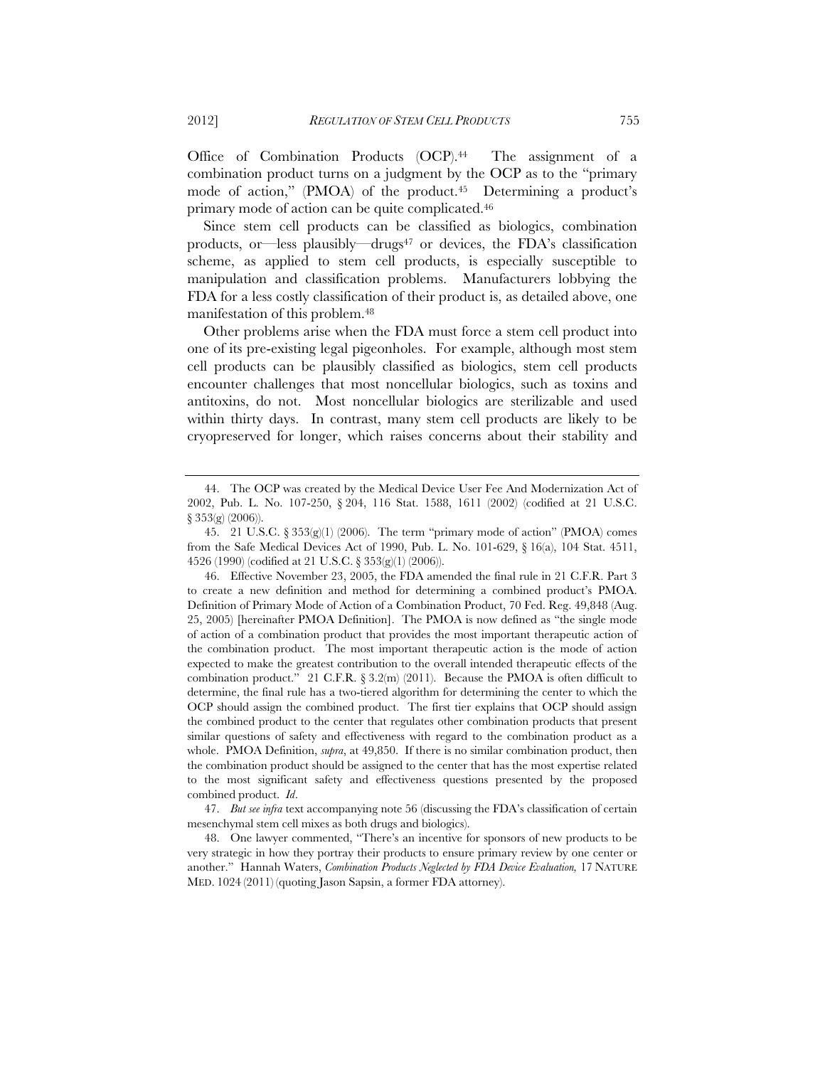Office of Combination Products (OCP).[44] The assignment of a combination product turns on a judgment by the OCP as to the "primary mode of action," (PMOA) of the product.[45] Determining a product's primary mode of action can be quite complicated.[46]

Since stem cell products can be classified as biologics, combination products, or—less plausibly—drugs[47] or devices, the FDA's classification scheme, as applied to stem cell products, is especially susceptible to manipulation and classification problems. Manufacturers lobbying the FDA for a less costly classification of their product is, as detailed above, one manifestation of this problem.[48]

Other problems arise when the FDA must force a stem cell product into one of its pre-existing legal pigeonholes. For example, although most stem cell products can be plausibly classified as biologics, stem cell products encounter challenges that most noncellular biologics, such as toxins and antitoxins, do not. Most noncellular biologics are sterilizable and used within thirty days. In contrast, many stem cell products are likely to be cryopreserved for longer, which raises concerns about their stability and

---

44. The OCP was created by the Medical Device User Fee And Modernization Act of 2002, Pub. L. No. 107-250, § 204, 116 Stat. 1588, 1611 (2002) (codified at 21 U.S.C. § 353(g) (2006)).

45. 21 U.S.C. § 353(g)(1) (2006). The term "primary mode of action" (PMOA) comes from the Safe Medical Devices Act of 1990, Pub. L. No. 101-629, § 16(a), 104 Stat. 4511, 4526 (1990) (codified at 21 U.S.C. § 353(g)(1) (2006)).

46. Effective November 23, 2005, the FDA amended the final rule in 21 C.F.R. Part 3 to create a new definition and method for determining a combined product's PMOA. Definition of Primary Mode of Action of a Combination Product, 70 Fed. Reg. 49,848 (Aug. 25, 2005) [hereinafter PMOA Definition]. The PMOA is now defined as "the single mode of action of a combination product that provides the most important therapeutic action of the combination product. The most important therapeutic action is the mode of action expected to make the greatest contribution to the overall intended therapeutic effects of the combination product." 21 C.F.R. § 3.2(m) (2011). Because the PMOA is often difficult to determine, the final rule has a two-tiered algorithm for determining the center to which the OCP should assign the combined product. The first tier explains that OCP should assign the combined product to the center that regulates other combination products that present similar questions of safety and effectiveness with regard to the combination product as a whole. PMOA Definition, *supra*, at 49,850. If there is no similar combination product, then the combination product should be assigned to the center that has the most expertise related to the most significant safety and effectiveness questions presented by the proposed combined product. *Id*.

47. *But see infra* text accompanying note 56 (discussing the FDA's classification of certain mesenchymal stem cell mixes as both drugs and biologics).

48. One lawyer commented, "There's an incentive for sponsors of new products to be very strategic in how they portray their products to ensure primary review by one center or another." Hannah Waters, *Combination Products Neglected by FDA Device Evaluation,* 17 NATURE MED. 1024 (2011) (quoting Jason Sapsin, a former FDA attorney).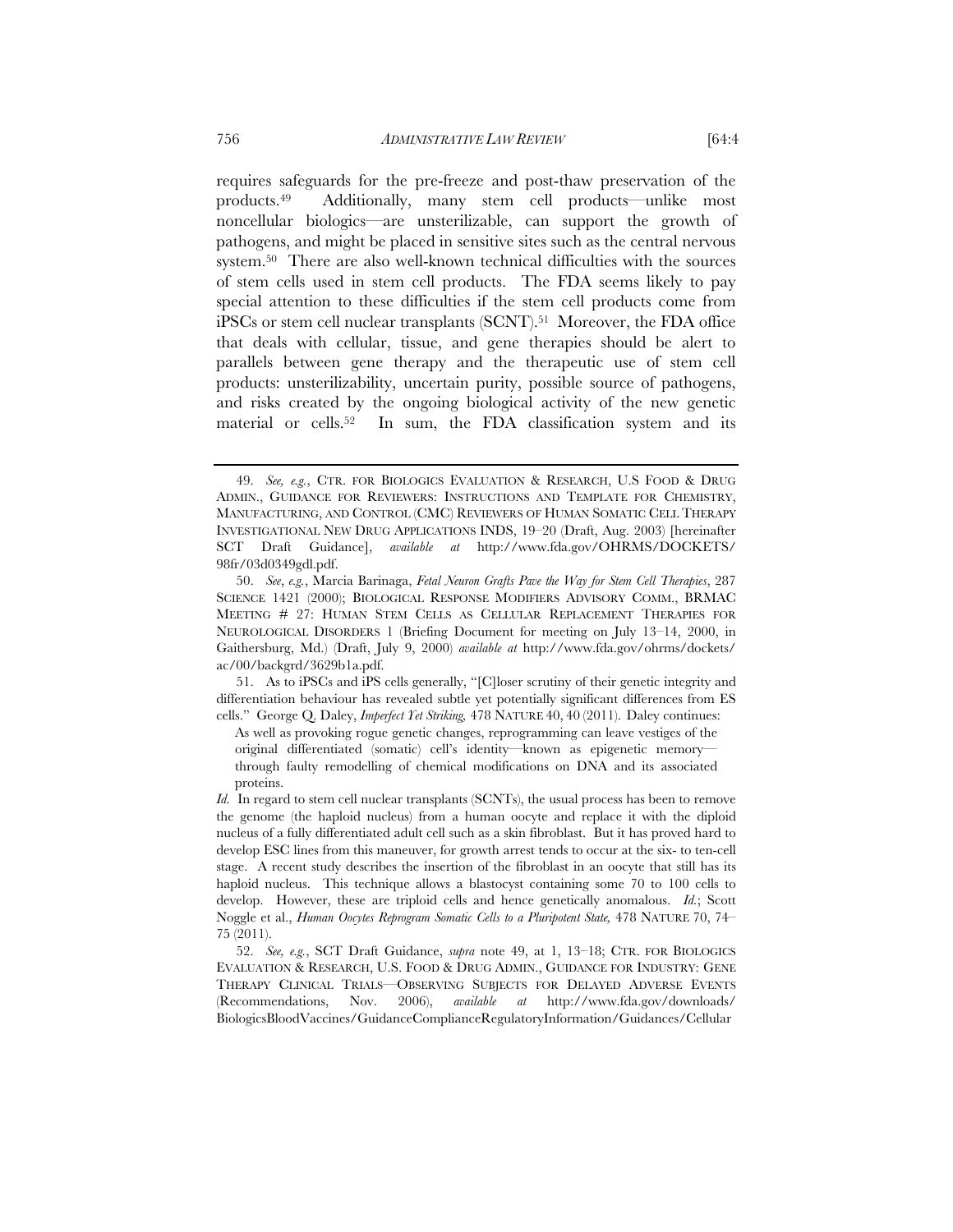requires safeguards for the pre-freeze and post-thaw preservation of the products.[49] Additionally, many stem cell products—unlike most noncellular biologics—are unsterilizable, can support the growth of pathogens, and might be placed in sensitive sites such as the central nervous system.[50] There are also well-known technical difficulties with the sources of stem cells used in stem cell products. The FDA seems likely to pay special attention to these difficulties if the stem cell products come from iPSCs or stem cell nuclear transplants (SCNT).[51] Moreover, the FDA office that deals with cellular, tissue, and gene therapies should be alert to parallels between gene therapy and the therapeutic use of stem cell products: unsterilizability, uncertain purity, possible source of pathogens, and risks created by the ongoing biological activity of the new genetic material or cells.[52] In sum, the FDA classification system and its

---

49. *See, e.g.*, CTR. FOR BIOLOGICS EVALUATION & RESEARCH, U.S FOOD & DRUG ADMIN., GUIDANCE FOR REVIEWERS: INSTRUCTIONS AND TEMPLATE FOR CHEMISTRY, MANUFACTURING, AND CONTROL (CMC) REVIEWERS OF HUMAN SOMATIC CELL THERAPY INVESTIGATIONAL NEW DRUG APPLICATIONS INDS, 19–20 (Draft, Aug. 2003) [hereinafter SCT Draft Guidance], *available at* http://www.fda.gov/OHRMS/DOCKETS/98fr/03d0349gdl.pdf.

50. *See*, *e.g.*, Marcia Barinaga, *Fetal Neuron Grafts Pave the Way for Stem Cell Therapies*, 287 SCIENCE 1421 (2000); BIOLOGICAL RESPONSE MODIFIERS ADVISORY COMM., BRMAC MEETING # 27: HUMAN STEM CELLS AS CELLULAR REPLACEMENT THERAPIES FOR NEUROLOGICAL DISORDERS 1 (Briefing Document for meeting on July 13–14, 2000, in Gaithersburg, Md.) (Draft, July 9, 2000) *available at* http://www.fda.gov/ohrms/dockets/ac/00/backgrd/3629b1a.pdf.

51. As to iPSCs and iPS cells generally, "[C]loser scrutiny of their genetic integrity and differentiation behaviour has revealed subtle yet potentially significant differences from ES cells." George Q. Daley, *Imperfect Yet Striking,* 478 NATURE 40, 40 (2011). Daley continues:

> As well as provoking rogue genetic changes, reprogramming can leave vestiges of the original differentiated (somatic) cell's identity—known as epigenetic memory—through faulty remodelling of chemical modifications on DNA and its associated proteins.

*Id.* In regard to stem cell nuclear transplants (SCNTs), the usual process has been to remove the genome (the haploid nucleus) from a human oocyte and replace it with the diploid nucleus of a fully differentiated adult cell such as a skin fibroblast. But it has proved hard to develop ESC lines from this maneuver, for growth arrest tends to occur at the six- to ten-cell stage. A recent study describes the insertion of the fibroblast in an oocyte that still has its haploid nucleus. This technique allows a blastocyst containing some 70 to 100 cells to develop. However, these are triploid cells and hence genetically anomalous. *Id.*; Scott Noggle et al., *Human Oocytes Reprogram Somatic Cells to a Pluripotent State,* 478 NATURE 70, 74–75 (2011).

52. *See, e.g.*, SCT Draft Guidance, *supra* note 49, at 1, 13–18; CTR. FOR BIOLOGICS EVALUATION & RESEARCH, U.S. FOOD & DRUG ADMIN., GUIDANCE FOR INDUSTRY: GENE THERAPY CLINICAL TRIALS—OBSERVING SUBJECTS FOR DELAYED ADVERSE EVENTS (Recommendations, Nov. 2006), *available at* http://www.fda.gov/downloads/BiologicsBloodVaccines/GuidanceComplianceRegulatoryInformation/Guidances/Cellular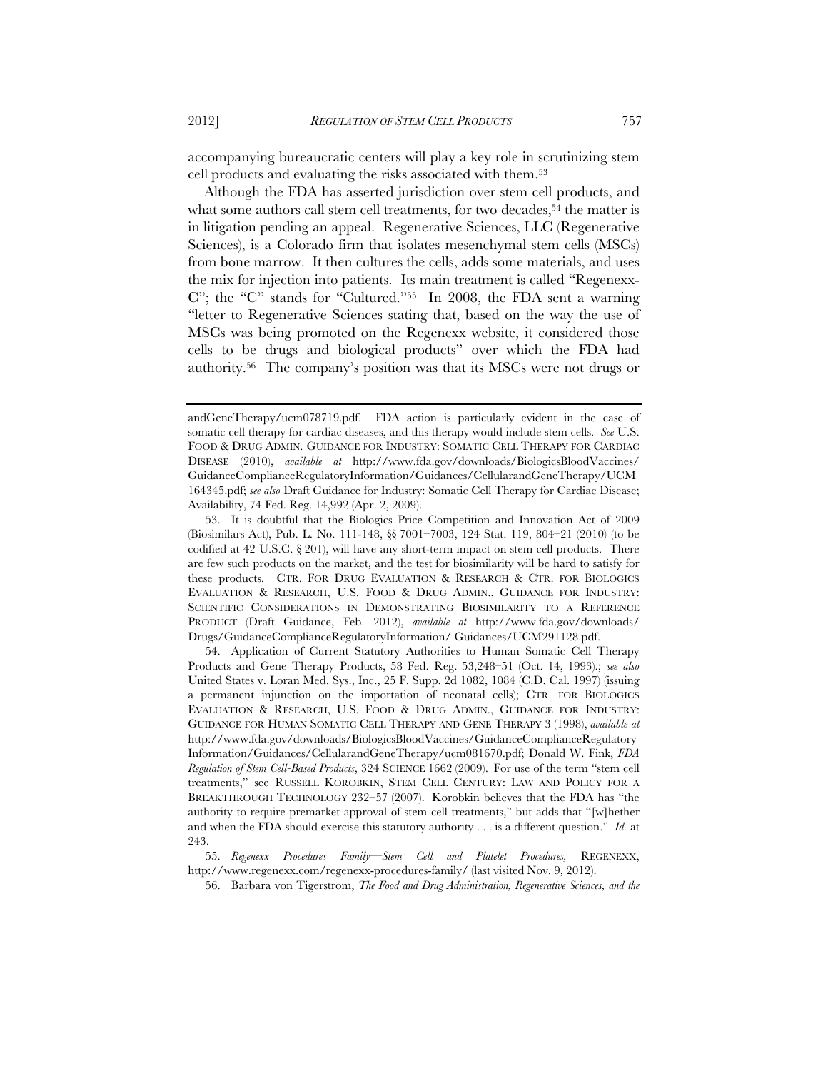accompanying bureaucratic centers will play a key role in scrutinizing stem cell products and evaluating the risks associated with them.[53]

Although the FDA has asserted jurisdiction over stem cell products, and what some authors call stem cell treatments, for two decades,[54] the matter is in litigation pending an appeal. Regenerative Sciences, LLC (Regenerative Sciences), is a Colorado firm that isolates mesenchymal stem cells (MSCs) from bone marrow. It then cultures the cells, adds some materials, and uses the mix for injection into patients. Its main treatment is called "Regenexx-C"; the "C" stands for "Cultured."[55] In 2008, the FDA sent a warning "letter to Regenerative Sciences stating that, based on the way the use of MSCs was being promoted on the Regenexx website, it considered those cells to be drugs and biological products" over which the FDA had authority.[56] The company's position was that its MSCs were not drugs or

---

andGeneTherapy/ucm078719.pdf. FDA action is particularly evident in the case of somatic cell therapy for cardiac diseases, and this therapy would include stem cells. *See* U.S. FOOD & DRUG ADMIN. GUIDANCE FOR INDUSTRY: SOMATIC CELL THERAPY FOR CARDIAC DISEASE (2010), *available at* http://www.fda.gov/downloads/BiologicsBloodVaccines/GuidanceComplianceRegulatoryInformation/Guidances/CellularandGeneTherapy/UCM164345.pdf; *see also* Draft Guidance for Industry: Somatic Cell Therapy for Cardiac Disease; Availability, 74 Fed. Reg. 14,992 (Apr. 2, 2009).

53. It is doubtful that the Biologics Price Competition and Innovation Act of 2009 (Biosimilars Act), Pub. L. No. 111-148, §§ 7001–7003, 124 Stat. 119, 804–21 (2010) (to be codified at 42 U.S.C. § 201), will have any short-term impact on stem cell products. There are few such products on the market, and the test for biosimilarity will be hard to satisfy for these products. CTR. FOR DRUG EVALUATION & RESEARCH & CTR. FOR BIOLOGICS EVALUATION & RESEARCH, U.S. FOOD & DRUG ADMIN., GUIDANCE FOR INDUSTRY: SCIENTIFIC CONSIDERATIONS IN DEMONSTRATING BIOSIMILARITY TO A REFERENCE PRODUCT (Draft Guidance, Feb. 2012), *available at* http://www.fda.gov/downloads/Drugs/GuidanceComplianceRegulatoryInformation/ Guidances/UCM291128.pdf.

54. Application of Current Statutory Authorities to Human Somatic Cell Therapy Products and Gene Therapy Products, 58 Fed. Reg. 53,248–51 (Oct. 14, 1993).; *see also* United States v. Loran Med. Sys., Inc., 25 F. Supp. 2d 1082, 1084 (C.D. Cal. 1997) (issuing a permanent injunction on the importation of neonatal cells); CTR. FOR BIOLOGICS EVALUATION & RESEARCH, U.S. FOOD & DRUG ADMIN., GUIDANCE FOR INDUSTRY: GUIDANCE FOR HUMAN SOMATIC CELL THERAPY AND GENE THERAPY 3 (1998), *available at* http://www.fda.gov/downloads/BiologicsBloodVaccines/GuidanceComplianceRegulatory Information/Guidances/CellularandGeneTherapy/ucm081670.pdf; Donald W. Fink, *FDA Regulation of Stem Cell-Based Products*, 324 SCIENCE 1662 (2009). For use of the term "stem cell treatments," see RUSSELL KOROBKIN, STEM CELL CENTURY: LAW AND POLICY FOR A BREAKTHROUGH TECHNOLOGY 232–57 (2007). Korobkin believes that the FDA has "the authority to require premarket approval of stem cell treatments," but adds that "[w]hether and when the FDA should exercise this statutory authority . . . is a different question." *Id.* at 243.

55. *Regenexx Procedures Family—Stem Cell and Platelet Procedures,* REGENEXX, http://www.regenexx.com/regenexx-procedures-family/ (last visited Nov. 9, 2012).

56. Barbara von Tigerstrom, *The Food and Drug Administration, Regenerative Sciences, and the*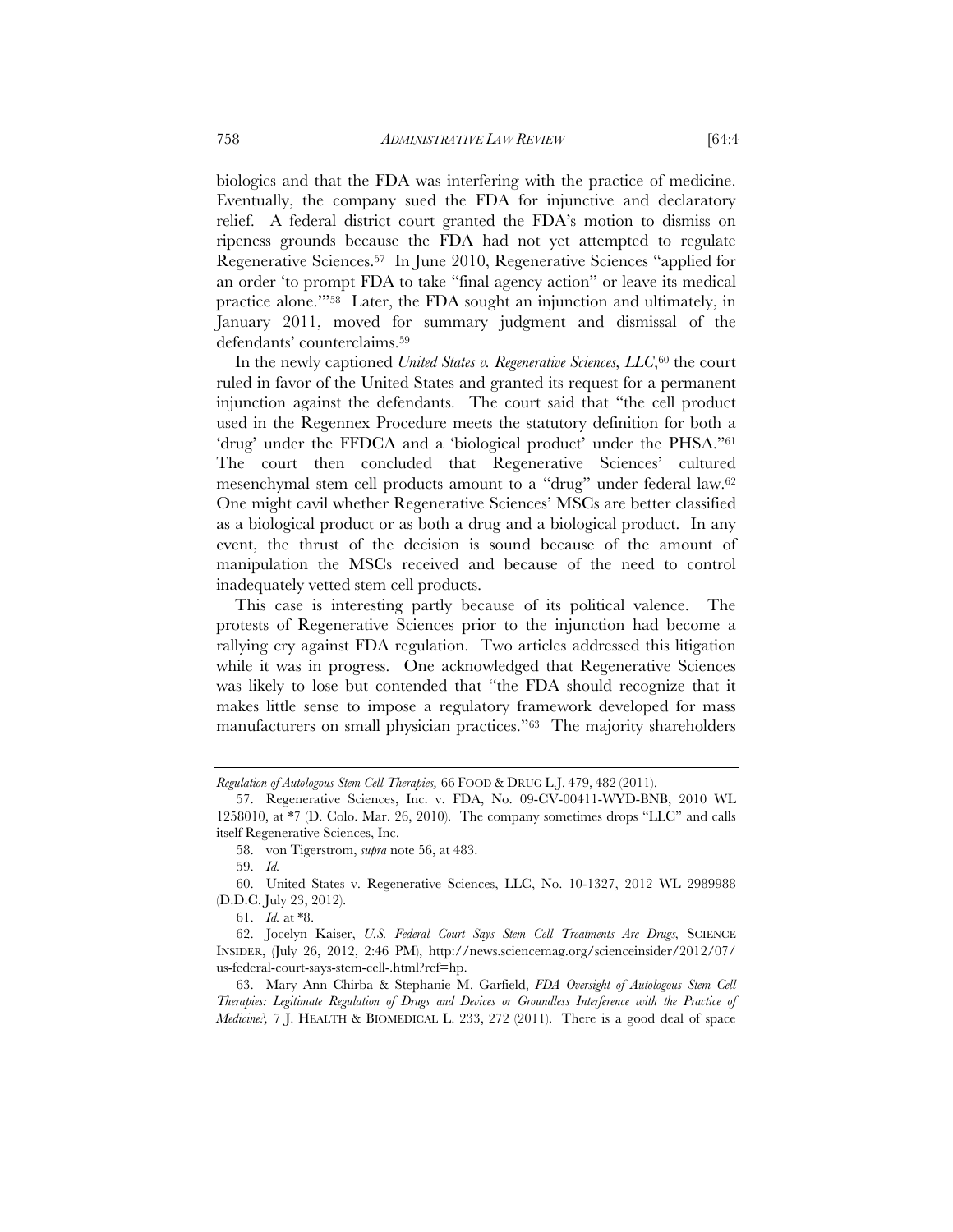biologics and that the FDA was interfering with the practice of medicine. Eventually, the company sued the FDA for injunctive and declaratory relief. A federal district court granted the FDA's motion to dismiss on ripeness grounds because the FDA had not yet attempted to regulate Regenerative Sciences.[57] In June 2010, Regenerative Sciences "applied for an order 'to prompt FDA to take "final agency action" or leave its medical practice alone.'"[58] Later, the FDA sought an injunction and ultimately, in January 2011, moved for summary judgment and dismissal of the defendants' counterclaims.[59]

In the newly captioned *United States v. Regenerative Sciences, LLC*,[60] the court ruled in favor of the United States and granted its request for a permanent injunction against the defendants. The court said that "the cell product used in the Regennex Procedure meets the statutory definition for both a 'drug' under the FFDCA and a 'biological product' under the PHSA."[61] The court then concluded that Regenerative Sciences' cultured mesenchymal stem cell products amount to a "drug" under federal law.[62] One might cavil whether Regenerative Sciences' MSCs are better classified as a biological product or as both a drug and a biological product. In any event, the thrust of the decision is sound because of the amount of manipulation the MSCs received and because of the need to control inadequately vetted stem cell products.

This case is interesting partly because of its political valence. The protests of Regenerative Sciences prior to the injunction had become a rallying cry against FDA regulation. Two articles addressed this litigation while it was in progress. One acknowledged that Regenerative Sciences was likely to lose but contended that "the FDA should recognize that it makes little sense to impose a regulatory framework developed for mass manufacturers on small physician practices."[63] The majority shareholders

---

*Regulation of Autologous Stem Cell Therapies,* 66 FOOD & DRUG L.J. 479, 482 (2011).

57. Regenerative Sciences, Inc. v. FDA, No. 09-CV-00411-WYD-BNB, 2010 WL 1258010, at *7 (D. Colo. Mar. 26, 2010). The company sometimes drops "LLC" and calls itself Regenerative Sciences, Inc.

58. von Tigerstrom, *supra* note 56, at 483.

59. *Id.*

60. United States v. Regenerative Sciences, LLC, No. 10-1327, 2012 WL 2989988 (D.D.C. July 23, 2012).

61. *Id.* at *8.

62. Jocelyn Kaiser, *U.S. Federal Court Says Stem Cell Treatments Are Drugs,* SCIENCE INSIDER, (July 26, 2012, 2:46 PM), http://news.sciencemag.org/scienceinsider/2012/07/us-federal-court-says-stem-cell-.html?ref=hp.

63. Mary Ann Chirba & Stephanie M. Garfield, *FDA Oversight of Autologous Stem Cell Therapies: Legitimate Regulation of Drugs and Devices or Groundless Interference with the Practice of Medicine?,* 7 J. HEALTH & BIOMEDICAL L. 233, 272 (2011). There is a good deal of space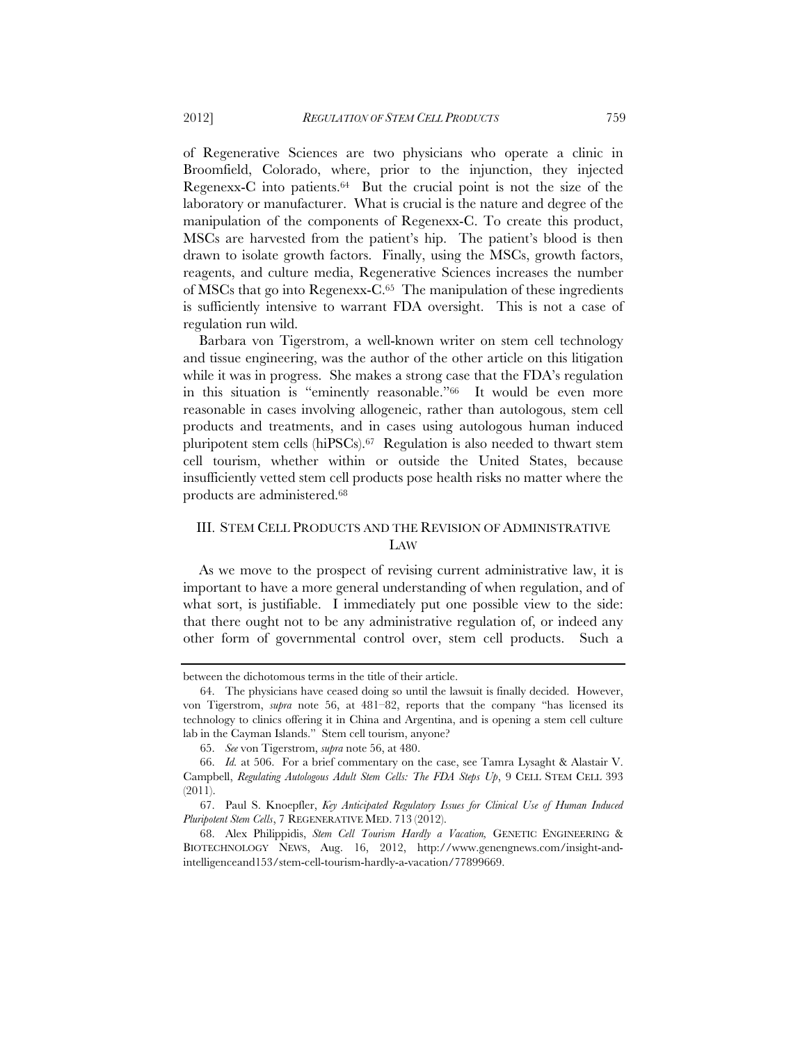of Regenerative Sciences are two physicians who operate a clinic in Broomfield, Colorado, where, prior to the injunction, they injected Regenexx-C into patients.[64] But the crucial point is not the size of the laboratory or manufacturer. What is crucial is the nature and degree of the manipulation of the components of Regenexx-C. To create this product, MSCs are harvested from the patient's hip. The patient's blood is then drawn to isolate growth factors. Finally, using the MSCs, growth factors, reagents, and culture media, Regenerative Sciences increases the number of MSCs that go into Regenexx-C.[65] The manipulation of these ingredients is sufficiently intensive to warrant FDA oversight. This is not a case of regulation run wild.

Barbara von Tigerstrom, a well-known writer on stem cell technology and tissue engineering, was the author of the other article on this litigation while it was in progress. She makes a strong case that the FDA's regulation in this situation is "eminently reasonable."[66] It would be even more reasonable in cases involving allogeneic, rather than autologous, stem cell products and treatments, and in cases using autologous human induced pluripotent stem cells (hiPSCs).[67] Regulation is also needed to thwart stem cell tourism, whether within or outside the United States, because insufficiently vetted stem cell products pose health risks no matter where the products are administered.[68]

## III. STEM CELL PRODUCTS AND THE REVISION OF ADMINISTRATIVE LAW

As we move to the prospect of revising current administrative law, it is important to have a more general understanding of when regulation, and of what sort, is justifiable. I immediately put one possible view to the side: that there ought not to be any administrative regulation of, or indeed any other form of governmental control over, stem cell products. Such a

---

between the dichotomous terms in the title of their article.

64. The physicians have ceased doing so until the lawsuit is finally decided. However, von Tigerstrom, *supra* note 56, at 481–82, reports that the company "has licensed its technology to clinics offering it in China and Argentina, and is opening a stem cell culture lab in the Cayman Islands." Stem cell tourism, anyone?

65. *See* von Tigerstrom, *supra* note 56, at 480.

66. *Id.* at 506. For a brief commentary on the case, see Tamra Lysaght & Alastair V. Campbell, *Regulating Autologous Adult Stem Cells: The FDA Steps Up*, 9 CELL STEM CELL 393 (2011).

67. Paul S. Knoepfler, *Key Anticipated Regulatory Issues for Clinical Use of Human Induced Pluripotent Stem Cells*, 7 REGENERATIVE MED. 713 (2012).

68. Alex Philippidis, *Stem Cell Tourism Hardly a Vacation,* GENETIC ENGINEERING & BIOTECHNOLOGY NEWS, Aug. 16, 2012, http://www.genengnews.com/insight-and-intelligenceand153/stem-cell-tourism-hardly-a-vacation/77899669.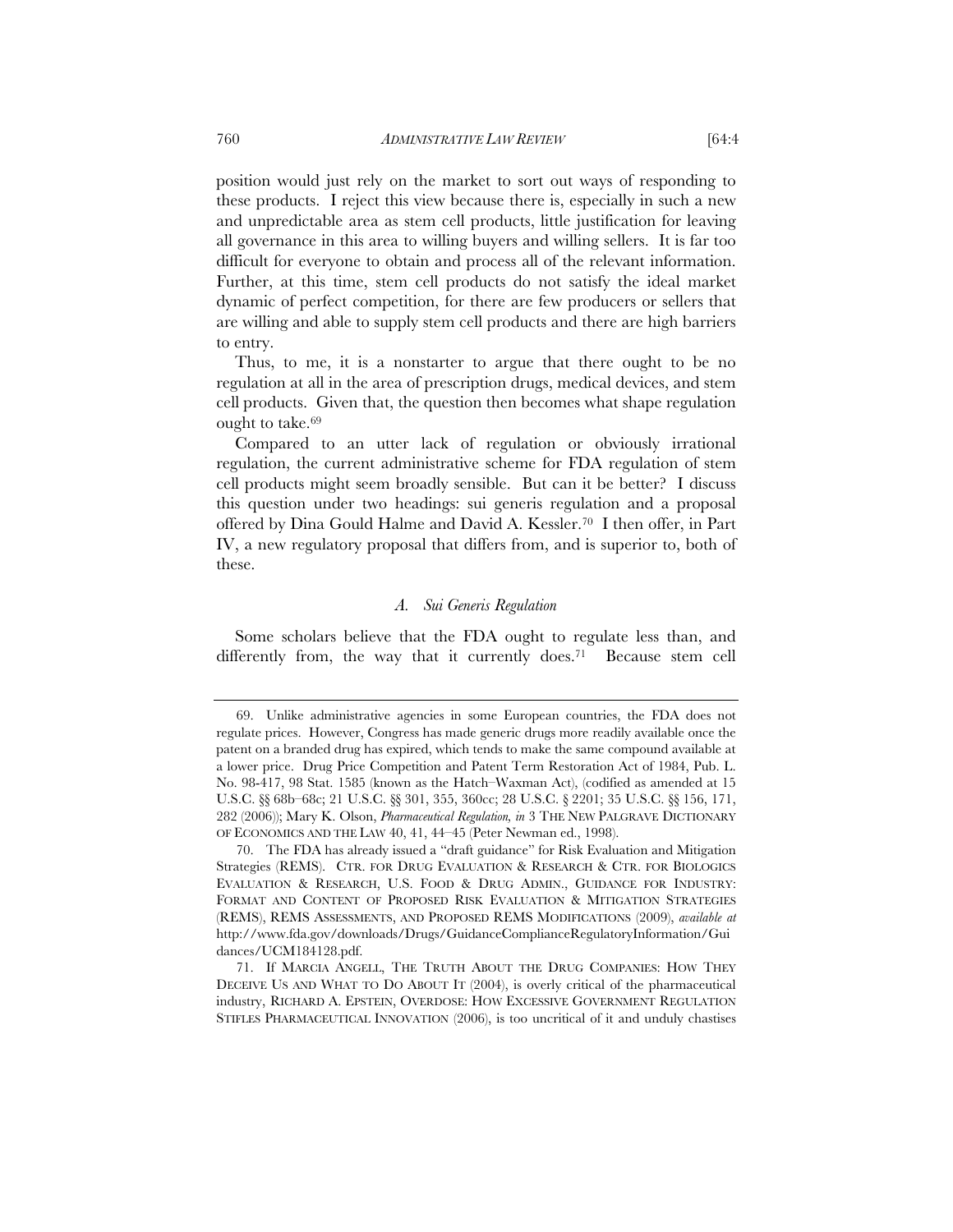position would just rely on the market to sort out ways of responding to these products. I reject this view because there is, especially in such a new and unpredictable area as stem cell products, little justification for leaving all governance in this area to willing buyers and willing sellers. It is far too difficult for everyone to obtain and process all of the relevant information. Further, at this time, stem cell products do not satisfy the ideal market dynamic of perfect competition, for there are few producers or sellers that are willing and able to supply stem cell products and there are high barriers to entry.

Thus, to me, it is a nonstarter to argue that there ought to be no regulation at all in the area of prescription drugs, medical devices, and stem cell products. Given that, the question then becomes what shape regulation ought to take.[69]

Compared to an utter lack of regulation or obviously irrational regulation, the current administrative scheme for FDA regulation of stem cell products might seem broadly sensible. But can it be better? I discuss this question under two headings: sui generis regulation and a proposal offered by Dina Gould Halme and David A. Kessler.[70] I then offer, in Part IV, a new regulatory proposal that differs from, and is superior to, both of these.

### *A. Sui Generis Regulation*

Some scholars believe that the FDA ought to regulate less than, and differently from, the way that it currently does.[71] Because stem cell

---

69. Unlike administrative agencies in some European countries, the FDA does not regulate prices. However, Congress has made generic drugs more readily available once the patent on a branded drug has expired, which tends to make the same compound available at a lower price. Drug Price Competition and Patent Term Restoration Act of 1984, Pub. L. No. 98-417, 98 Stat. 1585 (known as the Hatch–Waxman Act), (codified as amended at 15 U.S.C. §§ 68b–68c; 21 U.S.C. §§ 301, 355, 360cc; 28 U.S.C. § 2201; 35 U.S.C. §§ 156, 171, 282 (2006)); Mary K. Olson, *Pharmaceutical Regulation, in* 3 THE NEW PALGRAVE DICTIONARY OF ECONOMICS AND THE LAW 40, 41, 44–45 (Peter Newman ed., 1998).

70. The FDA has already issued a "draft guidance" for Risk Evaluation and Mitigation Strategies (REMS). CTR. FOR DRUG EVALUATION & RESEARCH & CTR. FOR BIOLOGICS EVALUATION & RESEARCH, U.S. FOOD & DRUG ADMIN., GUIDANCE FOR INDUSTRY: FORMAT AND CONTENT OF PROPOSED RISK EVALUATION & MITIGATION STRATEGIES (REMS), REMS ASSESSMENTS, AND PROPOSED REMS MODIFICATIONS (2009), *available at* http://www.fda.gov/downloads/Drugs/GuidanceComplianceRegulatoryInformation/Guidances/UCM184128.pdf.

71. If MARCIA ANGELL, THE TRUTH ABOUT THE DRUG COMPANIES: HOW THEY DECEIVE US AND WHAT TO DO ABOUT IT (2004), is overly critical of the pharmaceutical industry, RICHARD A. EPSTEIN, OVERDOSE: HOW EXCESSIVE GOVERNMENT REGULATION STIFLES PHARMACEUTICAL INNOVATION (2006), is too uncritical of it and unduly chastises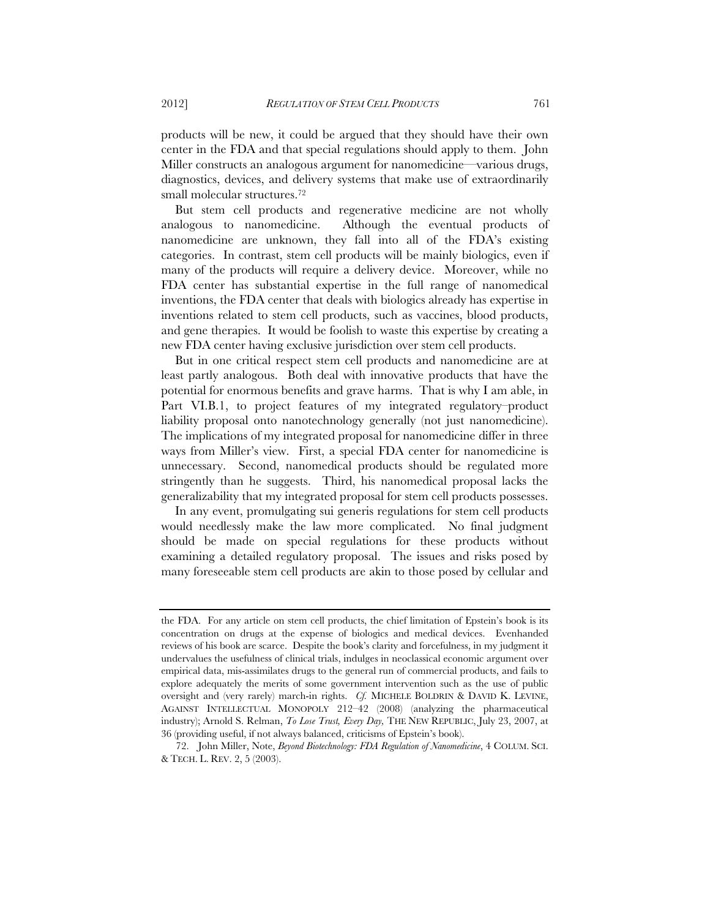products will be new, it could be argued that they should have their own center in the FDA and that special regulations should apply to them. John Miller constructs an analogous argument for nanomedicine—various drugs, diagnostics, devices, and delivery systems that make use of extraordinarily small molecular structures.[72]

But stem cell products and regenerative medicine are not wholly analogous to nanomedicine. Although the eventual products of nanomedicine are unknown, they fall into all of the FDA's existing categories. In contrast, stem cell products will be mainly biologics, even if many of the products will require a delivery device. Moreover, while no FDA center has substantial expertise in the full range of nanomedical inventions, the FDA center that deals with biologics already has expertise in inventions related to stem cell products, such as vaccines, blood products, and gene therapies. It would be foolish to waste this expertise by creating a new FDA center having exclusive jurisdiction over stem cell products.

But in one critical respect stem cell products and nanomedicine are at least partly analogous. Both deal with innovative products that have the potential for enormous benefits and grave harms. That is why I am able, in Part VI.B.1, to project features of my integrated regulatory–product liability proposal onto nanotechnology generally (not just nanomedicine). The implications of my integrated proposal for nanomedicine differ in three ways from Miller's view. First, a special FDA center for nanomedicine is unnecessary. Second, nanomedical products should be regulated more stringently than he suggests. Third, his nanomedical proposal lacks the generalizability that my integrated proposal for stem cell products possesses.

In any event, promulgating sui generis regulations for stem cell products would needlessly make the law more complicated. No final judgment should be made on special regulations for these products without examining a detailed regulatory proposal. The issues and risks posed by many foreseeable stem cell products are akin to those posed by cellular and

---

the FDA. For any article on stem cell products, the chief limitation of Epstein's book is its concentration on drugs at the expense of biologics and medical devices. Evenhanded reviews of his book are scarce. Despite the book's clarity and forcefulness, in my judgment it undervalues the usefulness of clinical trials, indulges in neoclassical economic argument over empirical data, mis-assimilates drugs to the general run of commercial products, and fails to explore adequately the merits of some government intervention such as the use of public oversight and (very rarely) march-in rights. *Cf.* MICHELE BOLDRIN & DAVID K. LEVINE, AGAINST INTELLECTUAL MONOPOLY 212–42 (2008) (analyzing the pharmaceutical industry); Arnold S. Relman, *To Lose Trust, Every Day,* THE NEW REPUBLIC, July 23, 2007, at 36 (providing useful, if not always balanced, criticisms of Epstein's book).

72. John Miller, Note, *Beyond Biotechnology: FDA Regulation of Nanomedicine*, 4 COLUM. SCI. & TECH. L. REV. 2, 5 (2003).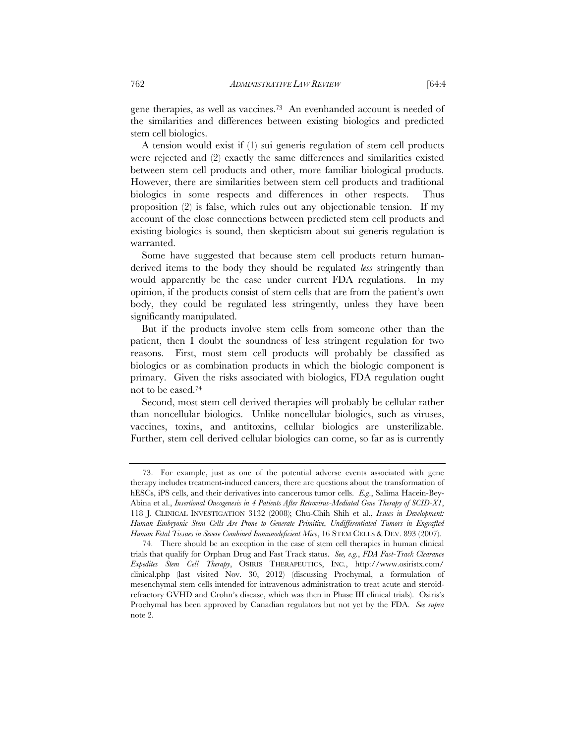gene therapies, as well as vaccines.[73] An evenhanded account is needed of the similarities and differences between existing biologics and predicted stem cell biologics.

A tension would exist if (1) sui generis regulation of stem cell products were rejected and (2) exactly the same differences and similarities existed between stem cell products and other, more familiar biological products. However, there are similarities between stem cell products and traditional biologics in some respects and differences in other respects. Thus proposition (2) is false, which rules out any objectionable tension. If my account of the close connections between predicted stem cell products and existing biologics is sound, then skepticism about sui generis regulation is warranted.

Some have suggested that because stem cell products return human-derived items to the body they should be regulated *less* stringently than would apparently be the case under current FDA regulations. In my opinion, if the products consist of stem cells that are from the patient's own body, they could be regulated less stringently, unless they have been significantly manipulated.

But if the products involve stem cells from someone other than the patient, then I doubt the soundness of less stringent regulation for two reasons. First, most stem cell products will probably be classified as biologics or as combination products in which the biologic component is primary. Given the risks associated with biologics, FDA regulation ought not to be eased.[74]

Second, most stem cell derived therapies will probably be cellular rather than noncellular biologics. Unlike noncellular biologics, such as viruses, vaccines, toxins, and antitoxins, cellular biologics are unsterilizable. Further, stem cell derived cellular biologics can come, so far as is currently

---

73. For example, just as one of the potential adverse events associated with gene therapy includes treatment-induced cancers, there are questions about the transformation of hESCs, iPS cells, and their derivatives into cancerous tumor cells. *E.g.*, Salima Hacein-Bey-Abina et al., *Insertional Oncogenesis in 4 Patients After Retrovirus-Mediated Gene Therapy of SCID-X1*, 118 J. CLINICAL INVESTIGATION 3132 (2008); Chu-Chih Shih et al., *Issues in Development: Human Embryonic Stem Cells Are Prone to Generate Primitive, Undifferentiated Tumors in Engrafted Human Fetal Tissues in Severe Combined Immunodeficient Mice*, 16 STEM CELLS & DEV. 893 (2007).

74. There should be an exception in the case of stem cell therapies in human clinical trials that qualify for Orphan Drug and Fast Track status. *See, e.g.*, *FDA Fast-Track Clearance Expedites Stem Cell Therapy*, OSIRIS THERAPEUTICS, INC., http://www.osiristx.com/clinical.php (last visited Nov. 30, 2012) (discussing Prochymal, a formulation of mesenchymal stem cells intended for intravenous administration to treat acute and steroid-refractory GVHD and Crohn's disease, which was then in Phase III clinical trials). Osiris's Prochymal has been approved by Canadian regulators but not yet by the FDA. *See supra* note 2.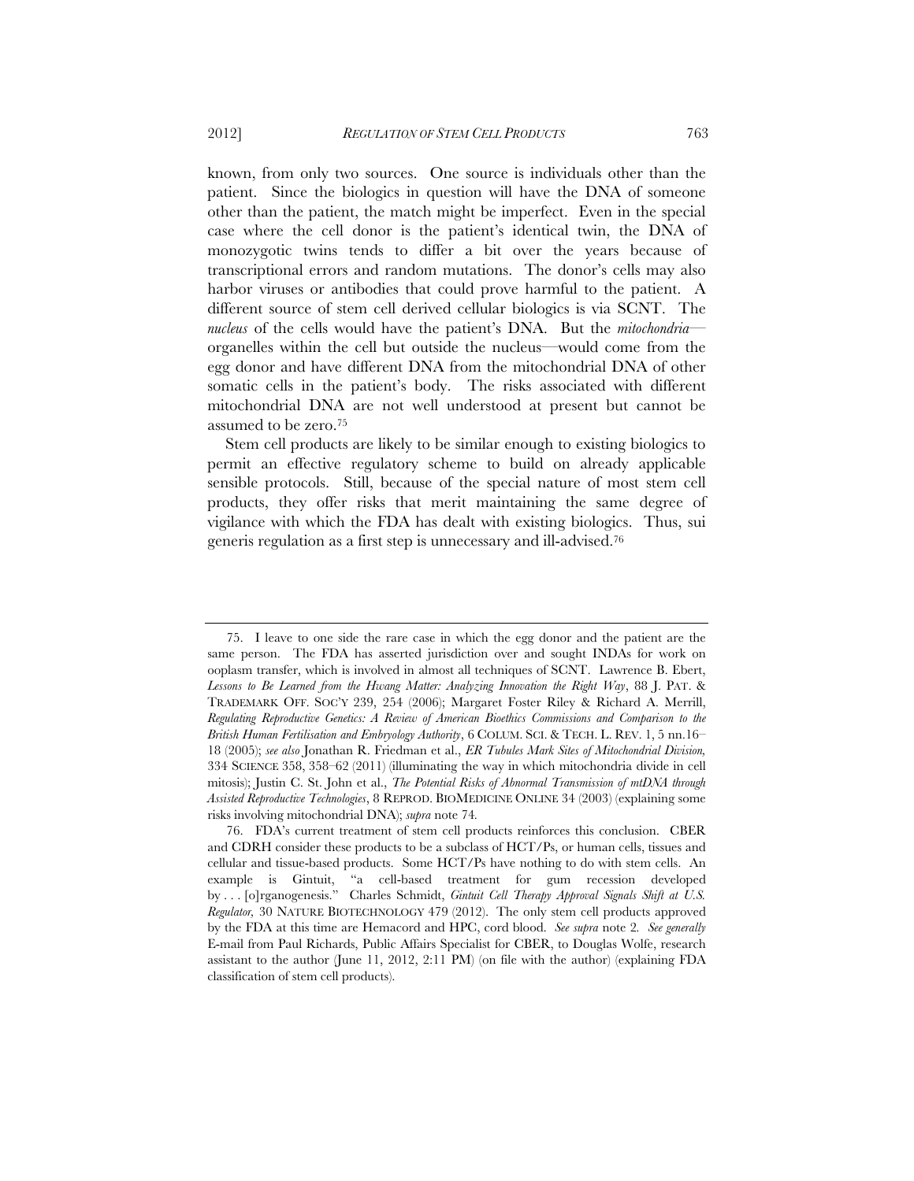known, from only two sources. One source is individuals other than the patient. Since the biologics in question will have the DNA of someone other than the patient, the match might be imperfect. Even in the special case where the cell donor is the patient's identical twin, the DNA of monozygotic twins tends to differ a bit over the years because of transcriptional errors and random mutations. The donor's cells may also harbor viruses or antibodies that could prove harmful to the patient. A different source of stem cell derived cellular biologics is via SCNT. The *nucleus* of the cells would have the patient's DNA. But the *mitochondria*—organelles within the cell but outside the nucleus—would come from the egg donor and have different DNA from the mitochondrial DNA of other somatic cells in the patient's body. The risks associated with different mitochondrial DNA are not well understood at present but cannot be assumed to be zero.[75]

Stem cell products are likely to be similar enough to existing biologics to permit an effective regulatory scheme to build on already applicable sensible protocols. Still, because of the special nature of most stem cell products, they offer risks that merit maintaining the same degree of vigilance with which the FDA has dealt with existing biologics. Thus, sui generis regulation as a first step is unnecessary and ill-advised.[76]

---

75. I leave to one side the rare case in which the egg donor and the patient are the same person. The FDA has asserted jurisdiction over and sought INDAs for work on ooplasm transfer, which is involved in almost all techniques of SCNT. Lawrence B. Ebert, *Lessons to Be Learned from the Hwang Matter: Analyzing Innovation the Right Way*, 88 J. PAT. & TRADEMARK OFF. SOC'Y 239, 254 (2006); Margaret Foster Riley & Richard A. Merrill, *Regulating Reproductive Genetics: A Review of American Bioethics Commissions and Comparison to the British Human Fertilisation and Embryology Authority*, 6 COLUM. SCI. & TECH. L. REV. 1, 5 nn.16–18 (2005); *see also* Jonathan R. Friedman et al., *ER Tubules Mark Sites of Mitochondrial Division*, 334 SCIENCE 358, 358–62 (2011) (illuminating the way in which mitochondria divide in cell mitosis); Justin C. St. John et al., *The Potential Risks of Abnormal Transmission of mtDNA through Assisted Reproductive Technologies*, 8 REPROD. BIOMEDICINE ONLINE 34 (2003) (explaining some risks involving mitochondrial DNA); *supra* note 74.

76. FDA's current treatment of stem cell products reinforces this conclusion. CBER and CDRH consider these products to be a subclass of HCT/Ps, or human cells, tissues and cellular and tissue-based products. Some HCT/Ps have nothing to do with stem cells. An example is Gintuit, "a cell-based treatment for gum recession developed by . . . [o]rganogenesis." Charles Schmidt, *Gintuit Cell Therapy Approval Signals Shift at U.S. Regulator*, 30 NATURE BIOTECHNOLOGY 479 (2012). The only stem cell products approved by the FDA at this time are Hemacord and HPC, cord blood. *See supra* note 2. *See generally* E-mail from Paul Richards, Public Affairs Specialist for CBER, to Douglas Wolfe, research assistant to the author (June 11, 2012, 2:11 PM) (on file with the author) (explaining FDA classification of stem cell products).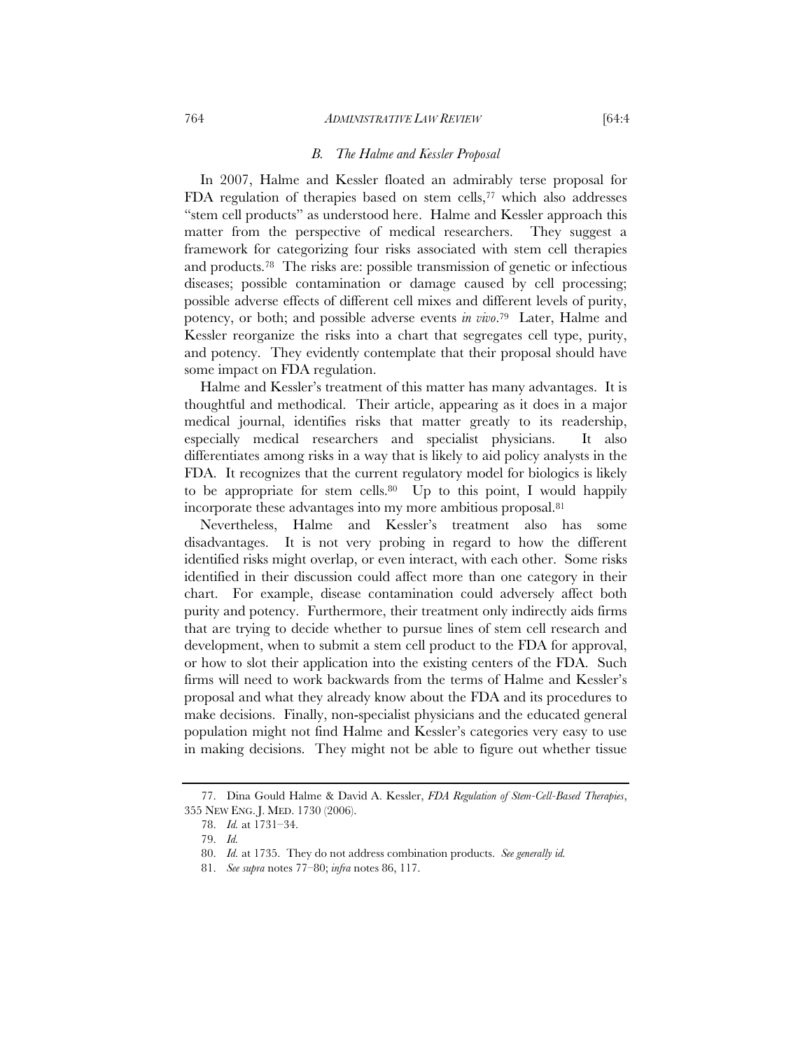### *B. The Halme and Kessler Proposal*

In 2007, Halme and Kessler floated an admirably terse proposal for FDA regulation of therapies based on stem cells,[77] which also addresses "stem cell products" as understood here. Halme and Kessler approach this matter from the perspective of medical researchers. They suggest a framework for categorizing four risks associated with stem cell therapies and products.[78] The risks are: possible transmission of genetic or infectious diseases; possible contamination or damage caused by cell processing; possible adverse effects of different cell mixes and different levels of purity, potency, or both; and possible adverse events *in vivo*.[79] Later, Halme and Kessler reorganize the risks into a chart that segregates cell type, purity, and potency. They evidently contemplate that their proposal should have some impact on FDA regulation.

Halme and Kessler's treatment of this matter has many advantages. It is thoughtful and methodical. Their article, appearing as it does in a major medical journal, identifies risks that matter greatly to its readership, especially medical researchers and specialist physicians. It also differentiates among risks in a way that is likely to aid policy analysts in the FDA. It recognizes that the current regulatory model for biologics is likely to be appropriate for stem cells.[80] Up to this point, I would happily incorporate these advantages into my more ambitious proposal.[81]

Nevertheless, Halme and Kessler's treatment also has some disadvantages. It is not very probing in regard to how the different identified risks might overlap, or even interact, with each other. Some risks identified in their discussion could affect more than one category in their chart. For example, disease contamination could adversely affect both purity and potency. Furthermore, their treatment only indirectly aids firms that are trying to decide whether to pursue lines of stem cell research and development, when to submit a stem cell product to the FDA for approval, or how to slot their application into the existing centers of the FDA. Such firms will need to work backwards from the terms of Halme and Kessler's proposal and what they already know about the FDA and its procedures to make decisions. Finally, non-specialist physicians and the educated general population might not find Halme and Kessler's categories very easy to use in making decisions. They might not be able to figure out whether tissue

---

77. Dina Gould Halme & David A. Kessler, *FDA Regulation of Stem-Cell-Based Therapies*, 355 NEW ENG. J. MED. 1730 (2006).

78. *Id.* at 1731–34.

79. *Id.*

80. *Id.* at 1735. They do not address combination products. *See generally id.*

81. *See supra* notes 77–80; *infra* notes 86, 117.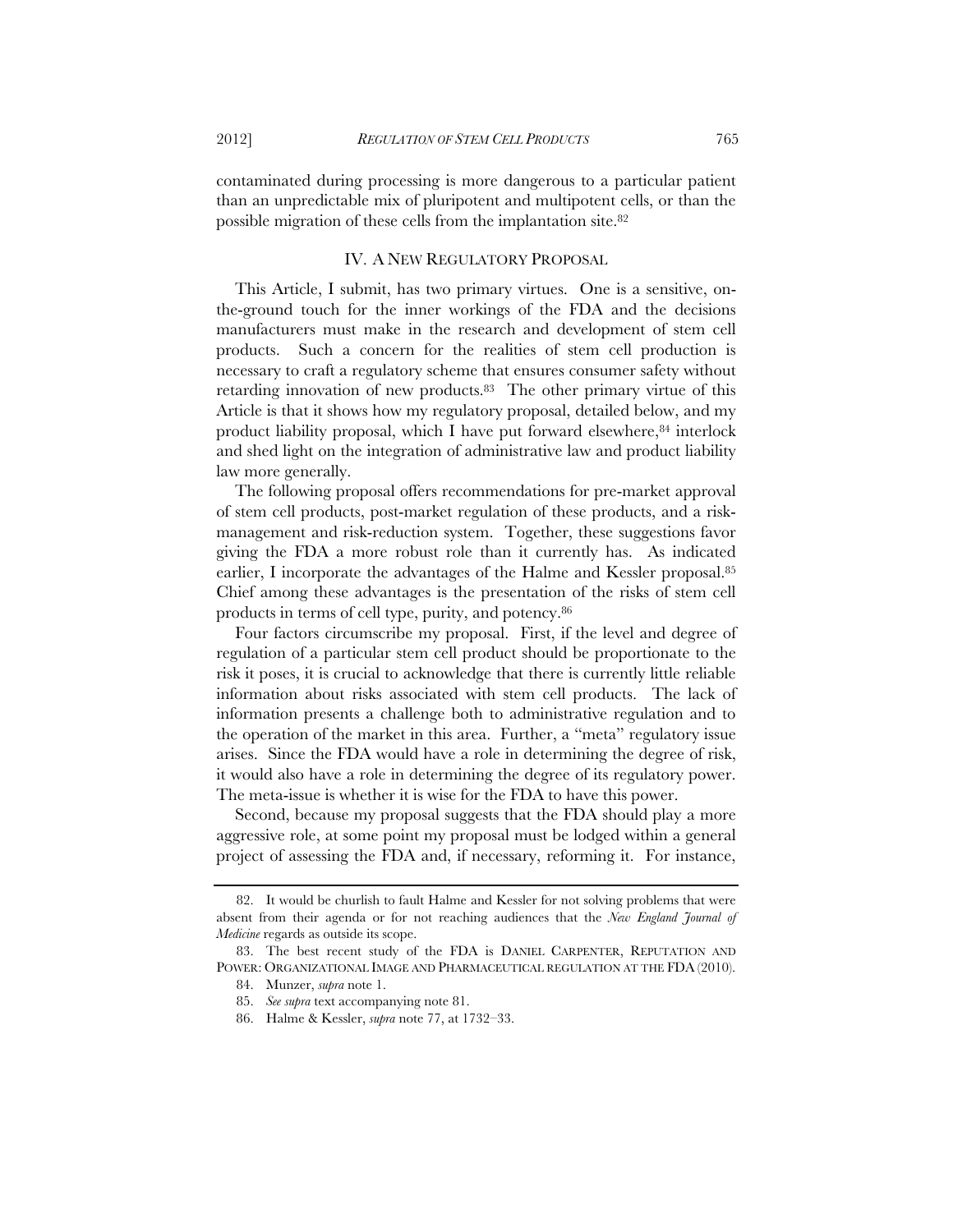contaminated during processing is more dangerous to a particular patient than an unpredictable mix of pluripotent and multipotent cells, or than the possible migration of these cells from the implantation site.[82]

## IV. A NEW REGULATORY PROPOSAL

This Article, I submit, has two primary virtues. One is a sensitive, on-the-ground touch for the inner workings of the FDA and the decisions manufacturers must make in the research and development of stem cell products. Such a concern for the realities of stem cell production is necessary to craft a regulatory scheme that ensures consumer safety without retarding innovation of new products.[83] The other primary virtue of this Article is that it shows how my regulatory proposal, detailed below, and my product liability proposal, which I have put forward elsewhere,[84] interlock and shed light on the integration of administrative law and product liability law more generally.

The following proposal offers recommendations for pre-market approval of stem cell products, post-market regulation of these products, and a risk-management and risk-reduction system. Together, these suggestions favor giving the FDA a more robust role than it currently has. As indicated earlier, I incorporate the advantages of the Halme and Kessler proposal.[85] Chief among these advantages is the presentation of the risks of stem cell products in terms of cell type, purity, and potency.[86]

Four factors circumscribe my proposal. First, if the level and degree of regulation of a particular stem cell product should be proportionate to the risk it poses, it is crucial to acknowledge that there is currently little reliable information about risks associated with stem cell products. The lack of information presents a challenge both to administrative regulation and to the operation of the market in this area. Further, a "meta" regulatory issue arises. Since the FDA would have a role in determining the degree of risk, it would also have a role in determining the degree of its regulatory power. The meta-issue is whether it is wise for the FDA to have this power.

Second, because my proposal suggests that the FDA should play a more aggressive role, at some point my proposal must be lodged within a general project of assessing the FDA and, if necessary, reforming it. For instance,

---

82. It would be churlish to fault Halme and Kessler for not solving problems that were absent from their agenda or for not reaching audiences that the *New England Journal of Medicine* regards as outside its scope.

83. The best recent study of the FDA is DANIEL CARPENTER, REPUTATION AND POWER: ORGANIZATIONAL IMAGE AND PHARMACEUTICAL REGULATION AT THE FDA (2010).

84. Munzer, *supra* note 1.

85. *See supra* text accompanying note 81.

86. Halme & Kessler, *supra* note 77, at 1732–33.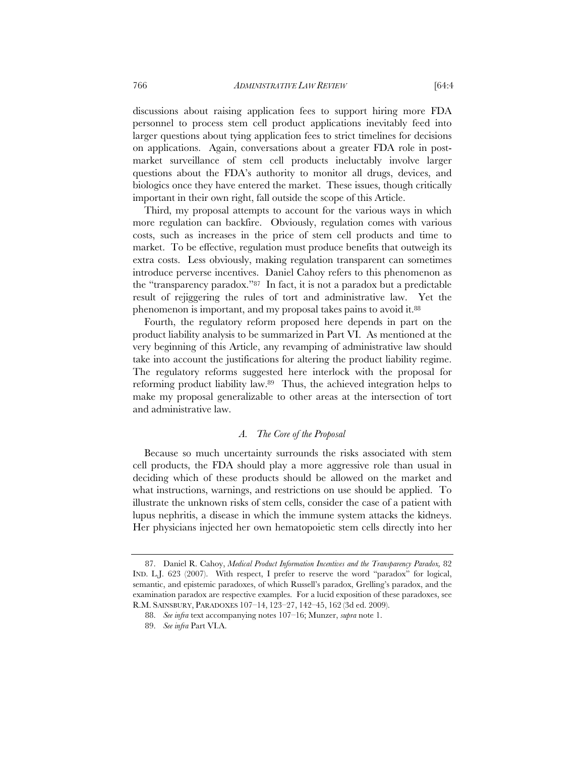discussions about raising application fees to support hiring more FDA personnel to process stem cell product applications inevitably feed into larger questions about tying application fees to strict timelines for decisions on applications. Again, conversations about a greater FDA role in post-market surveillance of stem cell products ineluctably involve larger questions about the FDA's authority to monitor all drugs, devices, and biologics once they have entered the market. These issues, though critically important in their own right, fall outside the scope of this Article.

Third, my proposal attempts to account for the various ways in which more regulation can backfire. Obviously, regulation comes with various costs, such as increases in the price of stem cell products and time to market. To be effective, regulation must produce benefits that outweigh its extra costs. Less obviously, making regulation transparent can sometimes introduce perverse incentives. Daniel Cahoy refers to this phenomenon as the "transparency paradox."[87] In fact, it is not a paradox but a predictable result of rejiggering the rules of tort and administrative law. Yet the phenomenon is important, and my proposal takes pains to avoid it.[88]

Fourth, the regulatory reform proposed here depends in part on the product liability analysis to be summarized in Part VI. As mentioned at the very beginning of this Article, any revamping of administrative law should take into account the justifications for altering the product liability regime. The regulatory reforms suggested here interlock with the proposal for reforming product liability law.[89] Thus, the achieved integration helps to make my proposal generalizable to other areas at the intersection of tort and administrative law.

### *A. The Core of the Proposal*

Because so much uncertainty surrounds the risks associated with stem cell products, the FDA should play a more aggressive role than usual in deciding which of these products should be allowed on the market and what instructions, warnings, and restrictions on use should be applied. To illustrate the unknown risks of stem cells, consider the case of a patient with lupus nephritis, a disease in which the immune system attacks the kidneys. Her physicians injected her own hematopoietic stem cells directly into her

---

87. Daniel R. Cahoy, *Medical Product Information Incentives and the Transparency Paradox,* 82 IND. L.J. 623 (2007). With respect, I prefer to reserve the word "paradox" for logical, semantic, and epistemic paradoxes, of which Russell's paradox, Grelling's paradox, and the examination paradox are respective examples. For a lucid exposition of these paradoxes, see R.M. SAINSBURY, PARADOXES 107–14, 123–27, 142–45, 162 (3d ed. 2009).

88. *See infra* text accompanying notes 107–16; Munzer, *supra* note 1.

89. *See infra* Part VI.A.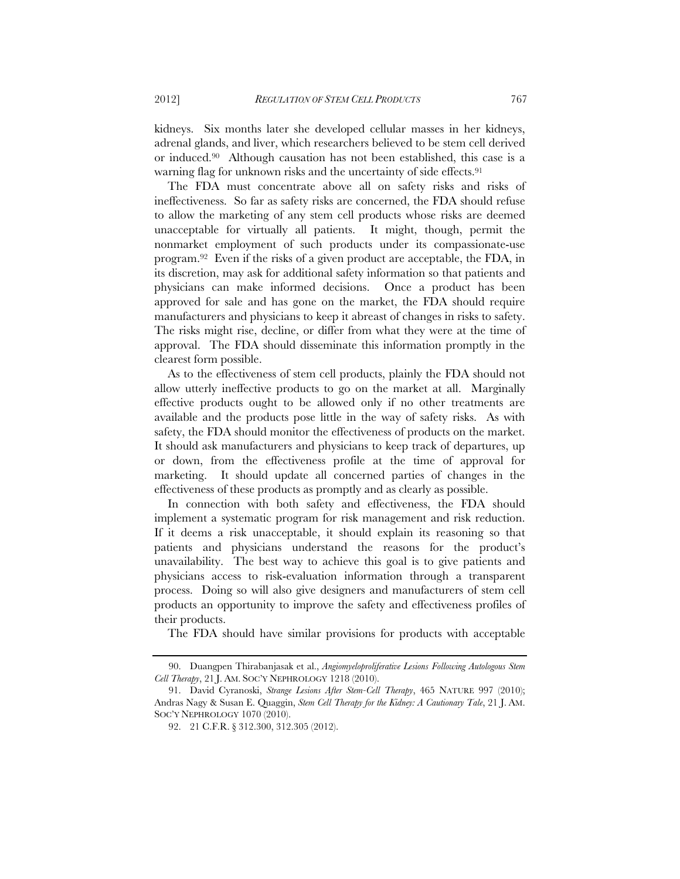kidneys. Six months later she developed cellular masses in her kidneys, adrenal glands, and liver, which researchers believed to be stem cell derived or induced.[90] Although causation has not been established, this case is a warning flag for unknown risks and the uncertainty of side effects.[91]

The FDA must concentrate above all on safety risks and risks of ineffectiveness. So far as safety risks are concerned, the FDA should refuse to allow the marketing of any stem cell products whose risks are deemed unacceptable for virtually all patients. It might, though, permit the nonmarket employment of such products under its compassionate-use program.[92] Even if the risks of a given product are acceptable, the FDA, in its discretion, may ask for additional safety information so that patients and physicians can make informed decisions. Once a product has been approved for sale and has gone on the market, the FDA should require manufacturers and physicians to keep it abreast of changes in risks to safety. The risks might rise, decline, or differ from what they were at the time of approval. The FDA should disseminate this information promptly in the clearest form possible.

As to the effectiveness of stem cell products, plainly the FDA should not allow utterly ineffective products to go on the market at all. Marginally effective products ought to be allowed only if no other treatments are available and the products pose little in the way of safety risks. As with safety, the FDA should monitor the effectiveness of products on the market. It should ask manufacturers and physicians to keep track of departures, up or down, from the effectiveness profile at the time of approval for marketing. It should update all concerned parties of changes in the effectiveness of these products as promptly and as clearly as possible.

In connection with both safety and effectiveness, the FDA should implement a systematic program for risk management and risk reduction. If it deems a risk unacceptable, it should explain its reasoning so that patients and physicians understand the reasons for the product's unavailability. The best way to achieve this goal is to give patients and physicians access to risk-evaluation information through a transparent process. Doing so will also give designers and manufacturers of stem cell products an opportunity to improve the safety and effectiveness profiles of their products.

The FDA should have similar provisions for products with acceptable

---

90. Duangpen Thirabanjasak et al., *Angiomyeloproliferative Lesions Following Autologous Stem Cell Therapy*, 21 J. AM. SOC'Y NEPHROLOGY 1218 (2010).

91. David Cyranoski, *Strange Lesions After Stem-Cell Therapy*, 465 NATURE 997 (2010); Andras Nagy & Susan E. Quaggin, *Stem Cell Therapy for the Kidney: A Cautionary Tale*, 21 J. AM. SOC'Y NEPHROLOGY 1070 (2010).

92. 21 C.F.R. § 312.300, 312.305 (2012).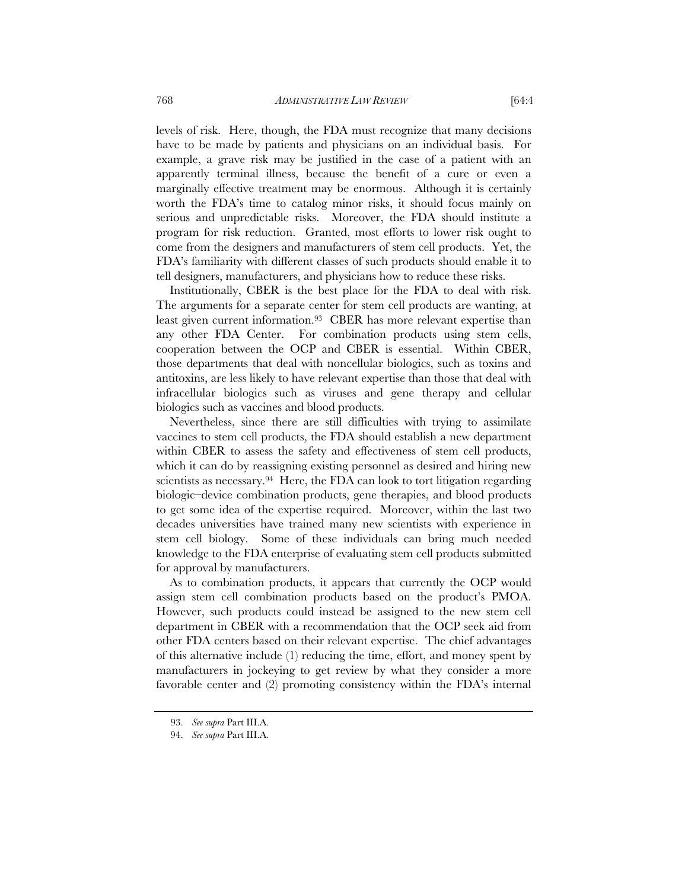levels of risk. Here, though, the FDA must recognize that many decisions have to be made by patients and physicians on an individual basis. For example, a grave risk may be justified in the case of a patient with an apparently terminal illness, because the benefit of a cure or even a marginally effective treatment may be enormous. Although it is certainly worth the FDA's time to catalog minor risks, it should focus mainly on serious and unpredictable risks. Moreover, the FDA should institute a program for risk reduction. Granted, most efforts to lower risk ought to come from the designers and manufacturers of stem cell products. Yet, the FDA's familiarity with different classes of such products should enable it to tell designers, manufacturers, and physicians how to reduce these risks.

Institutionally, CBER is the best place for the FDA to deal with risk. The arguments for a separate center for stem cell products are wanting, at least given current information.[93] CBER has more relevant expertise than any other FDA Center. For combination products using stem cells, cooperation between the OCP and CBER is essential. Within CBER, those departments that deal with noncellular biologics, such as toxins and antitoxins, are less likely to have relevant expertise than those that deal with infracellular biologics such as viruses and gene therapy and cellular biologics such as vaccines and blood products.

Nevertheless, since there are still difficulties with trying to assimilate vaccines to stem cell products, the FDA should establish a new department within CBER to assess the safety and effectiveness of stem cell products, which it can do by reassigning existing personnel as desired and hiring new scientists as necessary.[94] Here, the FDA can look to tort litigation regarding biologic–device combination products, gene therapies, and blood products to get some idea of the expertise required. Moreover, within the last two decades universities have trained many new scientists with experience in stem cell biology. Some of these individuals can bring much needed knowledge to the FDA enterprise of evaluating stem cell products submitted for approval by manufacturers.

As to combination products, it appears that currently the OCP would assign stem cell combination products based on the product's PMOA. However, such products could instead be assigned to the new stem cell department in CBER with a recommendation that the OCP seek aid from other FDA centers based on their relevant expertise. The chief advantages of this alternative include (1) reducing the time, effort, and money spent by manufacturers in jockeying to get review by what they consider a more favorable center and (2) promoting consistency within the FDA's internal

93. *See supra* Part III.A.

94. *See supra* Part III.A.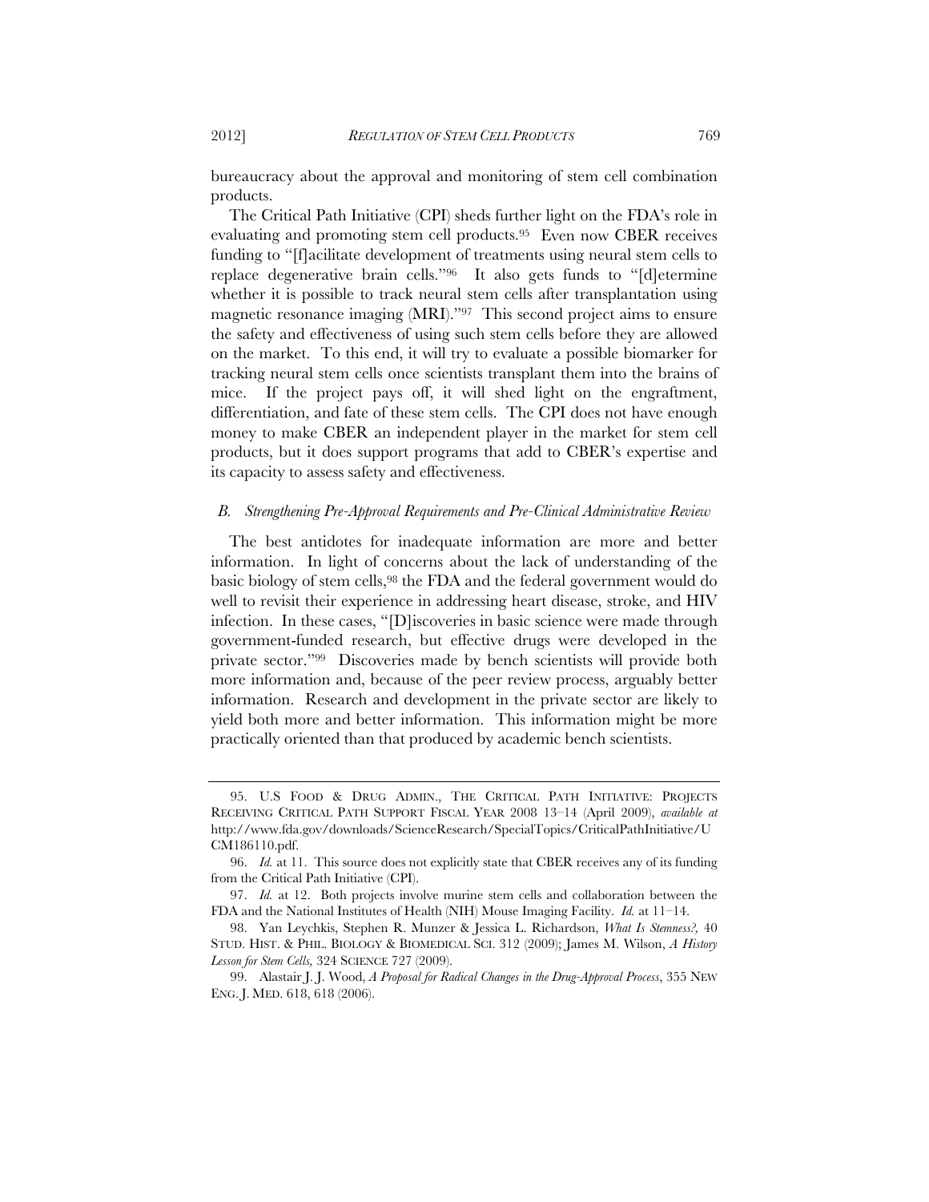bureaucracy about the approval and monitoring of stem cell combination products.

The Critical Path Initiative (CPI) sheds further light on the FDA's role in evaluating and promoting stem cell products.[95] Even now CBER receives funding to "[f]acilitate development of treatments using neural stem cells to replace degenerative brain cells."[96] It also gets funds to "[d]etermine whether it is possible to track neural stem cells after transplantation using magnetic resonance imaging (MRI)."[97] This second project aims to ensure the safety and effectiveness of using such stem cells before they are allowed on the market. To this end, it will try to evaluate a possible biomarker for tracking neural stem cells once scientists transplant them into the brains of mice. If the project pays off, it will shed light on the engraftment, differentiation, and fate of these stem cells. The CPI does not have enough money to make CBER an independent player in the market for stem cell products, but it does support programs that add to CBER's expertise and its capacity to assess safety and effectiveness.

### *B. Strengthening Pre-Approval Requirements and Pre-Clinical Administrative Review*

The best antidotes for inadequate information are more and better information. In light of concerns about the lack of understanding of the basic biology of stem cells,[98] the FDA and the federal government would do well to revisit their experience in addressing heart disease, stroke, and HIV infection. In these cases, "[D]iscoveries in basic science were made through government-funded research, but effective drugs were developed in the private sector."[99] Discoveries made by bench scientists will provide both more information and, because of the peer review process, arguably better information. Research and development in the private sector are likely to yield both more and better information. This information might be more practically oriented than that produced by academic bench scientists.

---

95. U.S FOOD & DRUG ADMIN., THE CRITICAL PATH INITIATIVE: PROJECTS RECEIVING CRITICAL PATH SUPPORT FISCAL YEAR 2008 13–14 (April 2009), *available at* http://www.fda.gov/downloads/ScienceResearch/SpecialTopics/CriticalPathInitiative/UCM186110.pdf.

96. *Id.* at 11. This source does not explicitly state that CBER receives any of its funding from the Critical Path Initiative (CPI).

97. *Id.* at 12. Both projects involve murine stem cells and collaboration between the FDA and the National Institutes of Health (NIH) Mouse Imaging Facility. *Id.* at 11–14.

98. Yan Leychkis, Stephen R. Munzer & Jessica L. Richardson, *What Is Stemness?*, 40 STUD. HIST. & PHIL. BIOLOGY & BIOMEDICAL SCI. 312 (2009); James M. Wilson, *A History Lesson for Stem Cells*, 324 SCIENCE 727 (2009).

99. Alastair J. J. Wood, *A Proposal for Radical Changes in the Drug-Approval Process*, 355 NEW ENG. J. MED. 618, 618 (2006).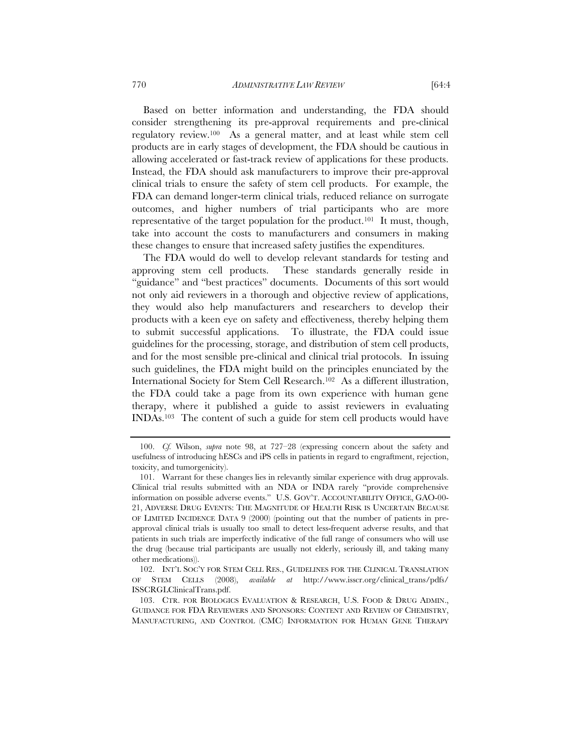Based on better information and understanding, the FDA should consider strengthening its pre-approval requirements and pre-clinical regulatory review.[100] As a general matter, and at least while stem cell products are in early stages of development, the FDA should be cautious in allowing accelerated or fast-track review of applications for these products. Instead, the FDA should ask manufacturers to improve their pre-approval clinical trials to ensure the safety of stem cell products. For example, the FDA can demand longer-term clinical trials, reduced reliance on surrogate outcomes, and higher numbers of trial participants who are more representative of the target population for the product.[101] It must, though, take into account the costs to manufacturers and consumers in making these changes to ensure that increased safety justifies the expenditures.

The FDA would do well to develop relevant standards for testing and approving stem cell products. These standards generally reside in "guidance" and "best practices" documents. Documents of this sort would not only aid reviewers in a thorough and objective review of applications, they would also help manufacturers and researchers to develop their products with a keen eye on safety and effectiveness, thereby helping them to submit successful applications. To illustrate, the FDA could issue guidelines for the processing, storage, and distribution of stem cell products, and for the most sensible pre-clinical and clinical trial protocols. In issuing such guidelines, the FDA might build on the principles enunciated by the International Society for Stem Cell Research.[102] As a different illustration, the FDA could take a page from its own experience with human gene therapy, where it published a guide to assist reviewers in evaluating INDAs.[103] The content of such a guide for stem cell products would have

---

100. *Cf.* Wilson, *supra* note 98, at 727–28 (expressing concern about the safety and usefulness of introducing hESCs and iPS cells in patients in regard to engraftment, rejection, toxicity, and tumorgenicity).

101. Warrant for these changes lies in relevantly similar experience with drug approvals. Clinical trial results submitted with an NDA or INDA rarely "provide comprehensive information on possible adverse events." U.S. GOV'T. ACCOUNTABILITY OFFICE, GAO-00-21, ADVERSE DRUG EVENTS: THE MAGNITUDE OF HEALTH RISK IS UNCERTAIN BECAUSE OF LIMITED INCIDENCE DATA 9 (2000) (pointing out that the number of patients in pre-approval clinical trials is usually too small to detect less-frequent adverse results, and that patients in such trials are imperfectly indicative of the full range of consumers who will use the drug (because trial participants are usually not elderly, seriously ill, and taking many other medications)).

102. INT'L SOC'Y FOR STEM CELL RES., GUIDELINES FOR THE CLINICAL TRANSLATION OF STEM CELLS (2008), *available at* http://www.isscr.org/clinical_trans/pdfs/ISSCRGLClinicalTrans.pdf.

103. CTR. FOR BIOLOGICS EVALUATION & RESEARCH, U.S. FOOD & DRUG ADMIN., GUIDANCE FOR FDA REVIEWERS AND SPONSORS: CONTENT AND REVIEW OF CHEMISTRY, MANUFACTURING, AND CONTROL (CMC) INFORMATION FOR HUMAN GENE THERAPY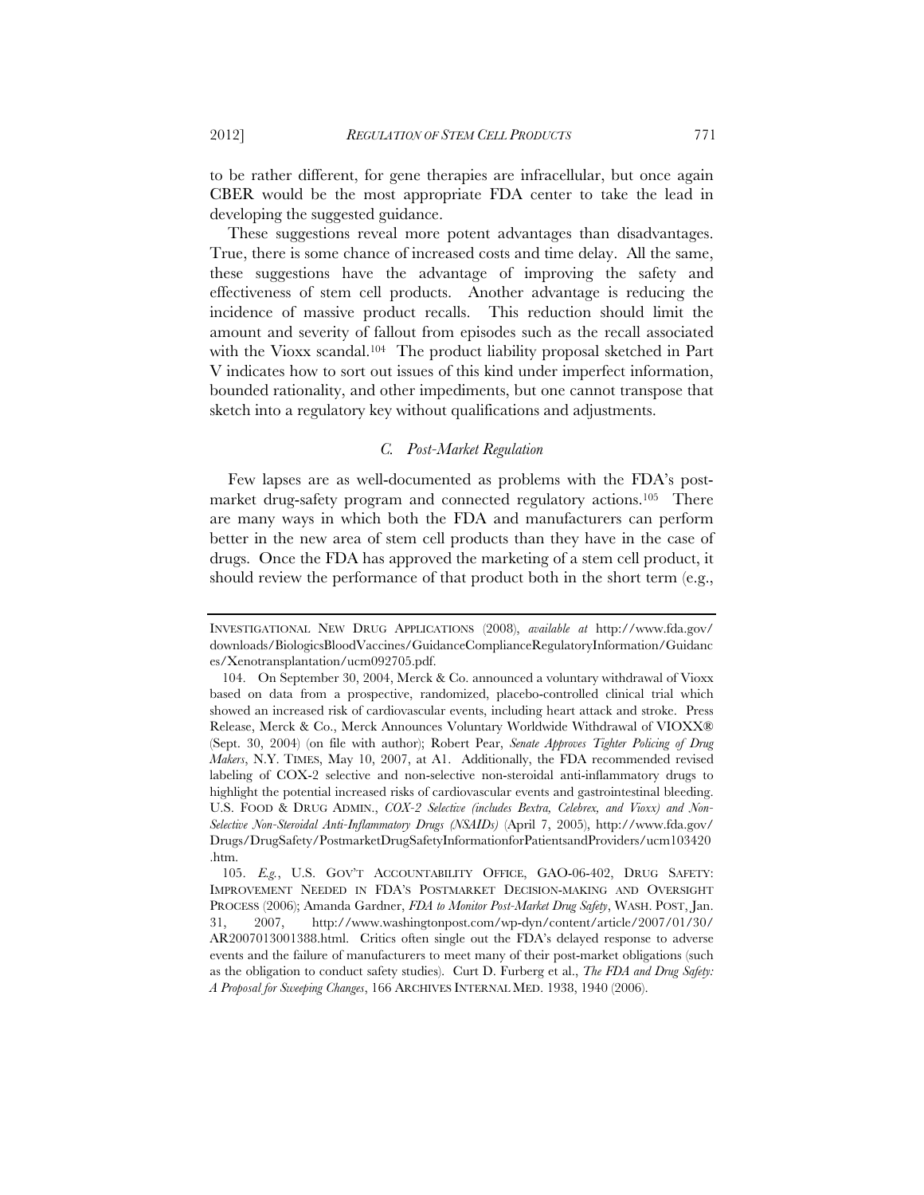to be rather different, for gene therapies are infracellular, but once again CBER would be the most appropriate FDA center to take the lead in developing the suggested guidance.

These suggestions reveal more potent advantages than disadvantages. True, there is some chance of increased costs and time delay. All the same, these suggestions have the advantage of improving the safety and effectiveness of stem cell products. Another advantage is reducing the incidence of massive product recalls. This reduction should limit the amount and severity of fallout from episodes such as the recall associated with the Vioxx scandal.[104] The product liability proposal sketched in Part V indicates how to sort out issues of this kind under imperfect information, bounded rationality, and other impediments, but one cannot transpose that sketch into a regulatory key without qualifications and adjustments.

### *C. Post-Market Regulation*

Few lapses are as well-documented as problems with the FDA's post-market drug-safety program and connected regulatory actions.[105] There are many ways in which both the FDA and manufacturers can perform better in the new area of stem cell products than they have in the case of drugs. Once the FDA has approved the marketing of a stem cell product, it should review the performance of that product both in the short term (e.g.,

---

INVESTIGATIONAL NEW DRUG APPLICATIONS (2008), *available at* http://www.fda.gov/downloads/BiologicsBloodVaccines/GuidanceComplianceRegulatoryInformation/Guidances/Xenotransplantation/ucm092705.pdf.

104. On September 30, 2004, Merck & Co. announced a voluntary withdrawal of Vioxx based on data from a prospective, randomized, placebo-controlled clinical trial which showed an increased risk of cardiovascular events, including heart attack and stroke. Press Release, Merck & Co., Merck Announces Voluntary Worldwide Withdrawal of VIOXX® (Sept. 30, 2004) (on file with author); Robert Pear, *Senate Approves Tighter Policing of Drug Makers*, N.Y. TIMES, May 10, 2007, at A1. Additionally, the FDA recommended revised labeling of COX-2 selective and non-selective non-steroidal anti-inflammatory drugs to highlight the potential increased risks of cardiovascular events and gastrointestinal bleeding. U.S. FOOD & DRUG ADMIN., *COX-2 Selective (includes Bextra, Celebrex, and Vioxx) and Non-Selective Non-Steroidal Anti-Inflammatory Drugs (NSAIDs)* (April 7, 2005), http://www.fda.gov/Drugs/DrugSafety/PostmarketDrugSafetyInformationforPatientsandProviders/ucm103420.htm.

105. *E.g.*, U.S. GOV'T ACCOUNTABILITY OFFICE, GAO-06-402, DRUG SAFETY: IMPROVEMENT NEEDED IN FDA'S POSTMARKET DECISION-MAKING AND OVERSIGHT PROCESS (2006); Amanda Gardner, *FDA to Monitor Post-Market Drug Safety*, WASH. POST, Jan. 31, 2007, http://www.washingtonpost.com/wp-dyn/content/article/2007/01/30/AR2007013001388.html. Critics often single out the FDA's delayed response to adverse events and the failure of manufacturers to meet many of their post-market obligations (such as the obligation to conduct safety studies). Curt D. Furberg et al., *The FDA and Drug Safety: A Proposal for Sweeping Changes*, 166 ARCHIVES INTERNAL MED. 1938, 1940 (2006).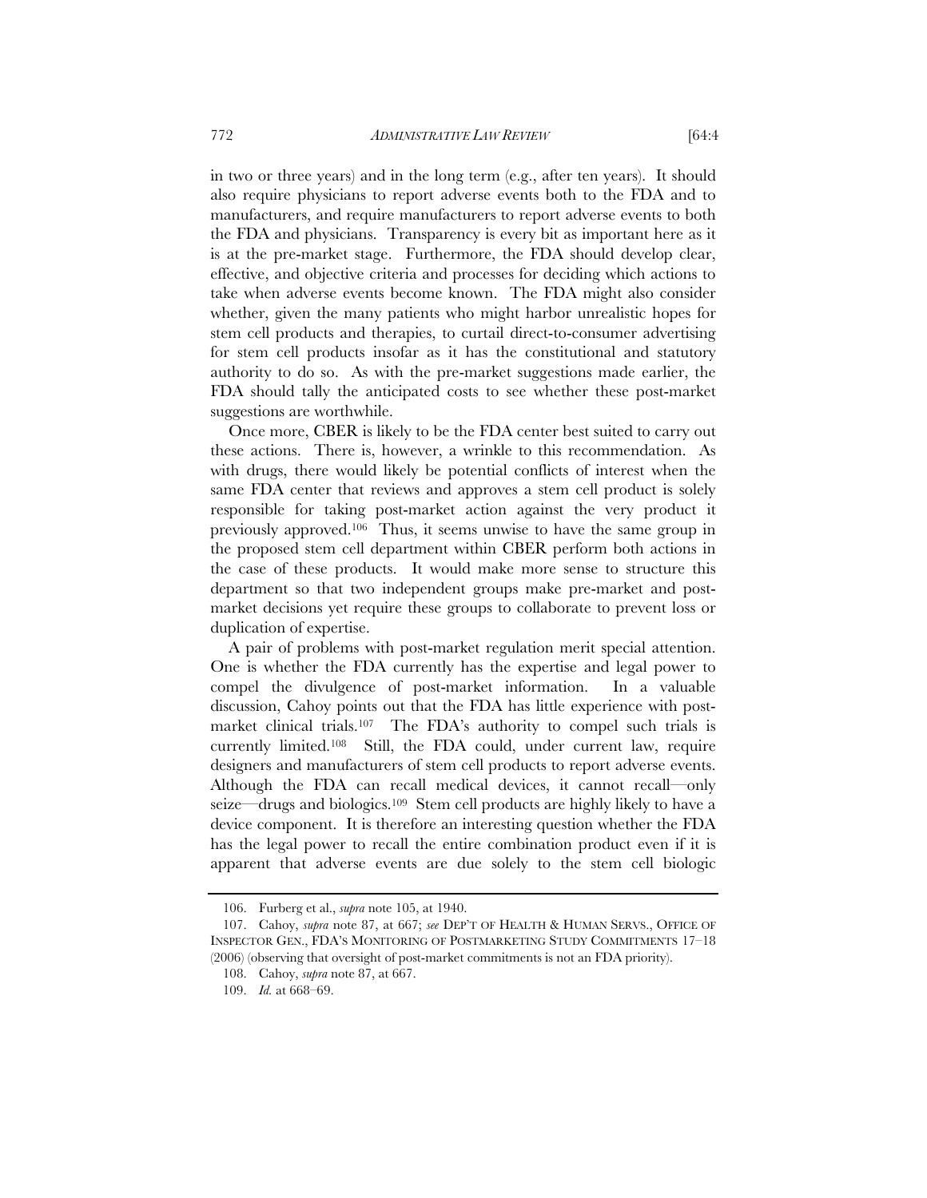in two or three years) and in the long term (e.g., after ten years). It should also require physicians to report adverse events both to the FDA and to manufacturers, and require manufacturers to report adverse events to both the FDA and physicians. Transparency is every bit as important here as it is at the pre-market stage. Furthermore, the FDA should develop clear, effective, and objective criteria and processes for deciding which actions to take when adverse events become known. The FDA might also consider whether, given the many patients who might harbor unrealistic hopes for stem cell products and therapies, to curtail direct-to-consumer advertising for stem cell products insofar as it has the constitutional and statutory authority to do so. As with the pre-market suggestions made earlier, the FDA should tally the anticipated costs to see whether these post-market suggestions are worthwhile.

Once more, CBER is likely to be the FDA center best suited to carry out these actions. There is, however, a wrinkle to this recommendation. As with drugs, there would likely be potential conflicts of interest when the same FDA center that reviews and approves a stem cell product is solely responsible for taking post-market action against the very product it previously approved.[106] Thus, it seems unwise to have the same group in the proposed stem cell department within CBER perform both actions in the case of these products. It would make more sense to structure this department so that two independent groups make pre-market and post-market decisions yet require these groups to collaborate to prevent loss or duplication of expertise.

A pair of problems with post-market regulation merit special attention. One is whether the FDA currently has the expertise and legal power to compel the divulgence of post-market information. In a valuable discussion, Cahoy points out that the FDA has little experience with post-market clinical trials.[107] The FDA's authority to compel such trials is currently limited.[108] Still, the FDA could, under current law, require designers and manufacturers of stem cell products to report adverse events. Although the FDA can recall medical devices, it cannot recall—only seize—drugs and biologics.[109] Stem cell products are highly likely to have a device component. It is therefore an interesting question whether the FDA has the legal power to recall the entire combination product even if it is apparent that adverse events are due solely to the stem cell biologic

106. Furberg et al., *supra* note 105, at 1940.

107. Cahoy, *supra* note 87, at 667; *see* DEP'T OF HEALTH & HUMAN SERVS., OFFICE OF INSPECTOR GEN., FDA'S MONITORING OF POSTMARKETING STUDY COMMITMENTS 17–18 (2006) (observing that oversight of post-market commitments is not an FDA priority).

108. Cahoy, *supra* note 87, at 667.

109. *Id.* at 668–69.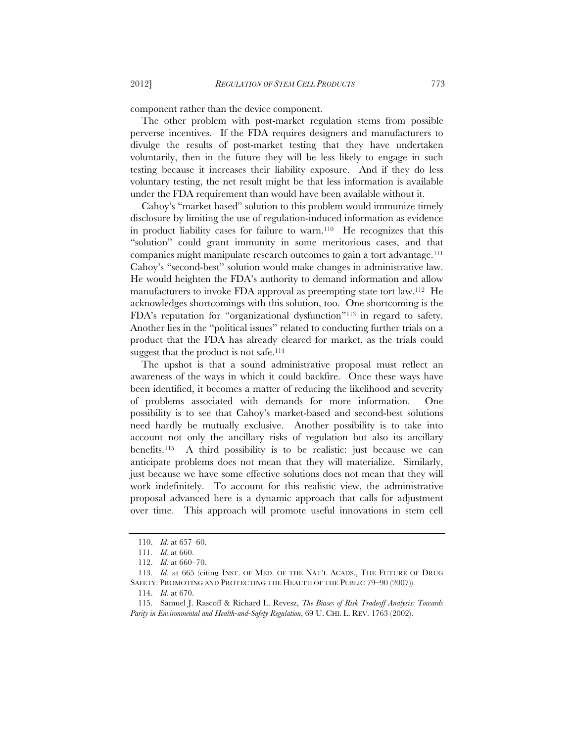component rather than the device component.

The other problem with post-market regulation stems from possible perverse incentives. If the FDA requires designers and manufacturers to divulge the results of post-market testing that they have undertaken voluntarily, then in the future they will be less likely to engage in such testing because it increases their liability exposure. And if they do less voluntary testing, the net result might be that less information is available under the FDA requirement than would have been available without it.

Cahoy's "market based" solution to this problem would immunize timely disclosure by limiting the use of regulation-induced information as evidence in product liability cases for failure to warn.[110] He recognizes that this "solution" could grant immunity in some meritorious cases, and that companies might manipulate research outcomes to gain a tort advantage.[111] Cahoy's "second-best" solution would make changes in administrative law. He would heighten the FDA's authority to demand information and allow manufacturers to invoke FDA approval as preempting state tort law.[112] He acknowledges shortcomings with this solution, too. One shortcoming is the FDA's reputation for "organizational dysfunction"[113] in regard to safety. Another lies in the "political issues" related to conducting further trials on a product that the FDA has already cleared for market, as the trials could suggest that the product is not safe.[114]

The upshot is that a sound administrative proposal must reflect an awareness of the ways in which it could backfire. Once these ways have been identified, it becomes a matter of reducing the likelihood and severity of problems associated with demands for more information. One possibility is to see that Cahoy's market-based and second-best solutions need hardly be mutually exclusive. Another possibility is to take into account not only the ancillary risks of regulation but also its ancillary benefits.[115] A third possibility is to be realistic: just because we can anticipate problems does not mean that they will materialize. Similarly, just because we have some effective solutions does not mean that they will work indefinitely. To account for this realistic view, the administrative proposal advanced here is a dynamic approach that calls for adjustment over time. This approach will promote useful innovations in stem cell

---

110. *Id.* at 657–60.

111. *Id.* at 660.

112. *Id.* at 660–70.

113. *Id.* at 665 (citing INST. OF MED. OF THE NAT'L ACADS., THE FUTURE OF DRUG SAFETY: PROMOTING AND PROTECTING THE HEALTH OF THE PUBLIC 79–90 (2007)).

114. *Id.* at 670.

115. Samuel J. Rascoff & Richard L. Revesz, *The Biases of Risk Tradeoff Analysis: Towards Parity in Environmental and Health-and-Safety Regulation*, 69 U. CHI. L. REV. 1763 (2002).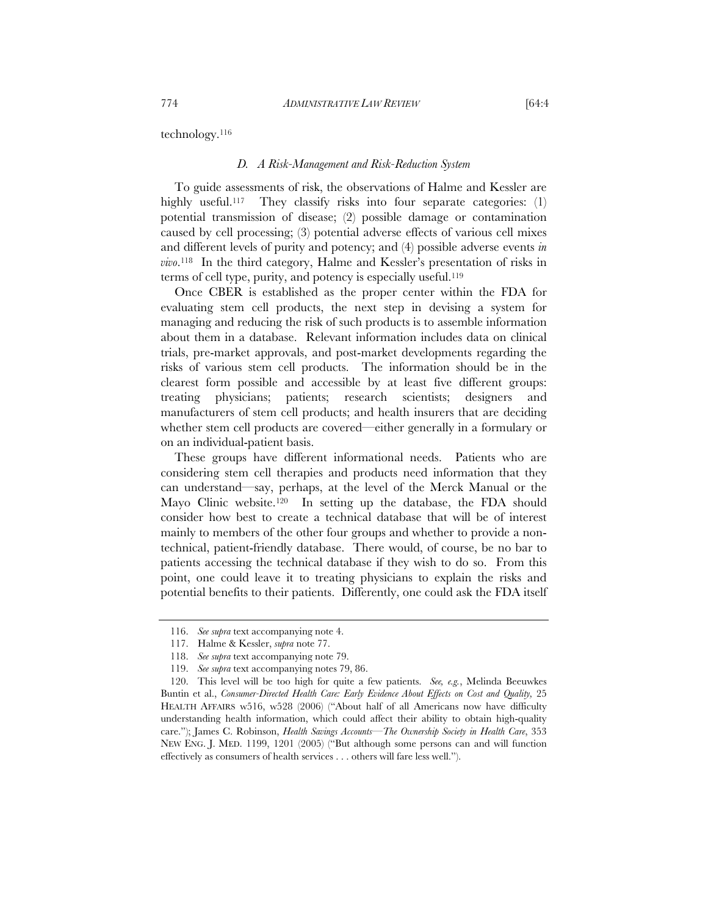technology.[116]

### *D. A Risk-Management and Risk-Reduction System*

To guide assessments of risk, the observations of Halme and Kessler are highly useful.[117] They classify risks into four separate categories: (1) potential transmission of disease; (2) possible damage or contamination caused by cell processing; (3) potential adverse effects of various cell mixes and different levels of purity and potency; and (4) possible adverse events *in vivo*.[118] In the third category, Halme and Kessler's presentation of risks in terms of cell type, purity, and potency is especially useful.[119]

Once CBER is established as the proper center within the FDA for evaluating stem cell products, the next step in devising a system for managing and reducing the risk of such products is to assemble information about them in a database. Relevant information includes data on clinical trials, pre-market approvals, and post-market developments regarding the risks of various stem cell products. The information should be in the clearest form possible and accessible by at least five different groups: treating physicians; patients; research scientists; designers and manufacturers of stem cell products; and health insurers that are deciding whether stem cell products are covered—either generally in a formulary or on an individual-patient basis.

These groups have different informational needs. Patients who are considering stem cell therapies and products need information that they can understand—say, perhaps, at the level of the Merck Manual or the Mayo Clinic website.[120] In setting up the database, the FDA should consider how best to create a technical database that will be of interest mainly to members of the other four groups and whether to provide a non-technical, patient-friendly database. There would, of course, be no bar to patients accessing the technical database if they wish to do so. From this point, one could leave it to treating physicians to explain the risks and potential benefits to their patients. Differently, one could ask the FDA itself

---

116. *See supra* text accompanying note 4.

117. Halme & Kessler, *supra* note 77.

118. *See supra* text accompanying note 79.

119. *See supra* text accompanying notes 79, 86.

120. This level will be too high for quite a few patients. *See, e.g.*, Melinda Beeuwkes Buntin et al., *Consumer-Directed Health Care: Early Evidence About Effects on Cost and Quality*, 25 HEALTH AFFAIRS w516, w528 (2006) ("About half of all Americans now have difficulty understanding health information, which could affect their ability to obtain high-quality care."); James C. Robinson, *Health Savings Accounts—The Ownership Society in Health Care*, 353 NEW ENG. J. MED. 1199, 1201 (2005) ("But although some persons can and will function effectively as consumers of health services . . . others will fare less well.").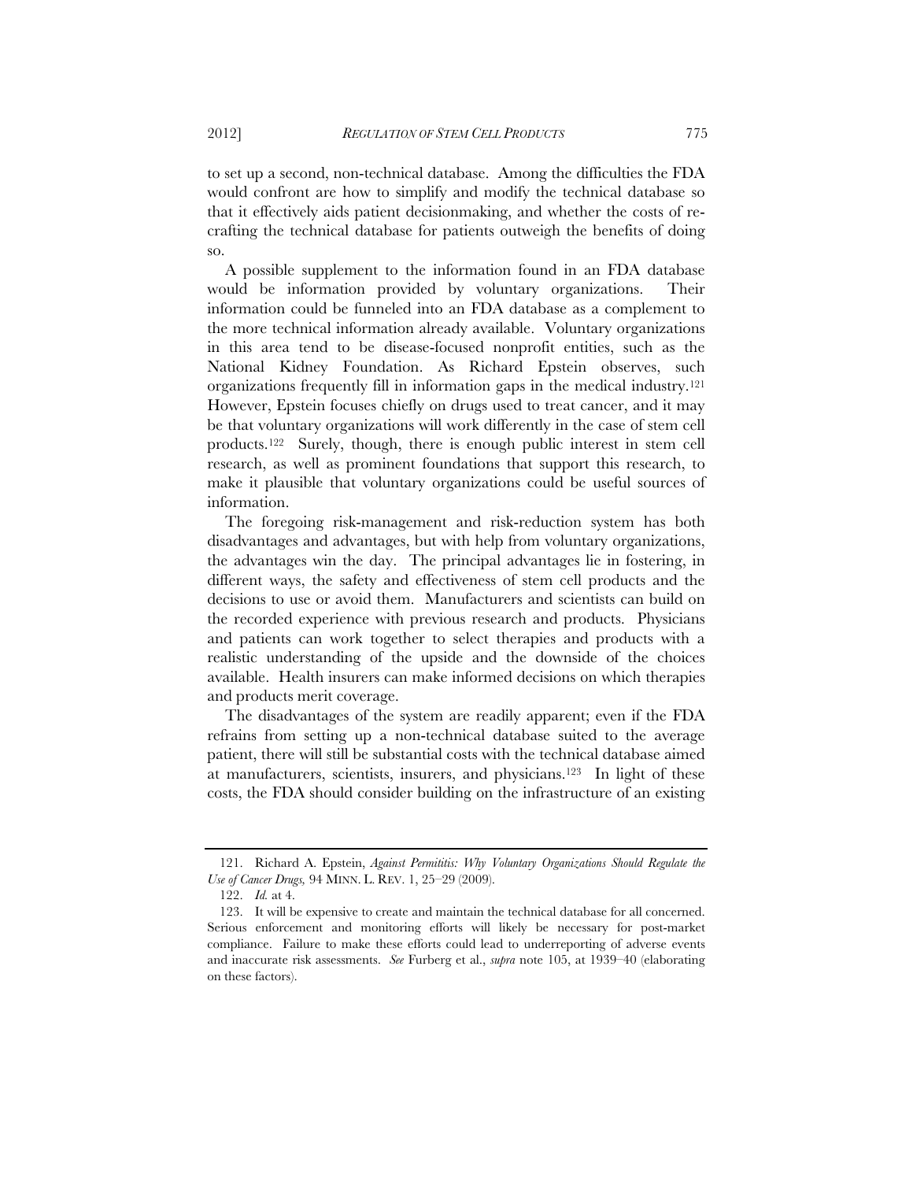to set up a second, non-technical database. Among the difficulties the FDA would confront are how to simplify and modify the technical database so that it effectively aids patient decisionmaking, and whether the costs of re-crafting the technical database for patients outweigh the benefits of doing so.

A possible supplement to the information found in an FDA database would be information provided by voluntary organizations. Their information could be funneled into an FDA database as a complement to the more technical information already available. Voluntary organizations in this area tend to be disease-focused nonprofit entities, such as the National Kidney Foundation. As Richard Epstein observes, such organizations frequently fill in information gaps in the medical industry.[121] However, Epstein focuses chiefly on drugs used to treat cancer, and it may be that voluntary organizations will work differently in the case of stem cell products.[122] Surely, though, there is enough public interest in stem cell research, as well as prominent foundations that support this research, to make it plausible that voluntary organizations could be useful sources of information.

The foregoing risk-management and risk-reduction system has both disadvantages and advantages, but with help from voluntary organizations, the advantages win the day. The principal advantages lie in fostering, in different ways, the safety and effectiveness of stem cell products and the decisions to use or avoid them. Manufacturers and scientists can build on the recorded experience with previous research and products. Physicians and patients can work together to select therapies and products with a realistic understanding of the upside and the downside of the choices available. Health insurers can make informed decisions on which therapies and products merit coverage.

The disadvantages of the system are readily apparent; even if the FDA refrains from setting up a non-technical database suited to the average patient, there will still be substantial costs with the technical database aimed at manufacturers, scientists, insurers, and physicians.[123] In light of these costs, the FDA should consider building on the infrastructure of an existing

---

121. Richard A. Epstein, *Against Permititis: Why Voluntary Organizations Should Regulate the Use of Cancer Drugs,* 94 MINN. L. REV. 1, 25–29 (2009).

122. *Id.* at 4.

123. It will be expensive to create and maintain the technical database for all concerned. Serious enforcement and monitoring efforts will likely be necessary for post-market compliance. Failure to make these efforts could lead to underreporting of adverse events and inaccurate risk assessments. *See* Furberg et al., *supra* note 105, at 1939–40 (elaborating on these factors).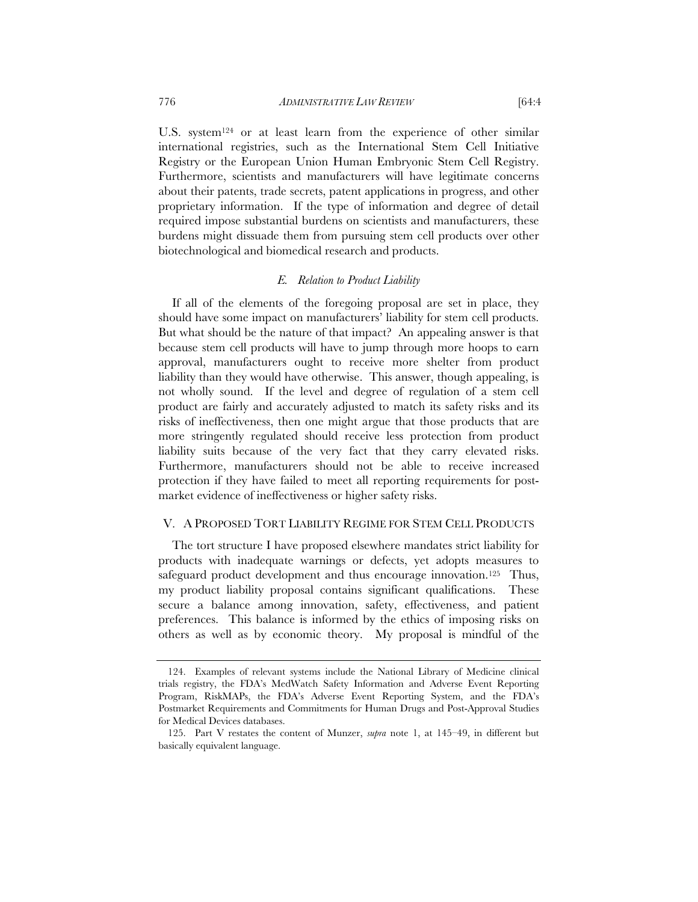U.S. system[124] or at least learn from the experience of other similar international registries, such as the International Stem Cell Initiative Registry or the European Union Human Embryonic Stem Cell Registry. Furthermore, scientists and manufacturers will have legitimate concerns about their patents, trade secrets, patent applications in progress, and other proprietary information. If the type of information and degree of detail required impose substantial burdens on scientists and manufacturers, these burdens might dissuade them from pursuing stem cell products over other biotechnological and biomedical research and products.

### *E. Relation to Product Liability*

If all of the elements of the foregoing proposal are set in place, they should have some impact on manufacturers' liability for stem cell products. But what should be the nature of that impact? An appealing answer is that because stem cell products will have to jump through more hoops to earn approval, manufacturers ought to receive more shelter from product liability than they would have otherwise. This answer, though appealing, is not wholly sound. If the level and degree of regulation of a stem cell product are fairly and accurately adjusted to match its safety risks and its risks of ineffectiveness, then one might argue that those products that are more stringently regulated should receive less protection from product liability suits because of the very fact that they carry elevated risks. Furthermore, manufacturers should not be able to receive increased protection if they have failed to meet all reporting requirements for post-market evidence of ineffectiveness or higher safety risks.

## V. A PROPOSED TORT LIABILITY REGIME FOR STEM CELL PRODUCTS

The tort structure I have proposed elsewhere mandates strict liability for products with inadequate warnings or defects, yet adopts measures to safeguard product development and thus encourage innovation.[125] Thus, my product liability proposal contains significant qualifications. These secure a balance among innovation, safety, effectiveness, and patient preferences. This balance is informed by the ethics of imposing risks on others as well as by economic theory. My proposal is mindful of the

---

124. Examples of relevant systems include the National Library of Medicine clinical trials registry, the FDA's MedWatch Safety Information and Adverse Event Reporting Program, RiskMAPs, the FDA's Adverse Event Reporting System, and the FDA's Postmarket Requirements and Commitments for Human Drugs and Post-Approval Studies for Medical Devices databases.

125. Part V restates the content of Munzer, *supra* note 1, at 145–49, in different but basically equivalent language.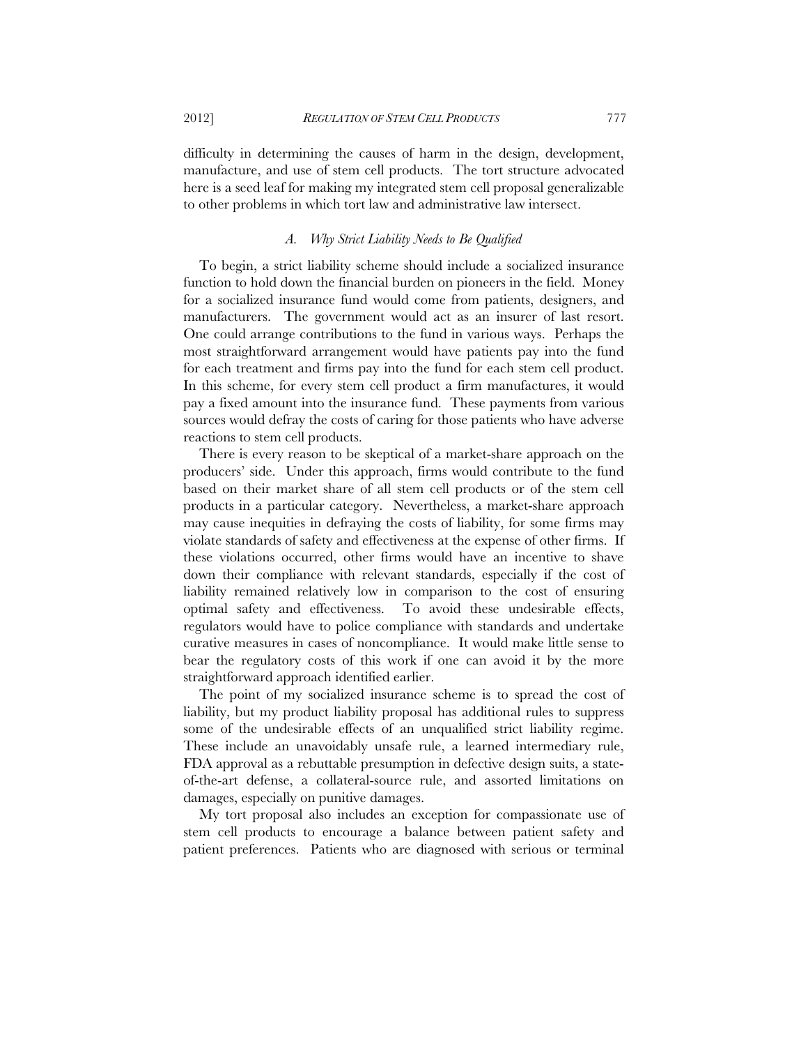difficulty in determining the causes of harm in the design, development, manufacture, and use of stem cell products. The tort structure advocated here is a seed leaf for making my integrated stem cell proposal generalizable to other problems in which tort law and administrative law intersect.

### *A. Why Strict Liability Needs to Be Qualified*

To begin, a strict liability scheme should include a socialized insurance function to hold down the financial burden on pioneers in the field. Money for a socialized insurance fund would come from patients, designers, and manufacturers. The government would act as an insurer of last resort. One could arrange contributions to the fund in various ways. Perhaps the most straightforward arrangement would have patients pay into the fund for each treatment and firms pay into the fund for each stem cell product. In this scheme, for every stem cell product a firm manufactures, it would pay a fixed amount into the insurance fund. These payments from various sources would defray the costs of caring for those patients who have adverse reactions to stem cell products.

There is every reason to be skeptical of a market-share approach on the producers' side. Under this approach, firms would contribute to the fund based on their market share of all stem cell products or of the stem cell products in a particular category. Nevertheless, a market-share approach may cause inequities in defraying the costs of liability, for some firms may violate standards of safety and effectiveness at the expense of other firms. If these violations occurred, other firms would have an incentive to shave down their compliance with relevant standards, especially if the cost of liability remained relatively low in comparison to the cost of ensuring optimal safety and effectiveness. To avoid these undesirable effects, regulators would have to police compliance with standards and undertake curative measures in cases of noncompliance. It would make little sense to bear the regulatory costs of this work if one can avoid it by the more straightforward approach identified earlier.

The point of my socialized insurance scheme is to spread the cost of liability, but my product liability proposal has additional rules to suppress some of the undesirable effects of an unqualified strict liability regime. These include an unavoidably unsafe rule, a learned intermediary rule, FDA approval as a rebuttable presumption in defective design suits, a state-of-the-art defense, a collateral-source rule, and assorted limitations on damages, especially on punitive damages.

My tort proposal also includes an exception for compassionate use of stem cell products to encourage a balance between patient safety and patient preferences. Patients who are diagnosed with serious or terminal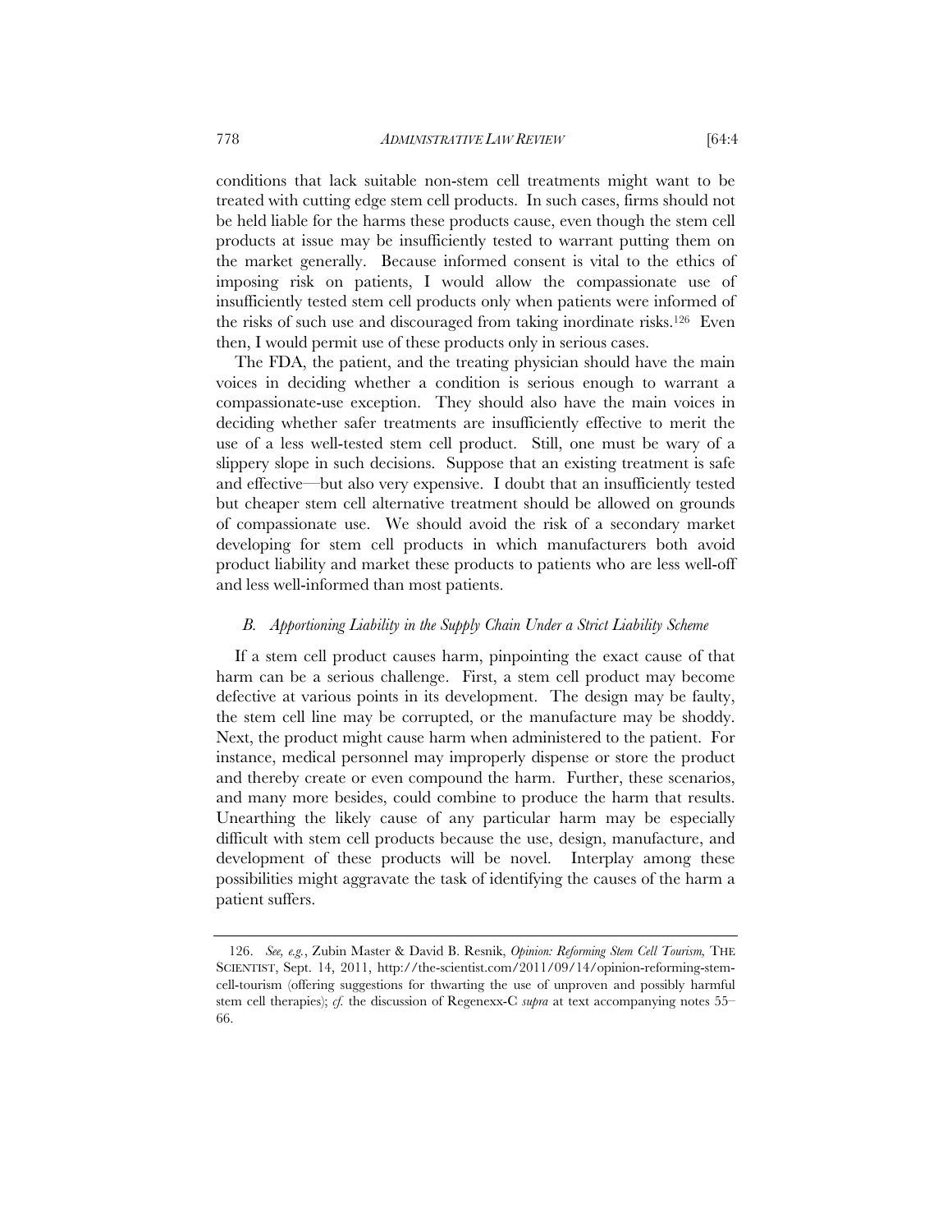conditions that lack suitable non-stem cell treatments might want to be treated with cutting edge stem cell products. In such cases, firms should not be held liable for the harms these products cause, even though the stem cell products at issue may be insufficiently tested to warrant putting them on the market generally. Because informed consent is vital to the ethics of imposing risk on patients, I would allow the compassionate use of insufficiently tested stem cell products only when patients were informed of the risks of such use and discouraged from taking inordinate risks.[126] Even then, I would permit use of these products only in serious cases.

The FDA, the patient, and the treating physician should have the main voices in deciding whether a condition is serious enough to warrant a compassionate-use exception. They should also have the main voices in deciding whether safer treatments are insufficiently effective to merit the use of a less well-tested stem cell product. Still, one must be wary of a slippery slope in such decisions. Suppose that an existing treatment is safe and effective—but also very expensive. I doubt that an insufficiently tested but cheaper stem cell alternative treatment should be allowed on grounds of compassionate use. We should avoid the risk of a secondary market developing for stem cell products in which manufacturers both avoid product liability and market these products to patients who are less well-off and less well-informed than most patients.

### *B. Apportioning Liability in the Supply Chain Under a Strict Liability Scheme*

If a stem cell product causes harm, pinpointing the exact cause of that harm can be a serious challenge. First, a stem cell product may become defective at various points in its development. The design may be faulty, the stem cell line may be corrupted, or the manufacture may be shoddy. Next, the product might cause harm when administered to the patient. For instance, medical personnel may improperly dispense or store the product and thereby create or even compound the harm. Further, these scenarios, and many more besides, could combine to produce the harm that results. Unearthing the likely cause of any particular harm may be especially difficult with stem cell products because the use, design, manufacture, and development of these products will be novel. Interplay among these possibilities might aggravate the task of identifying the causes of the harm a patient suffers.

---

126. *See, e.g.*, Zubin Master & David B. Resnik, *Opinion: Reforming Stem Cell Tourism*, THE SCIENTIST, Sept. 14, 2011, http://the-scientist.com/2011/09/14/opinion-reforming-stem-cell-tourism (offering suggestions for thwarting the use of unproven and possibly harmful stem cell therapies); *cf.* the discussion of Regenexx-C *supra* at text accompanying notes 55–66.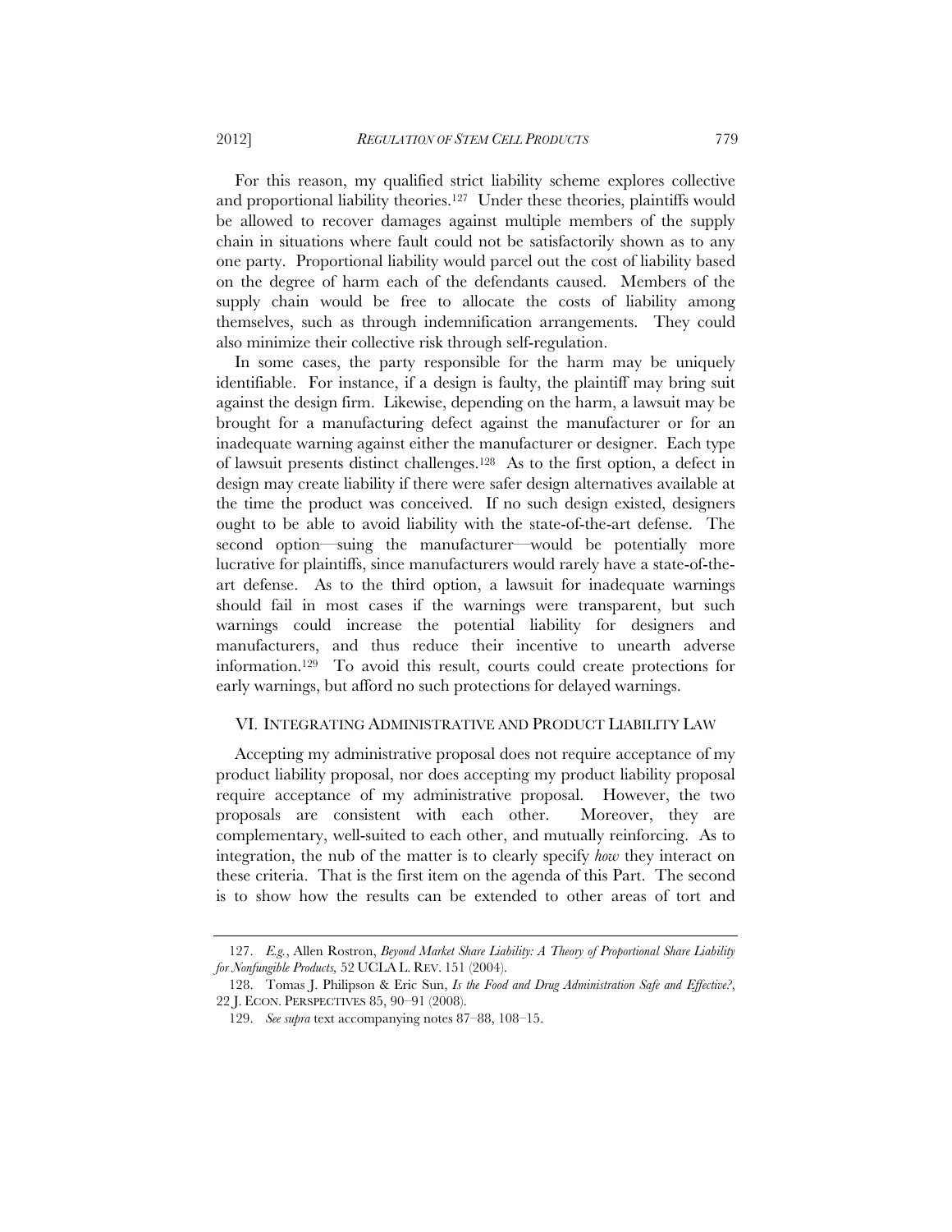For this reason, my qualified strict liability scheme explores collective and proportional liability theories.[127] Under these theories, plaintiffs would be allowed to recover damages against multiple members of the supply chain in situations where fault could not be satisfactorily shown as to any one party. Proportional liability would parcel out the cost of liability based on the degree of harm each of the defendants caused. Members of the supply chain would be free to allocate the costs of liability among themselves, such as through indemnification arrangements. They could also minimize their collective risk through self-regulation.

In some cases, the party responsible for the harm may be uniquely identifiable. For instance, if a design is faulty, the plaintiff may bring suit against the design firm. Likewise, depending on the harm, a lawsuit may be brought for a manufacturing defect against the manufacturer or for an inadequate warning against either the manufacturer or designer. Each type of lawsuit presents distinct challenges.[128] As to the first option, a defect in design may create liability if there were safer design alternatives available at the time the product was conceived. If no such design existed, designers ought to be able to avoid liability with the state-of-the-art defense. The second option—suing the manufacturer—would be potentially more lucrative for plaintiffs, since manufacturers would rarely have a state-of-the-art defense. As to the third option, a lawsuit for inadequate warnings should fail in most cases if the warnings were transparent, but such warnings could increase the potential liability for designers and manufacturers, and thus reduce their incentive to unearth adverse information.[129] To avoid this result, courts could create protections for early warnings, but afford no such protections for delayed warnings.

## VI. INTEGRATING ADMINISTRATIVE AND PRODUCT LIABILITY LAW

Accepting my administrative proposal does not require acceptance of my product liability proposal, nor does accepting my product liability proposal require acceptance of my administrative proposal. However, the two proposals are consistent with each other. Moreover, they are complementary, well-suited to each other, and mutually reinforcing. As to integration, the nub of the matter is to clearly specify *how* they interact on these criteria. That is the first item on the agenda of this Part. The second is to show how the results can be extended to other areas of tort and

---

127. *E.g.*, Allen Rostron, *Beyond Market Share Liability: A Theory of Proportional Share Liability for Nonfungible Products,* 52 UCLA L. REV. 151 (2004).

128. Tomas J. Philipson & Eric Sun, *Is the Food and Drug Administration Safe and Effective?*, 22 J. ECON. PERSPECTIVES 85, 90–91 (2008).

129. *See supra* text accompanying notes 87–88, 108–15.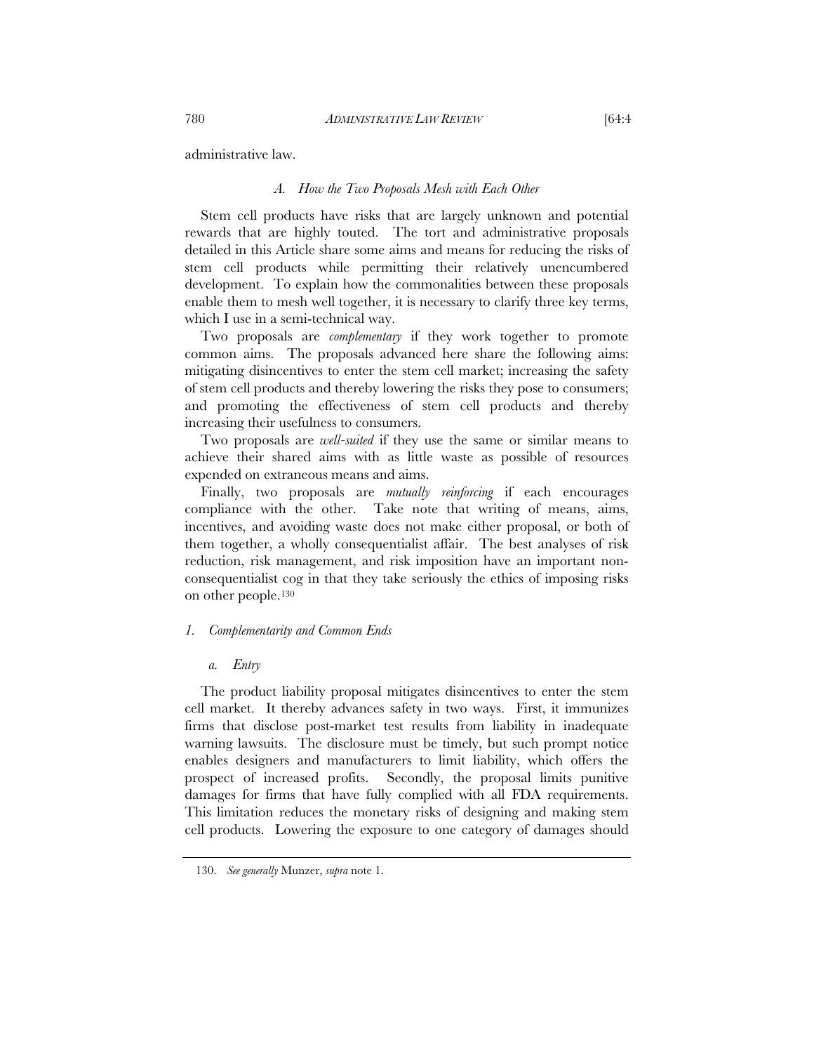administrative law.

### *A. How the Two Proposals Mesh with Each Other*

Stem cell products have risks that are largely unknown and potential rewards that are highly touted. The tort and administrative proposals detailed in this Article share some aims and means for reducing the risks of stem cell products while permitting their relatively unencumbered development. To explain how the commonalities between these proposals enable them to mesh well together, it is necessary to clarify three key terms, which I use in a semi-technical way.

Two proposals are *complementary* if they work together to promote common aims. The proposals advanced here share the following aims: mitigating disincentives to enter the stem cell market; increasing the safety of stem cell products and thereby lowering the risks they pose to consumers; and promoting the effectiveness of stem cell products and thereby increasing their usefulness to consumers.

Two proposals are *well-suited* if they use the same or similar means to achieve their shared aims with as little waste as possible of resources expended on extraneous means and aims.

Finally, two proposals are *mutually reinforcing* if each encourages compliance with the other. Take note that writing of means, aims, incentives, and avoiding waste does not make either proposal, or both of them together, a wholly consequentialist affair. The best analyses of risk reduction, risk management, and risk imposition have an important non-consequentialist cog in that they take seriously the ethics of imposing risks on other people.[130]

#### *1. Complementarity and Common Ends*

##### *a. Entry*

The product liability proposal mitigates disincentives to enter the stem cell market. It thereby advances safety in two ways. First, it immunizes firms that disclose post-market test results from liability in inadequate warning lawsuits. The disclosure must be timely, but such prompt notice enables designers and manufacturers to limit liability, which offers the prospect of increased profits. Secondly, the proposal limits punitive damages for firms that have fully complied with all FDA requirements. This limitation reduces the monetary risks of designing and making stem cell products. Lowering the exposure to one category of damages should

---

130. *See generally* Munzer, *supra* note 1.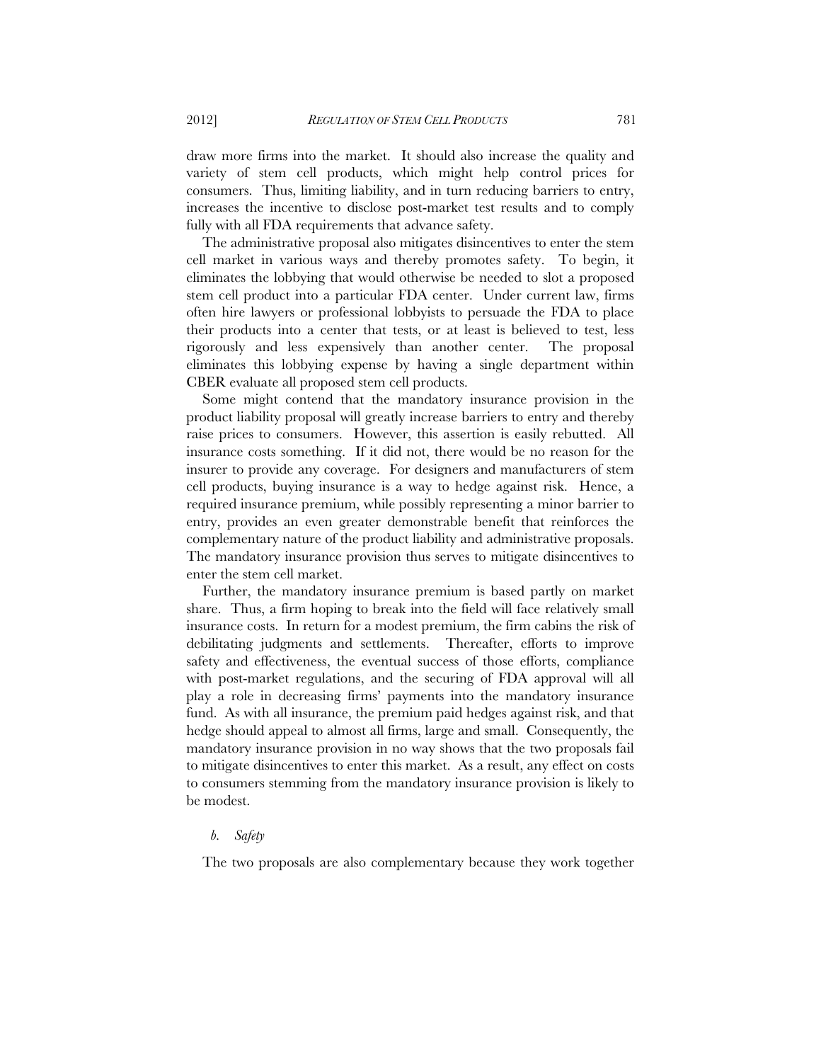draw more firms into the market. It should also increase the quality and variety of stem cell products, which might help control prices for consumers. Thus, limiting liability, and in turn reducing barriers to entry, increases the incentive to disclose post-market test results and to comply fully with all FDA requirements that advance safety.

The administrative proposal also mitigates disincentives to enter the stem cell market in various ways and thereby promotes safety. To begin, it eliminates the lobbying that would otherwise be needed to slot a proposed stem cell product into a particular FDA center. Under current law, firms often hire lawyers or professional lobbyists to persuade the FDA to place their products into a center that tests, or at least is believed to test, less rigorously and less expensively than another center. The proposal eliminates this lobbying expense by having a single department within CBER evaluate all proposed stem cell products.

Some might contend that the mandatory insurance provision in the product liability proposal will greatly increase barriers to entry and thereby raise prices to consumers. However, this assertion is easily rebutted. All insurance costs something. If it did not, there would be no reason for the insurer to provide any coverage. For designers and manufacturers of stem cell products, buying insurance is a way to hedge against risk. Hence, a required insurance premium, while possibly representing a minor barrier to entry, provides an even greater demonstrable benefit that reinforces the complementary nature of the product liability and administrative proposals. The mandatory insurance provision thus serves to mitigate disincentives to enter the stem cell market.

Further, the mandatory insurance premium is based partly on market share. Thus, a firm hoping to break into the field will face relatively small insurance costs. In return for a modest premium, the firm cabins the risk of debilitating judgments and settlements. Thereafter, efforts to improve safety and effectiveness, the eventual success of those efforts, compliance with post-market regulations, and the securing of FDA approval will all play a role in decreasing firms' payments into the mandatory insurance fund. As with all insurance, the premium paid hedges against risk, and that hedge should appeal to almost all firms, large and small. Consequently, the mandatory insurance provision in no way shows that the two proposals fail to mitigate disincentives to enter this market. As a result, any effect on costs to consumers stemming from the mandatory insurance provision is likely to be modest.

*b. Safety*

The two proposals are also complementary because they work together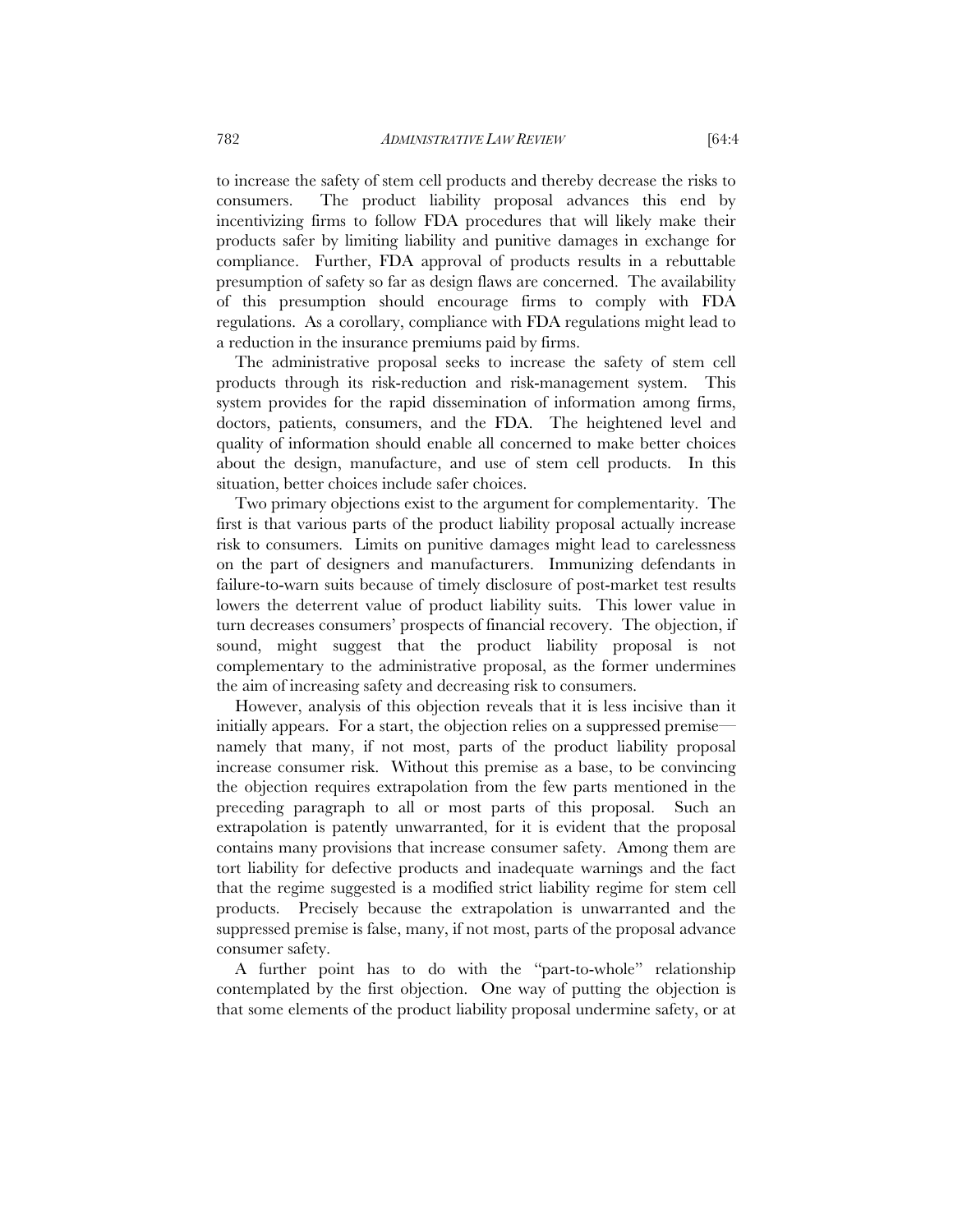to increase the safety of stem cell products and thereby decrease the risks to consumers. The product liability proposal advances this end by incentivizing firms to follow FDA procedures that will likely make their products safer by limiting liability and punitive damages in exchange for compliance. Further, FDA approval of products results in a rebuttable presumption of safety so far as design flaws are concerned. The availability of this presumption should encourage firms to comply with FDA regulations. As a corollary, compliance with FDA regulations might lead to a reduction in the insurance premiums paid by firms.

The administrative proposal seeks to increase the safety of stem cell products through its risk-reduction and risk-management system. This system provides for the rapid dissemination of information among firms, doctors, patients, consumers, and the FDA. The heightened level and quality of information should enable all concerned to make better choices about the design, manufacture, and use of stem cell products. In this situation, better choices include safer choices.

Two primary objections exist to the argument for complementarity. The first is that various parts of the product liability proposal actually increase risk to consumers. Limits on punitive damages might lead to carelessness on the part of designers and manufacturers. Immunizing defendants in failure-to-warn suits because of timely disclosure of post-market test results lowers the deterrent value of product liability suits. This lower value in turn decreases consumers' prospects of financial recovery. The objection, if sound, might suggest that the product liability proposal is not complementary to the administrative proposal, as the former undermines the aim of increasing safety and decreasing risk to consumers.

However, analysis of this objection reveals that it is less incisive than it initially appears. For a start, the objection relies on a suppressed premise—namely that many, if not most, parts of the product liability proposal increase consumer risk. Without this premise as a base, to be convincing the objection requires extrapolation from the few parts mentioned in the preceding paragraph to all or most parts of this proposal. Such an extrapolation is patently unwarranted, for it is evident that the proposal contains many provisions that increase consumer safety. Among them are tort liability for defective products and inadequate warnings and the fact that the regime suggested is a modified strict liability regime for stem cell products. Precisely because the extrapolation is unwarranted and the suppressed premise is false, many, if not most, parts of the proposal advance consumer safety.

A further point has to do with the "part-to-whole" relationship contemplated by the first objection. One way of putting the objection is that some elements of the product liability proposal undermine safety, or at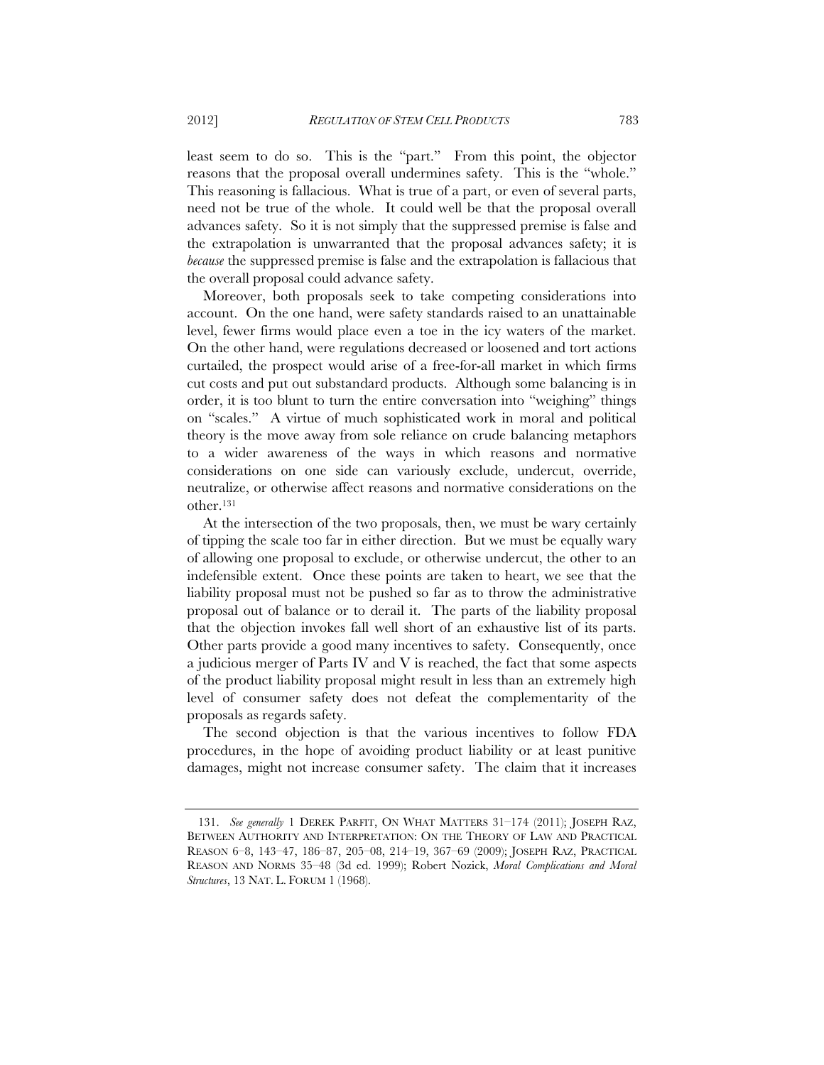least seem to do so. This is the "part." From this point, the objector reasons that the proposal overall undermines safety. This is the "whole." This reasoning is fallacious. What is true of a part, or even of several parts, need not be true of the whole. It could well be that the proposal overall advances safety. So it is not simply that the suppressed premise is false and the extrapolation is unwarranted that the proposal advances safety; it is *because* the suppressed premise is false and the extrapolation is fallacious that the overall proposal could advance safety.

Moreover, both proposals seek to take competing considerations into account. On the one hand, were safety standards raised to an unattainable level, fewer firms would place even a toe in the icy waters of the market. On the other hand, were regulations decreased or loosened and tort actions curtailed, the prospect would arise of a free-for-all market in which firms cut costs and put out substandard products. Although some balancing is in order, it is too blunt to turn the entire conversation into "weighing" things on "scales." A virtue of much sophisticated work in moral and political theory is the move away from sole reliance on crude balancing metaphors to a wider awareness of the ways in which reasons and normative considerations on one side can variously exclude, undercut, override, neutralize, or otherwise affect reasons and normative considerations on the other.[131]

At the intersection of the two proposals, then, we must be wary certainly of tipping the scale too far in either direction. But we must be equally wary of allowing one proposal to exclude, or otherwise undercut, the other to an indefensible extent. Once these points are taken to heart, we see that the liability proposal must not be pushed so far as to throw the administrative proposal out of balance or to derail it. The parts of the liability proposal that the objection invokes fall well short of an exhaustive list of its parts. Other parts provide a good many incentives to safety. Consequently, once a judicious merger of Parts IV and V is reached, the fact that some aspects of the product liability proposal might result in less than an extremely high level of consumer safety does not defeat the complementarity of the proposals as regards safety.

The second objection is that the various incentives to follow FDA procedures, in the hope of avoiding product liability or at least punitive damages, might not increase consumer safety. The claim that it increases

---

131. *See generally* 1 DEREK PARFIT, ON WHAT MATTERS 31–174 (2011); JOSEPH RAZ, BETWEEN AUTHORITY AND INTERPRETATION: ON THE THEORY OF LAW AND PRACTICAL REASON 6–8, 143–47, 186–87, 205–08, 214–19, 367–69 (2009); JOSEPH RAZ, PRACTICAL REASON AND NORMS 35–48 (3d ed. 1999); Robert Nozick, *Moral Complications and Moral Structures*, 13 NAT. L. FORUM 1 (1968).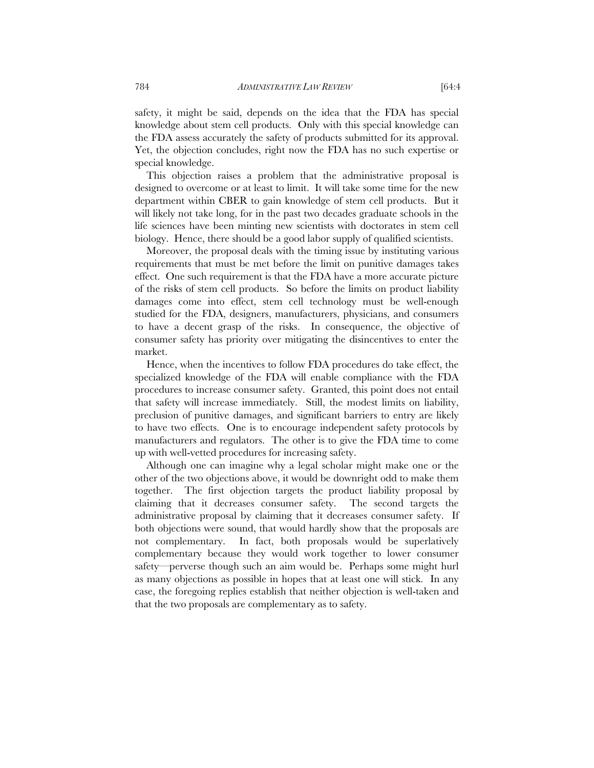safety, it might be said, depends on the idea that the FDA has special knowledge about stem cell products. Only with this special knowledge can the FDA assess accurately the safety of products submitted for its approval. Yet, the objection concludes, right now the FDA has no such expertise or special knowledge.

This objection raises a problem that the administrative proposal is designed to overcome or at least to limit. It will take some time for the new department within CBER to gain knowledge of stem cell products. But it will likely not take long, for in the past two decades graduate schools in the life sciences have been minting new scientists with doctorates in stem cell biology. Hence, there should be a good labor supply of qualified scientists.

Moreover, the proposal deals with the timing issue by instituting various requirements that must be met before the limit on punitive damages takes effect. One such requirement is that the FDA have a more accurate picture of the risks of stem cell products. So before the limits on product liability damages come into effect, stem cell technology must be well-enough studied for the FDA, designers, manufacturers, physicians, and consumers to have a decent grasp of the risks. In consequence, the objective of consumer safety has priority over mitigating the disincentives to enter the market.

Hence, when the incentives to follow FDA procedures do take effect, the specialized knowledge of the FDA will enable compliance with the FDA procedures to increase consumer safety. Granted, this point does not entail that safety will increase immediately. Still, the modest limits on liability, preclusion of punitive damages, and significant barriers to entry are likely to have two effects. One is to encourage independent safety protocols by manufacturers and regulators. The other is to give the FDA time to come up with well-vetted procedures for increasing safety.

Although one can imagine why a legal scholar might make one or the other of the two objections above, it would be downright odd to make them together. The first objection targets the product liability proposal by claiming that it decreases consumer safety. The second targets the administrative proposal by claiming that it decreases consumer safety. If both objections were sound, that would hardly show that the proposals are not complementary. In fact, both proposals would be superlatively complementary because they would work together to lower consumer safety—perverse though such an aim would be. Perhaps some might hurl as many objections as possible in hopes that at least one will stick. In any case, the foregoing replies establish that neither objection is well-taken and that the two proposals are complementary as to safety.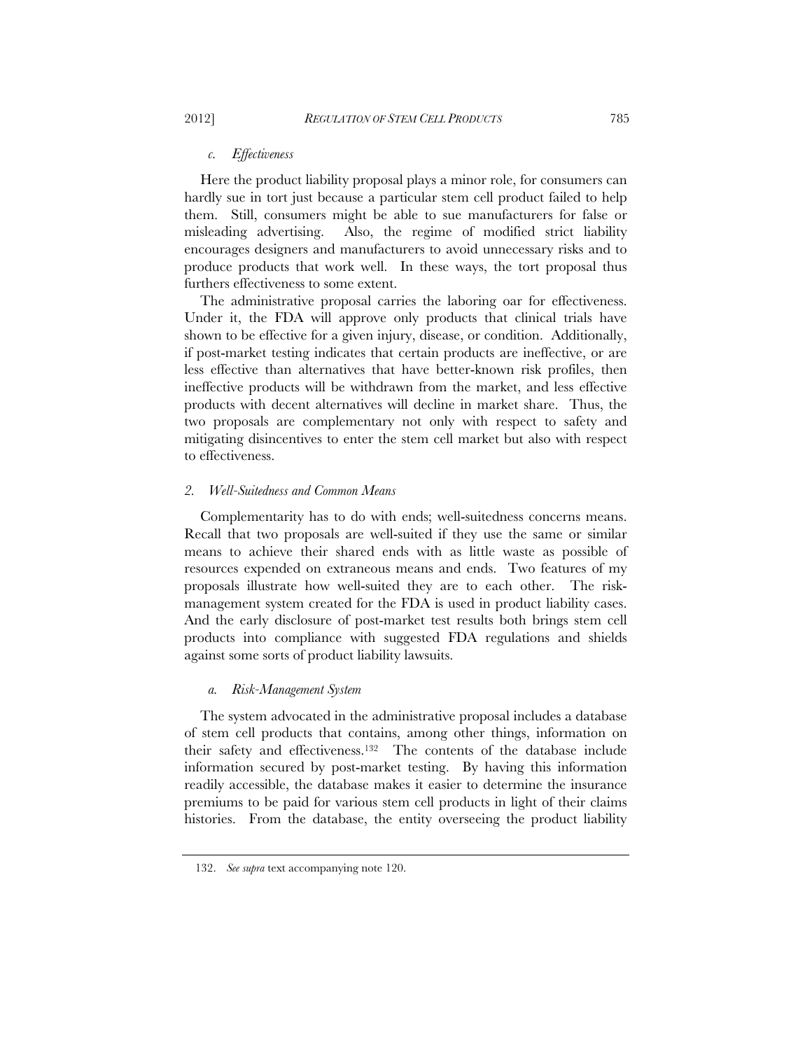#### *c. Effectiveness*

Here the product liability proposal plays a minor role, for consumers can hardly sue in tort just because a particular stem cell product failed to help them. Still, consumers might be able to sue manufacturers for false or misleading advertising. Also, the regime of modified strict liability encourages designers and manufacturers to avoid unnecessary risks and to produce products that work well. In these ways, the tort proposal thus furthers effectiveness to some extent.

The administrative proposal carries the laboring oar for effectiveness. Under it, the FDA will approve only products that clinical trials have shown to be effective for a given injury, disease, or condition. Additionally, if post-market testing indicates that certain products are ineffective, or are less effective than alternatives that have better-known risk profiles, then ineffective products will be withdrawn from the market, and less effective products with decent alternatives will decline in market share. Thus, the two proposals are complementary not only with respect to safety and mitigating disincentives to enter the stem cell market but also with respect to effectiveness.

### *2. Well-Suitedness and Common Means*

Complementarity has to do with ends; well-suitedness concerns means. Recall that two proposals are well-suited if they use the same or similar means to achieve their shared ends with as little waste as possible of resources expended on extraneous means and ends. Two features of my proposals illustrate how well-suited they are to each other. The risk-management system created for the FDA is used in product liability cases. And the early disclosure of post-market test results both brings stem cell products into compliance with suggested FDA regulations and shields against some sorts of product liability lawsuits.

#### *a. Risk-Management System*

The system advocated in the administrative proposal includes a database of stem cell products that contains, among other things, information on their safety and effectiveness.[132] The contents of the database include information secured by post-market testing. By having this information readily accessible, the database makes it easier to determine the insurance premiums to be paid for various stem cell products in light of their claims histories. From the database, the entity overseeing the product liability

132. *See supra* text accompanying note 120.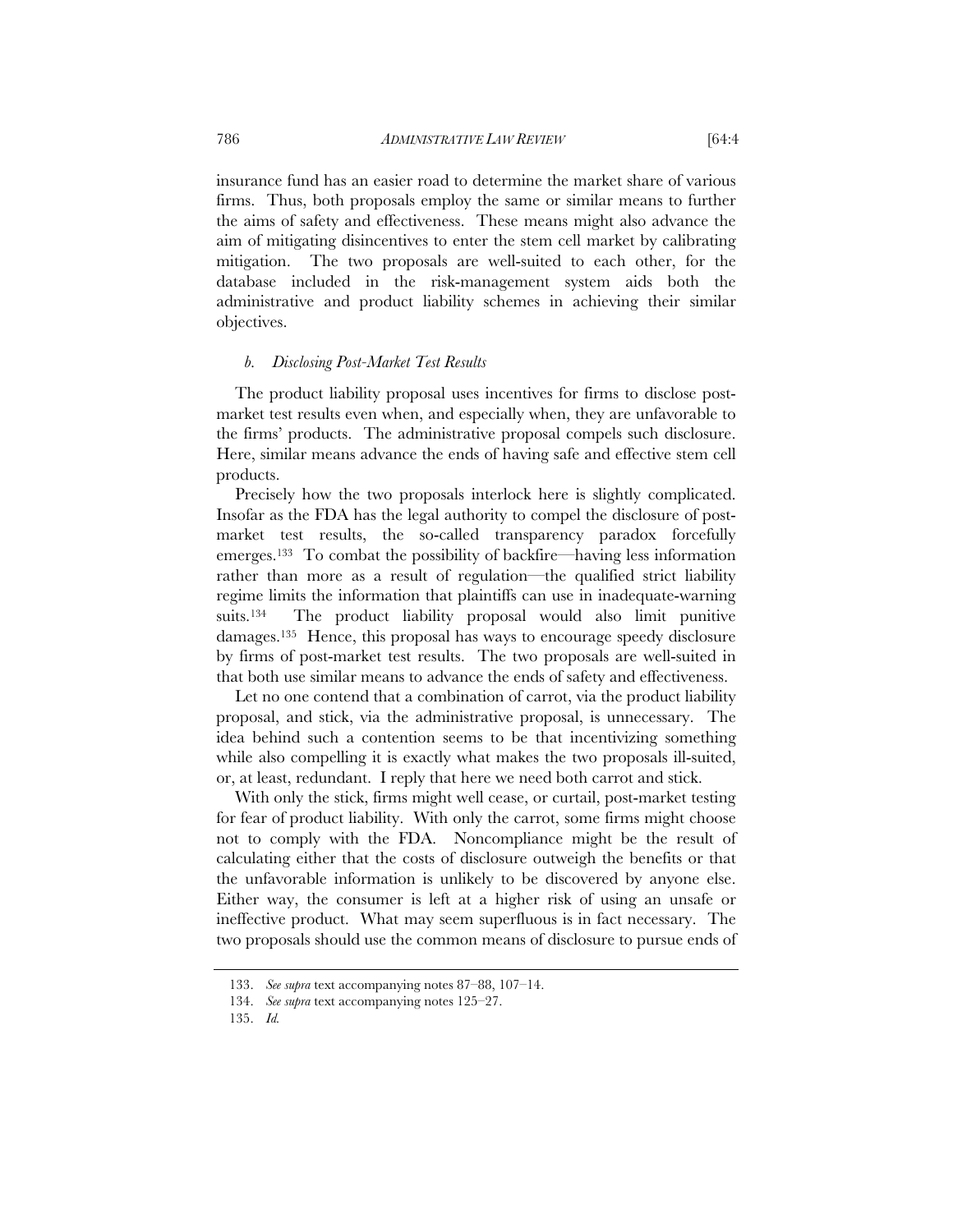insurance fund has an easier road to determine the market share of various firms. Thus, both proposals employ the same or similar means to further the aims of safety and effectiveness. These means might also advance the aim of mitigating disincentives to enter the stem cell market by calibrating mitigation. The two proposals are well-suited to each other, for the database included in the risk-management system aids both the administrative and product liability schemes in achieving their similar objectives.

#### *b. Disclosing Post-Market Test Results*

The product liability proposal uses incentives for firms to disclose post-market test results even when, and especially when, they are unfavorable to the firms' products. The administrative proposal compels such disclosure. Here, similar means advance the ends of having safe and effective stem cell products.

Precisely how the two proposals interlock here is slightly complicated. Insofar as the FDA has the legal authority to compel the disclosure of post-market test results, the so-called transparency paradox forcefully emerges.[133] To combat the possibility of backfire—having less information rather than more as a result of regulation—the qualified strict liability regime limits the information that plaintiffs can use in inadequate-warning suits.[134] The product liability proposal would also limit punitive damages.[135] Hence, this proposal has ways to encourage speedy disclosure by firms of post-market test results. The two proposals are well-suited in that both use similar means to advance the ends of safety and effectiveness.

Let no one contend that a combination of carrot, via the product liability proposal, and stick, via the administrative proposal, is unnecessary. The idea behind such a contention seems to be that incentivizing something while also compelling it is exactly what makes the two proposals ill-suited, or, at least, redundant. I reply that here we need both carrot and stick.

With only the stick, firms might well cease, or curtail, post-market testing for fear of product liability. With only the carrot, some firms might choose not to comply with the FDA. Noncompliance might be the result of calculating either that the costs of disclosure outweigh the benefits or that the unfavorable information is unlikely to be discovered by anyone else. Either way, the consumer is left at a higher risk of using an unsafe or ineffective product. What may seem superfluous is in fact necessary. The two proposals should use the common means of disclosure to pursue ends of

---

133. *See supra* text accompanying notes 87–88, 107–14.

134. *See supra* text accompanying notes 125–27.

135. *Id.*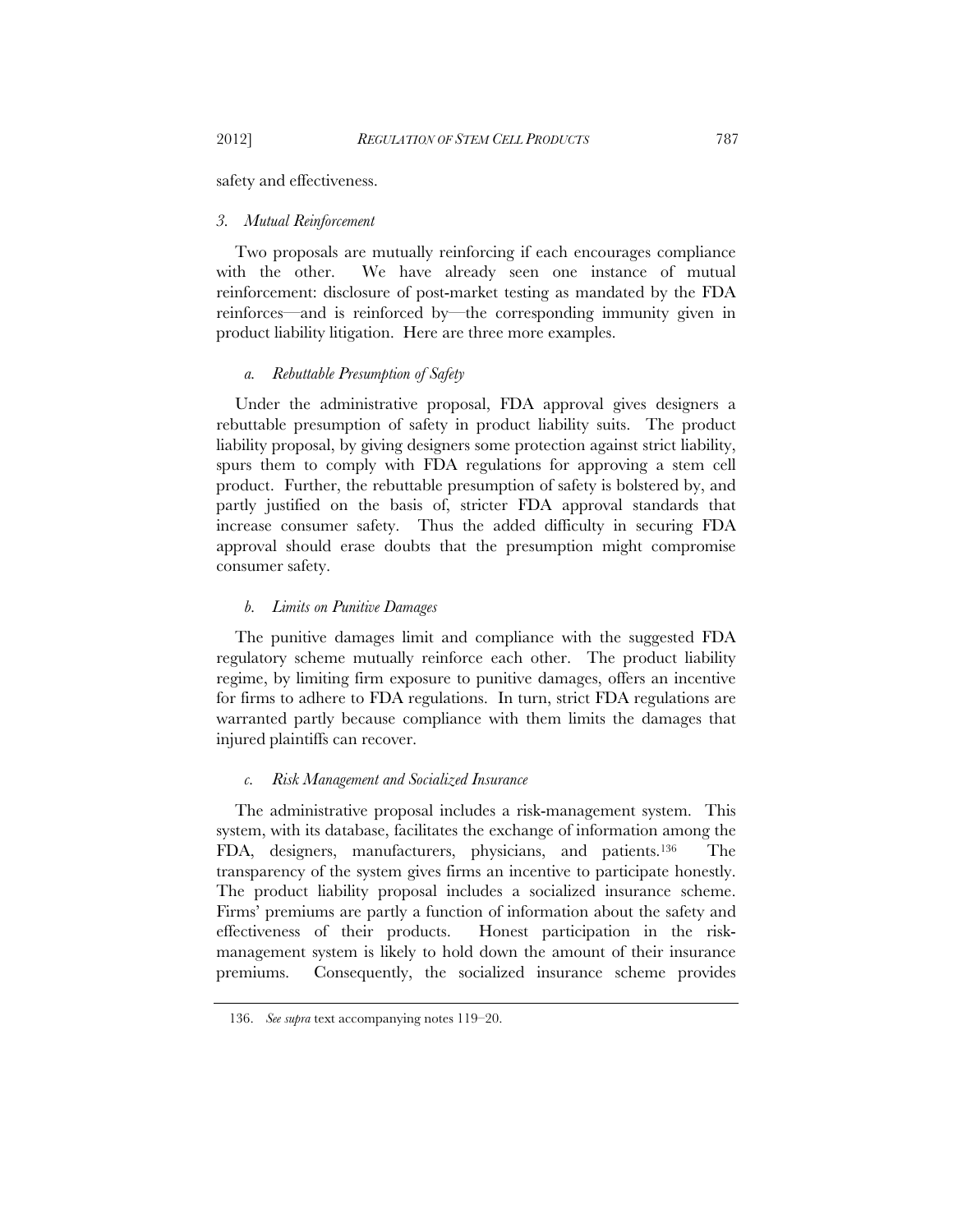safety and effectiveness.

### *3. Mutual Reinforcement*

Two proposals are mutually reinforcing if each encourages compliance with the other. We have already seen one instance of mutual reinforcement: disclosure of post-market testing as mandated by the FDA reinforces—and is reinforced by—the corresponding immunity given in product liability litigation. Here are three more examples.

#### *a. Rebuttable Presumption of Safety*

Under the administrative proposal, FDA approval gives designers a rebuttable presumption of safety in product liability suits. The product liability proposal, by giving designers some protection against strict liability, spurs them to comply with FDA regulations for approving a stem cell product. Further, the rebuttable presumption of safety is bolstered by, and partly justified on the basis of, stricter FDA approval standards that increase consumer safety. Thus the added difficulty in securing FDA approval should erase doubts that the presumption might compromise consumer safety.

#### *b. Limits on Punitive Damages*

The punitive damages limit and compliance with the suggested FDA regulatory scheme mutually reinforce each other. The product liability regime, by limiting firm exposure to punitive damages, offers an incentive for firms to adhere to FDA regulations. In turn, strict FDA regulations are warranted partly because compliance with them limits the damages that injured plaintiffs can recover.

#### *c. Risk Management and Socialized Insurance*

The administrative proposal includes a risk-management system. This system, with its database, facilitates the exchange of information among the FDA, designers, manufacturers, physicians, and patients.[136] The transparency of the system gives firms an incentive to participate honestly. The product liability proposal includes a socialized insurance scheme. Firms' premiums are partly a function of information about the safety and effectiveness of their products. Honest participation in the risk-management system is likely to hold down the amount of their insurance premiums. Consequently, the socialized insurance scheme provides

---

136. *See supra* text accompanying notes 119–20.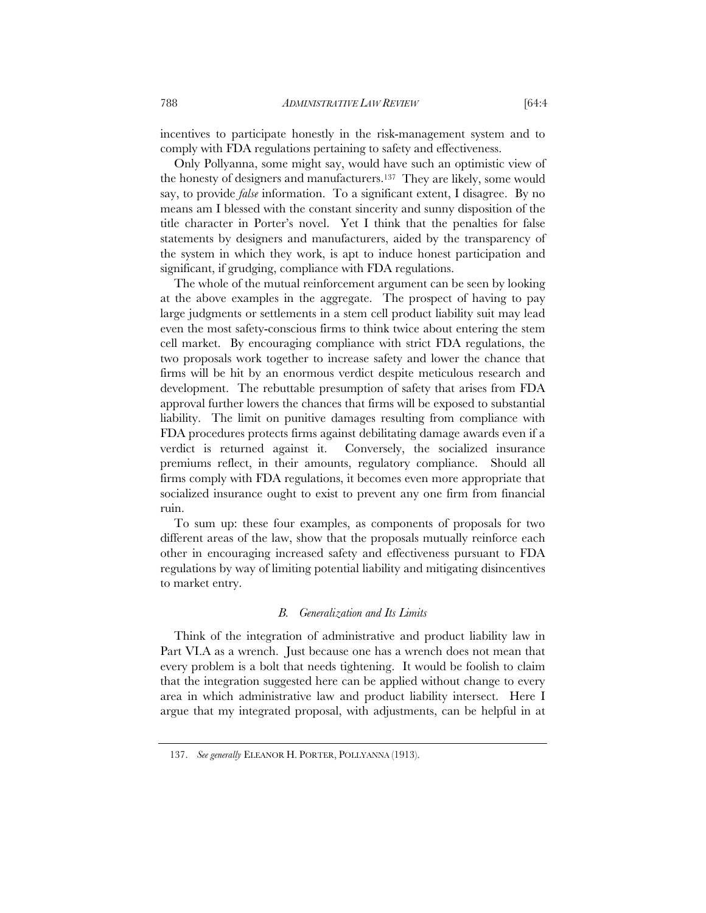incentives to participate honestly in the risk-management system and to comply with FDA regulations pertaining to safety and effectiveness.

Only Pollyanna, some might say, would have such an optimistic view of the honesty of designers and manufacturers.[137] They are likely, some would say, to provide *false* information. To a significant extent, I disagree. By no means am I blessed with the constant sincerity and sunny disposition of the title character in Porter's novel. Yet I think that the penalties for false statements by designers and manufacturers, aided by the transparency of the system in which they work, is apt to induce honest participation and significant, if grudging, compliance with FDA regulations.

The whole of the mutual reinforcement argument can be seen by looking at the above examples in the aggregate. The prospect of having to pay large judgments or settlements in a stem cell product liability suit may lead even the most safety-conscious firms to think twice about entering the stem cell market. By encouraging compliance with strict FDA regulations, the two proposals work together to increase safety and lower the chance that firms will be hit by an enormous verdict despite meticulous research and development. The rebuttable presumption of safety that arises from FDA approval further lowers the chances that firms will be exposed to substantial liability. The limit on punitive damages resulting from compliance with FDA procedures protects firms against debilitating damage awards even if a verdict is returned against it. Conversely, the socialized insurance premiums reflect, in their amounts, regulatory compliance. Should all firms comply with FDA regulations, it becomes even more appropriate that socialized insurance ought to exist to prevent any one firm from financial ruin.

To sum up: these four examples, as components of proposals for two different areas of the law, show that the proposals mutually reinforce each other in encouraging increased safety and effectiveness pursuant to FDA regulations by way of limiting potential liability and mitigating disincentives to market entry.

### *B. Generalization and Its Limits*

Think of the integration of administrative and product liability law in Part VI.A as a wrench. Just because one has a wrench does not mean that every problem is a bolt that needs tightening. It would be foolish to claim that the integration suggested here can be applied without change to every area in which administrative law and product liability intersect. Here I argue that my integrated proposal, with adjustments, can be helpful in at

---

137. *See generally* ELEANOR H. PORTER, POLLYANNA (1913).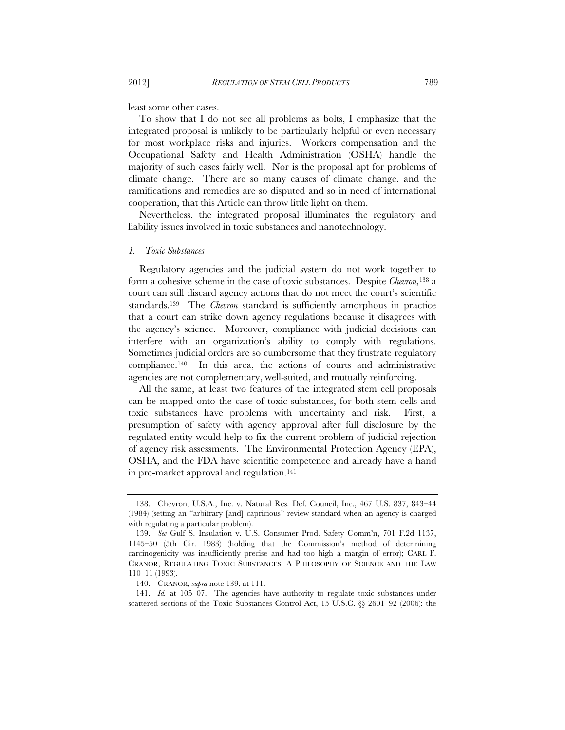least some other cases.

To show that I do not see all problems as bolts, I emphasize that the integrated proposal is unlikely to be particularly helpful or even necessary for most workplace risks and injuries. Workers compensation and the Occupational Safety and Health Administration (OSHA) handle the majority of such cases fairly well. Nor is the proposal apt for problems of climate change. There are so many causes of climate change, and the ramifications and remedies are so disputed and so in need of international cooperation, that this Article can throw little light on them.

Nevertheless, the integrated proposal illuminates the regulatory and liability issues involved in toxic substances and nanotechnology.

### *1. Toxic Substances*

Regulatory agencies and the judicial system do not work together to form a cohesive scheme in the case of toxic substances. Despite *Chevron*,[138] a court can still discard agency actions that do not meet the court's scientific standards.[139] The *Chevron* standard is sufficiently amorphous in practice that a court can strike down agency regulations because it disagrees with the agency's science. Moreover, compliance with judicial decisions can interfere with an organization's ability to comply with regulations. Sometimes judicial orders are so cumbersome that they frustrate regulatory compliance.[140] In this area, the actions of courts and administrative agencies are not complementary, well-suited, and mutually reinforcing.

All the same, at least two features of the integrated stem cell proposals can be mapped onto the case of toxic substances, for both stem cells and toxic substances have problems with uncertainty and risk. First, a presumption of safety with agency approval after full disclosure by the regulated entity would help to fix the current problem of judicial rejection of agency risk assessments. The Environmental Protection Agency (EPA), OSHA, and the FDA have scientific competence and already have a hand in pre-market approval and regulation.[141]

---

138. Chevron, U.S.A., Inc. v. Natural Res. Def. Council, Inc., 467 U.S. 837, 843–44 (1984) (setting an "arbitrary [and] capricious" review standard when an agency is charged with regulating a particular problem).

139. *See* Gulf S. Insulation v. U.S. Consumer Prod. Safety Comm'n, 701 F.2d 1137, 1145–50 (5th Cir. 1983) (holding that the Commission's method of determining carcinogenicity was insufficiently precise and had too high a margin of error); CARL F. CRANOR, REGULATING TOXIC SUBSTANCES: A PHILOSOPHY OF SCIENCE AND THE LAW 110–11 (1993).

140. CRANOR, *supra* note 139, at 111.

141. *Id.* at 105–07. The agencies have authority to regulate toxic substances under scattered sections of the Toxic Substances Control Act, 15 U.S.C. §§ 2601–92 (2006); the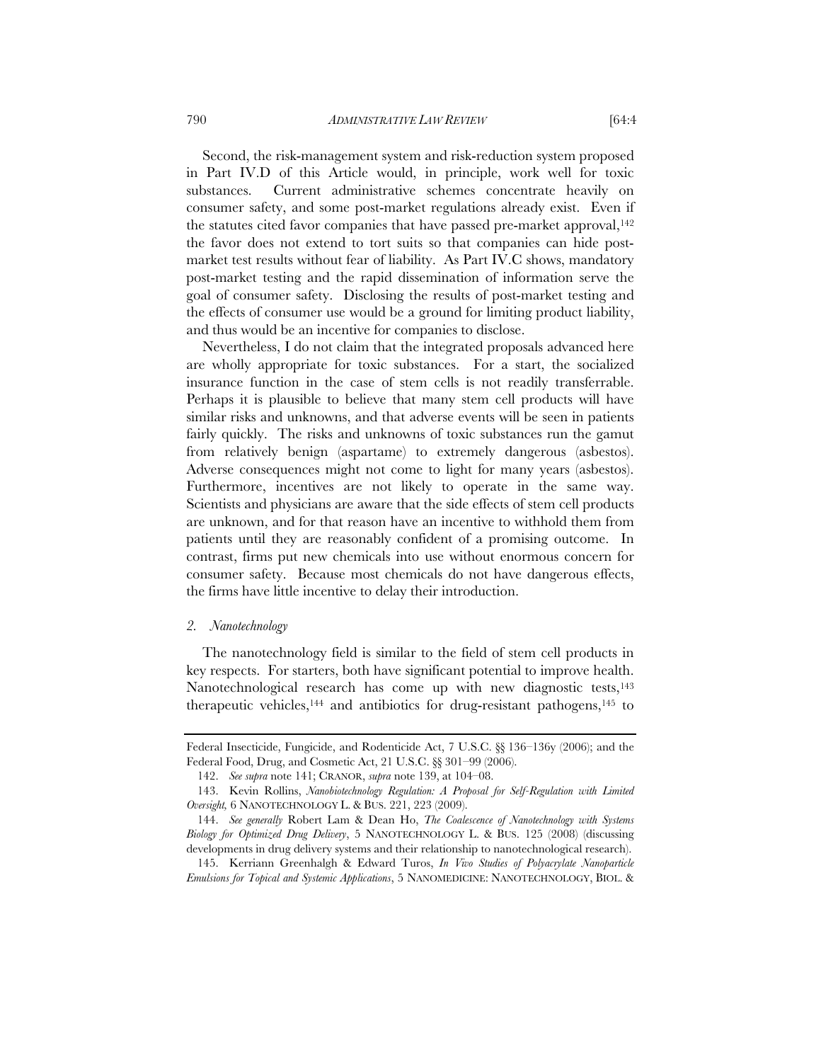Second, the risk-management system and risk-reduction system proposed in Part IV.D of this Article would, in principle, work well for toxic substances. Current administrative schemes concentrate heavily on consumer safety, and some post-market regulations already exist. Even if the statutes cited favor companies that have passed pre-market approval,[142] the favor does not extend to tort suits so that companies can hide post-market test results without fear of liability. As Part IV.C shows, mandatory post-market testing and the rapid dissemination of information serve the goal of consumer safety. Disclosing the results of post-market testing and the effects of consumer use would be a ground for limiting product liability, and thus would be an incentive for companies to disclose.

Nevertheless, I do not claim that the integrated proposals advanced here are wholly appropriate for toxic substances. For a start, the socialized insurance function in the case of stem cells is not readily transferrable. Perhaps it is plausible to believe that many stem cell products will have similar risks and unknowns, and that adverse events will be seen in patients fairly quickly. The risks and unknowns of toxic substances run the gamut from relatively benign (aspartame) to extremely dangerous (asbestos). Adverse consequences might not come to light for many years (asbestos). Furthermore, incentives are not likely to operate in the same way. Scientists and physicians are aware that the side effects of stem cell products are unknown, and for that reason have an incentive to withhold them from patients until they are reasonably confident of a promising outcome. In contrast, firms put new chemicals into use without enormous concern for consumer safety. Because most chemicals do not have dangerous effects, the firms have little incentive to delay their introduction.

### *2. Nanotechnology*

The nanotechnology field is similar to the field of stem cell products in key respects. For starters, both have significant potential to improve health. Nanotechnological research has come up with new diagnostic tests,[143] therapeutic vehicles,[144] and antibiotics for drug-resistant pathogens,[145] to

---

Federal Insecticide, Fungicide, and Rodenticide Act, 7 U.S.C. §§ 136–136y (2006); and the Federal Food, Drug, and Cosmetic Act, 21 U.S.C. §§ 301–99 (2006).

142. *See supra* note 141; CRANOR, *supra* note 139, at 104–08.

143. Kevin Rollins, *Nanobiotechnology Regulation: A Proposal for Self-Regulation with Limited Oversight,* 6 NANOTECHNOLOGY L. & BUS. 221, 223 (2009).

144. *See generally* Robert Lam & Dean Ho, *The Coalescence of Nanotechnology with Systems Biology for Optimized Drug Delivery*, 5 NANOTECHNOLOGY L. & BUS. 125 (2008) (discussing developments in drug delivery systems and their relationship to nanotechnological research).

145. Kerriann Greenhalgh & Edward Turos, *In Vivo Studies of Polyacrylate Nanoparticle Emulsions for Topical and Systemic Applications*, 5 NANOMEDICINE: NANOTECHNOLOGY, BIOL. &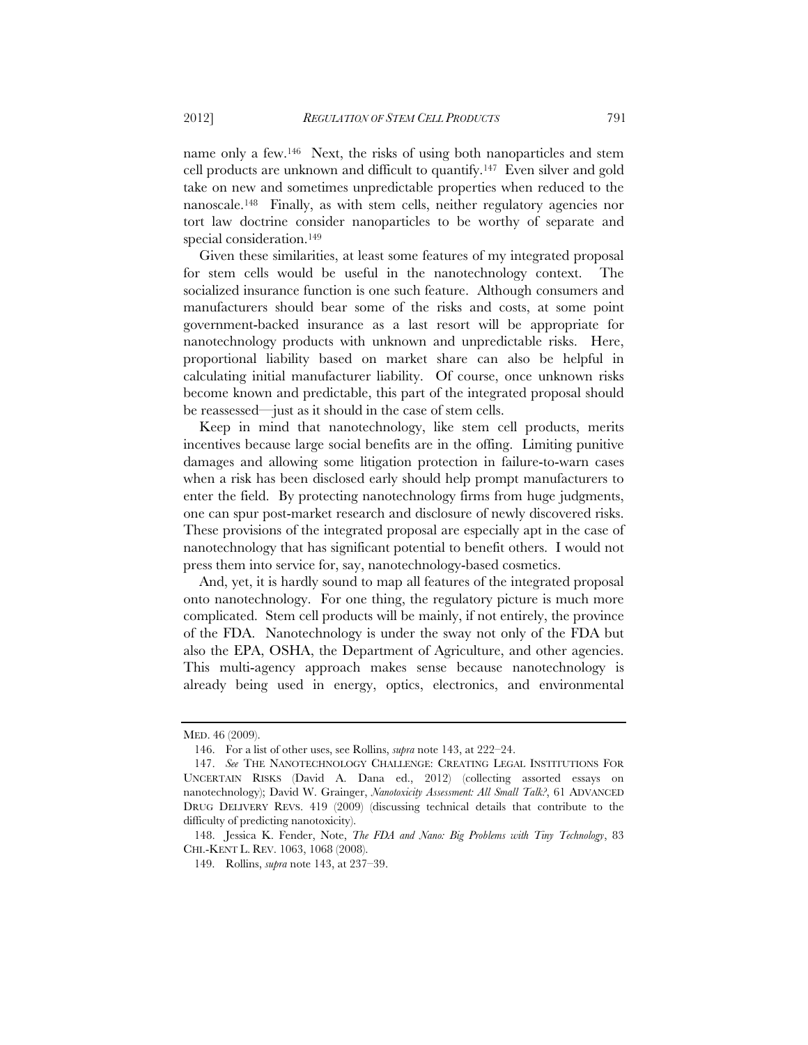name only a few.[146] Next, the risks of using both nanoparticles and stem cell products are unknown and difficult to quantify.[147] Even silver and gold take on new and sometimes unpredictable properties when reduced to the nanoscale.[148] Finally, as with stem cells, neither regulatory agencies nor tort law doctrine consider nanoparticles to be worthy of separate and special consideration.[149]

Given these similarities, at least some features of my integrated proposal for stem cells would be useful in the nanotechnology context. The socialized insurance function is one such feature. Although consumers and manufacturers should bear some of the risks and costs, at some point government-backed insurance as a last resort will be appropriate for nanotechnology products with unknown and unpredictable risks. Here, proportional liability based on market share can also be helpful in calculating initial manufacturer liability. Of course, once unknown risks become known and predictable, this part of the integrated proposal should be reassessed—just as it should in the case of stem cells.

Keep in mind that nanotechnology, like stem cell products, merits incentives because large social benefits are in the offing. Limiting punitive damages and allowing some litigation protection in failure-to-warn cases when a risk has been disclosed early should help prompt manufacturers to enter the field. By protecting nanotechnology firms from huge judgments, one can spur post-market research and disclosure of newly discovered risks. These provisions of the integrated proposal are especially apt in the case of nanotechnology that has significant potential to benefit others. I would not press them into service for, say, nanotechnology-based cosmetics.

And, yet, it is hardly sound to map all features of the integrated proposal onto nanotechnology. For one thing, the regulatory picture is much more complicated. Stem cell products will be mainly, if not entirely, the province of the FDA. Nanotechnology is under the sway not only of the FDA but also the EPA, OSHA, the Department of Agriculture, and other agencies. This multi-agency approach makes sense because nanotechnology is already being used in energy, optics, electronics, and environmental

---

MED. 46 (2009).

146. For a list of other uses, see Rollins, *supra* note 143, at 222–24.

147. *See* THE NANOTECHNOLOGY CHALLENGE: CREATING LEGAL INSTITUTIONS FOR UNCERTAIN RISKS (David A. Dana ed., 2012) (collecting assorted essays on nanotechnology); David W. Grainger, *Nanotoxicity Assessment: All Small Talk?*, 61 ADVANCED DRUG DELIVERY REVS. 419 (2009) (discussing technical details that contribute to the difficulty of predicting nanotoxicity).

148. Jessica K. Fender, Note, *The FDA and Nano: Big Problems with Tiny Technology*, 83 CHI.-KENT L. REV. 1063, 1068 (2008).

149. Rollins, *supra* note 143, at 237–39.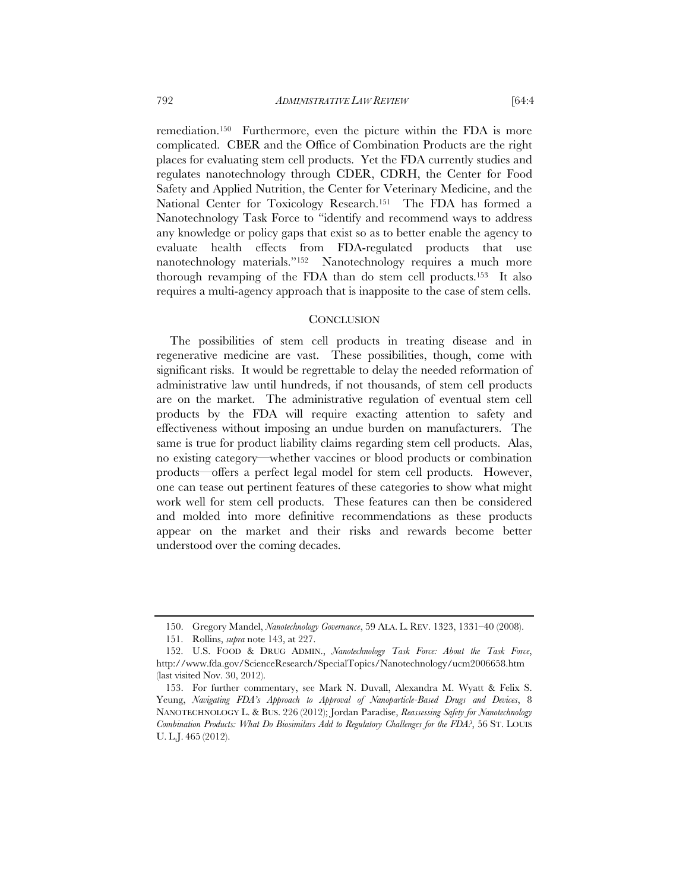remediation.[150] Furthermore, even the picture within the FDA is more complicated. CBER and the Office of Combination Products are the right places for evaluating stem cell products. Yet the FDA currently studies and regulates nanotechnology through CDER, CDRH, the Center for Food Safety and Applied Nutrition, the Center for Veterinary Medicine, and the National Center for Toxicology Research.[151] The FDA has formed a Nanotechnology Task Force to "identify and recommend ways to address any knowledge or policy gaps that exist so as to better enable the agency to evaluate health effects from FDA-regulated products that use nanotechnology materials."[152] Nanotechnology requires a much more thorough revamping of the FDA than do stem cell products.[153] It also requires a multi-agency approach that is inapposite to the case of stem cells.

## CONCLUSION

The possibilities of stem cell products in treating disease and in regenerative medicine are vast. These possibilities, though, come with significant risks. It would be regrettable to delay the needed reformation of administrative law until hundreds, if not thousands, of stem cell products are on the market. The administrative regulation of eventual stem cell products by the FDA will require exacting attention to safety and effectiveness without imposing an undue burden on manufacturers. The same is true for product liability claims regarding stem cell products. Alas, no existing category—whether vaccines or blood products or combination products—offers a perfect legal model for stem cell products. However, one can tease out pertinent features of these categories to show what might work well for stem cell products. These features can then be considered and molded into more definitive recommendations as these products appear on the market and their risks and rewards become better understood over the coming decades.

---

150. Gregory Mandel, *Nanotechnology Governance*, 59 ALA. L. REV. 1323, 1331–40 (2008).

151. Rollins, *supra* note 143, at 227.

152. U.S. FOOD & DRUG ADMIN., *Nanotechnology Task Force: About the Task Force*, http://www.fda.gov/ScienceResearch/SpecialTopics/Nanotechnology/ucm2006658.htm (last visited Nov. 30, 2012).

153. For further commentary, see Mark N. Duvall, Alexandra M. Wyatt & Felix S. Yeung, *Navigating FDA's Approach to Approval of Nanoparticle-Based Drugs and Devices*, 8 NANOTECHNOLOGY L. & BUS. 226 (2012); Jordan Paradise, *Reassessing Safety for Nanotechnology Combination Products: What Do Biosimilars Add to Regulatory Challenges for the FDA?*, 56 ST. LOUIS U. L.J. 465 (2012).